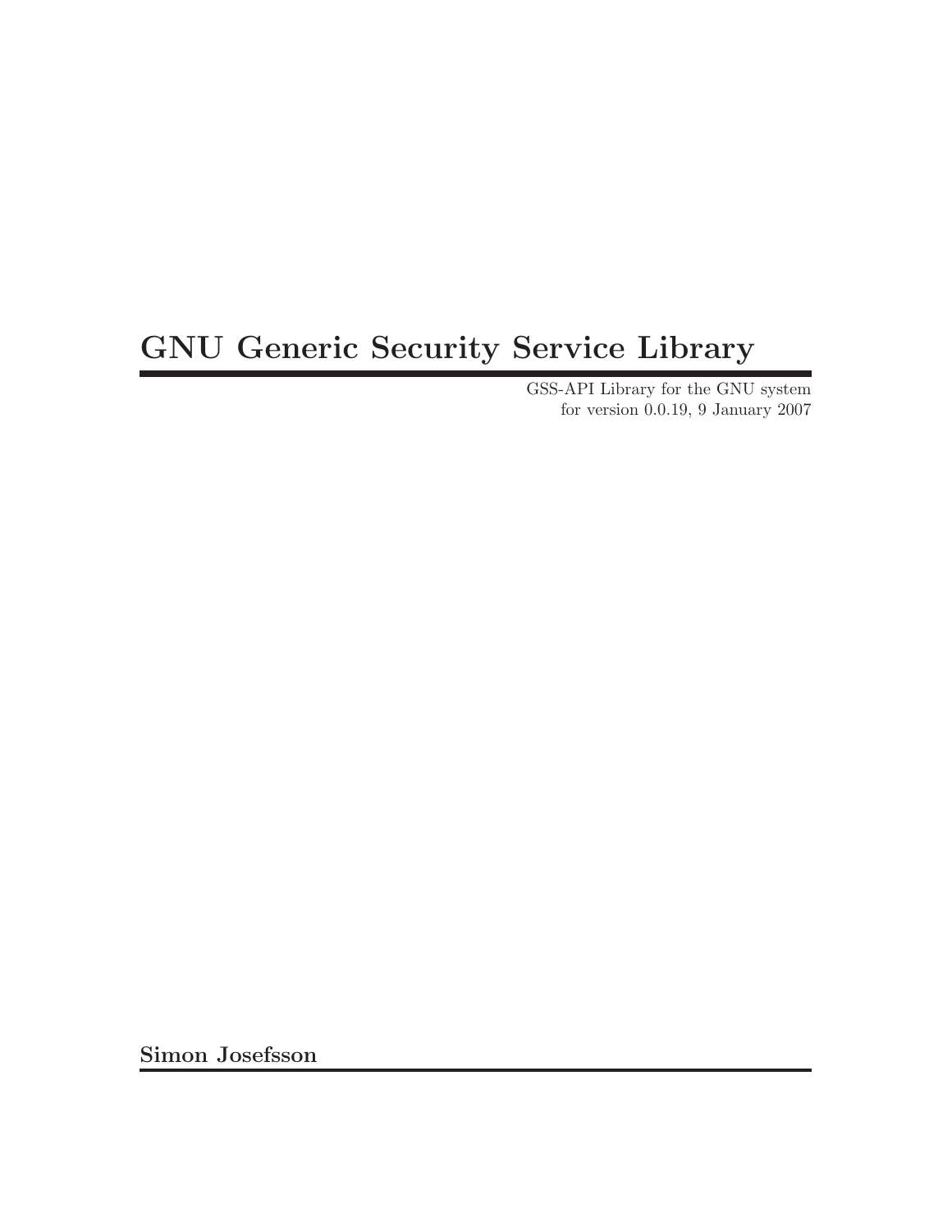# GNU Generic Security Service Library

GSS-API Library for the GNU system
for version 0.0.19, 9 January 2007

**Simon Josefsson**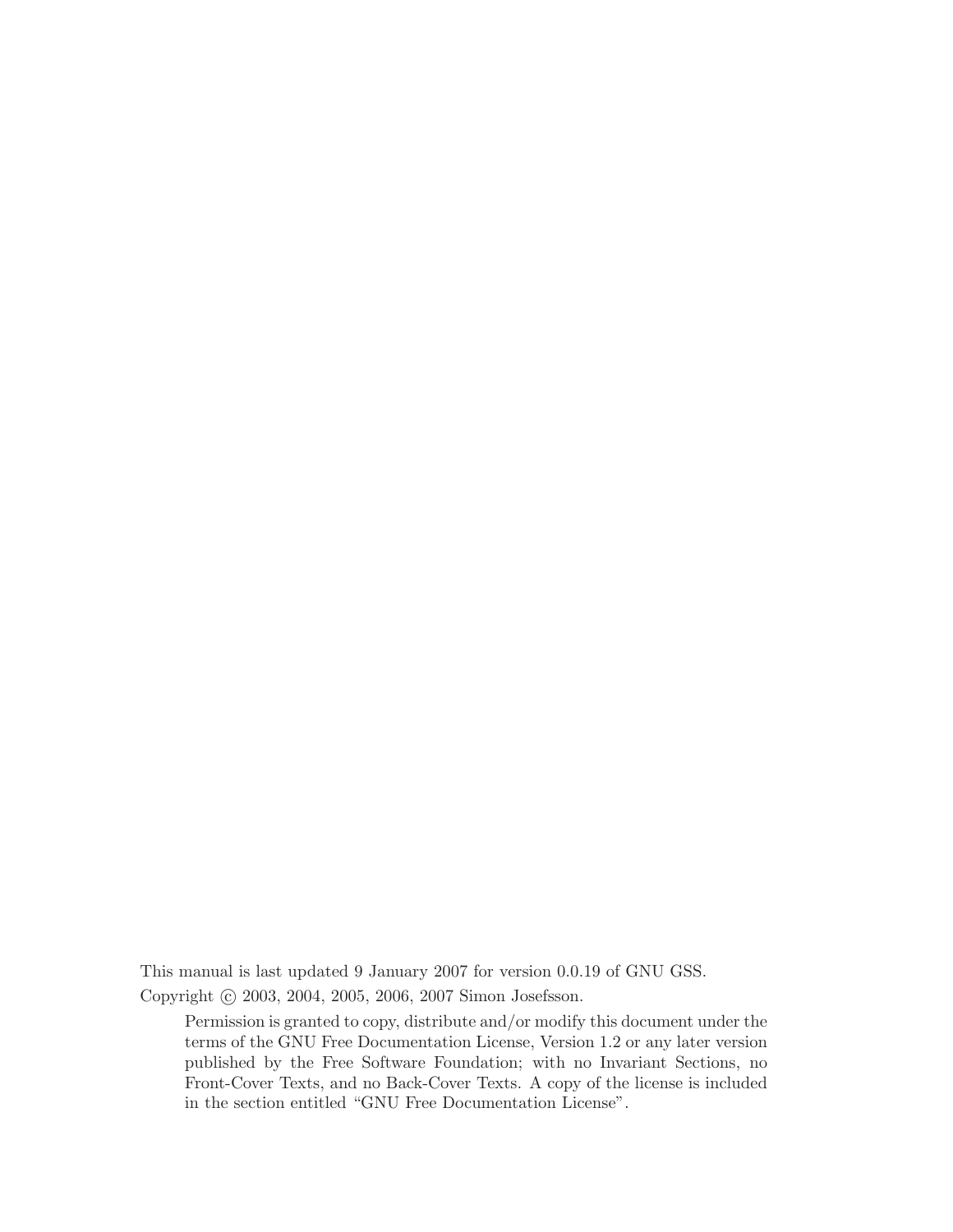This manual is last updated 9 January 2007 for version 0.0.19 of GNU GSS.

Copyright © 2003, 2004, 2005, 2006, 2007 Simon Josefsson.

> Permission is granted to copy, distribute and/or modify this document under the terms of the GNU Free Documentation License, Version 1.2 or any later version published by the Free Software Foundation; with no Invariant Sections, no Front-Cover Texts, and no Back-Cover Texts. A copy of the license is included in the section entitled "GNU Free Documentation License".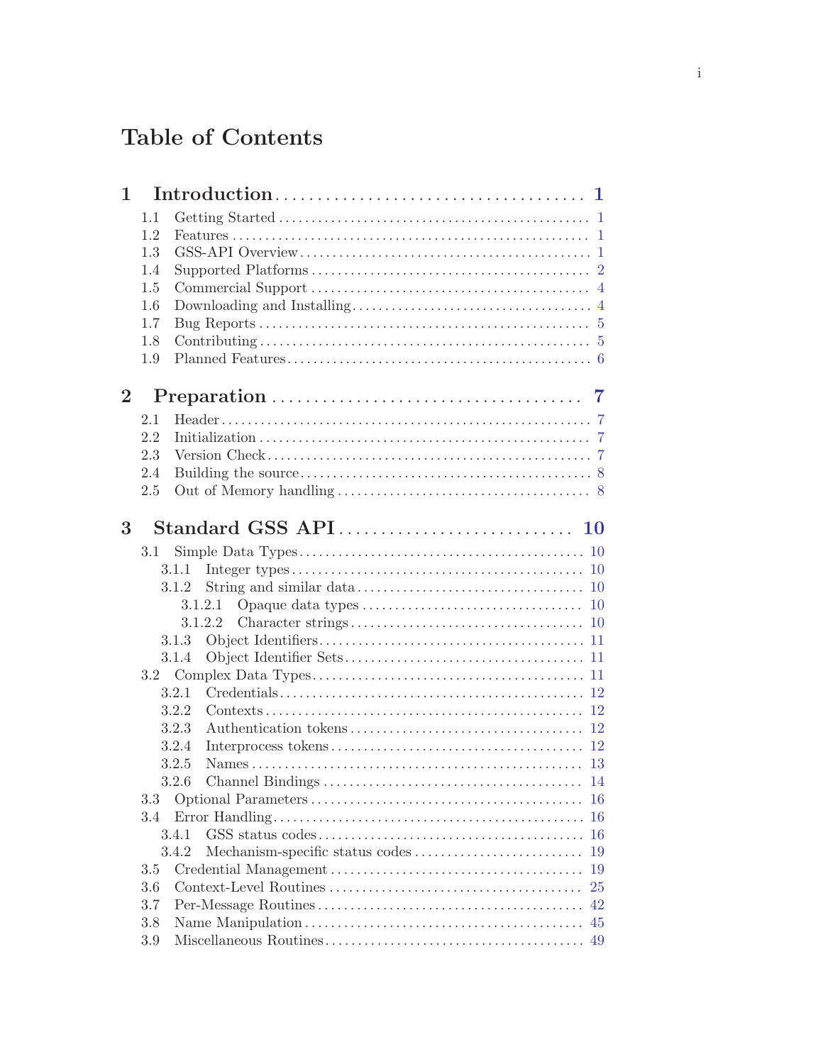# Table of Contents

**1 Introduction** .................................... 1

- 1.1 Getting Started .................................... 1
- 1.2 Features .................................... 1
- 1.3 GSS-API Overview .................................... 1
- 1.4 Supported Platforms .................................... 2
- 1.5 Commercial Support .................................... 4
- 1.6 Downloading and Installing .................................... 4
- 1.7 Bug Reports .................................... 5
- 1.8 Contributing .................................... 5
- 1.9 Planned Features .................................... 6

**2 Preparation** .................................... 7

- 2.1 Header .................................... 7
- 2.2 Initialization .................................... 7
- 2.3 Version Check .................................... 7
- 2.4 Building the source .................................... 8
- 2.5 Out of Memory handling .................................... 8

**3 Standard GSS API** .................................... 10

- 3.1 Simple Data Types .................................... 10
  - 3.1.1 Integer types .................................... 10
  - 3.1.2 String and similar data .................................... 10
    - 3.1.2.1 Opaque data types .................................... 10
    - 3.1.2.2 Character strings .................................... 10
  - 3.1.3 Object Identifiers .................................... 11
  - 3.1.4 Object Identifier Sets .................................... 11
- 3.2 Complex Data Types .................................... 11
  - 3.2.1 Credentials .................................... 12
  - 3.2.2 Contexts .................................... 12
  - 3.2.3 Authentication tokens .................................... 12
  - 3.2.4 Interprocess tokens .................................... 12
  - 3.2.5 Names .................................... 13
  - 3.2.6 Channel Bindings .................................... 14
- 3.3 Optional Parameters .................................... 16
- 3.4 Error Handling .................................... 16
  - 3.4.1 GSS status codes .................................... 16
  - 3.4.2 Mechanism-specific status codes .................................... 19
- 3.5 Credential Management .................................... 19
- 3.6 Context-Level Routines .................................... 25
- 3.7 Per-Message Routines .................................... 42
- 3.8 Name Manipulation .................................... 45
- 3.9 Miscellaneous Routines .................................... 49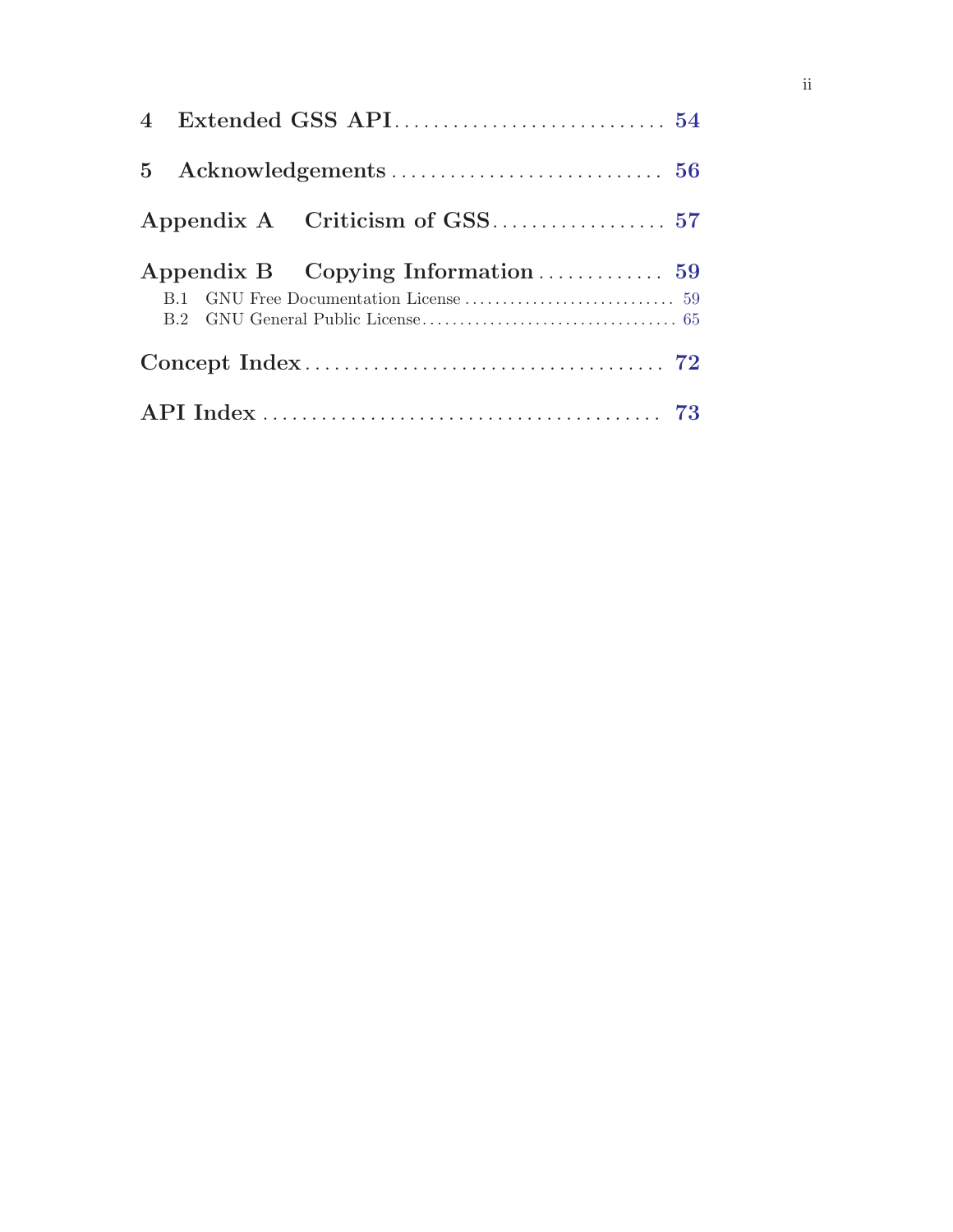**4 Extended GSS API** ............................ 54

**5 Acknowledgements** ............................ 56

**Appendix A Criticism of GSS** .................. 57

**Appendix B Copying Information** ............. 59

B.1 GNU Free Documentation License ........................... 59

B.2 GNU General Public License ................................ 65

**Concept Index** ..................................... 72

**API Index** ......................................... 73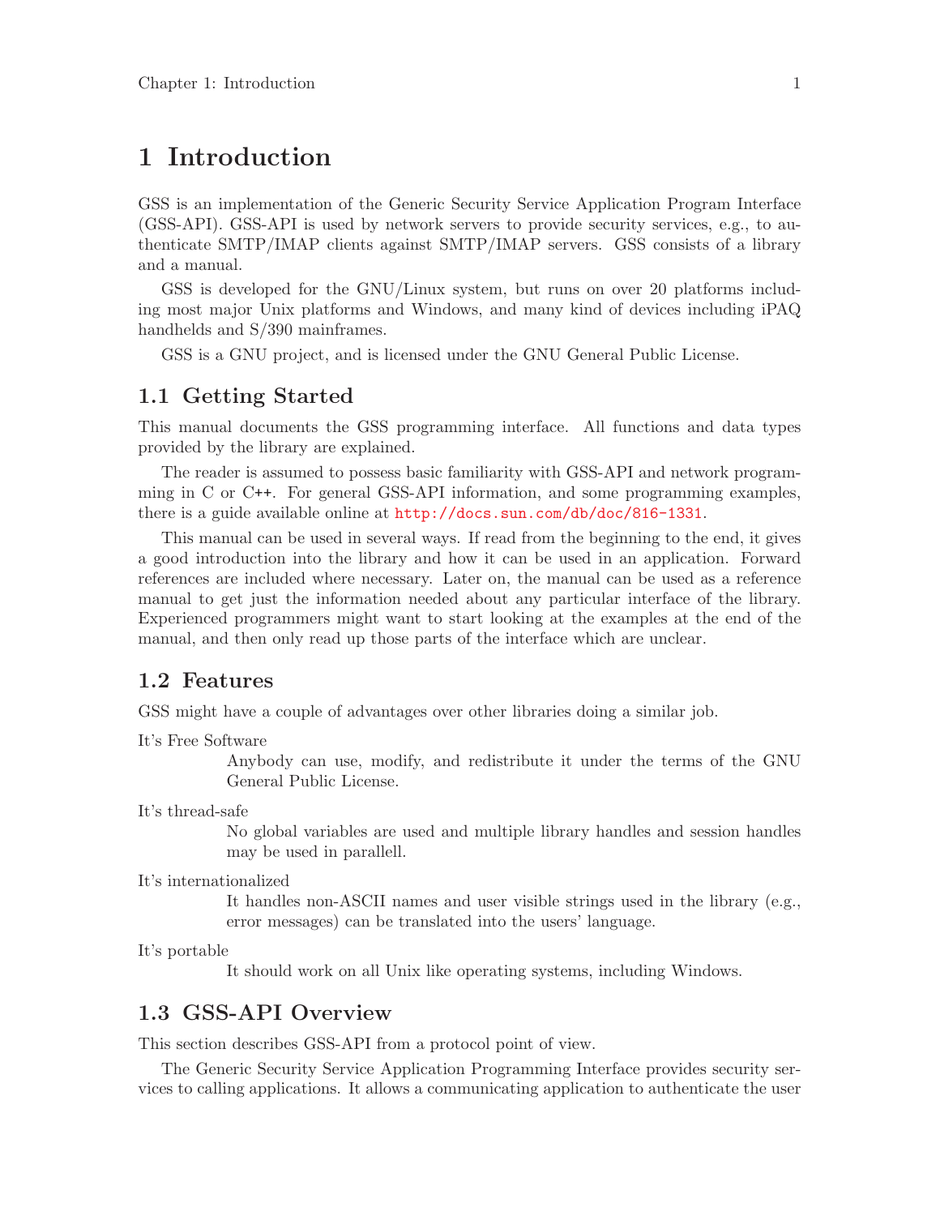# 1 Introduction

GSS is an implementation of the Generic Security Service Application Program Interface (GSS-API). GSS-API is used by network servers to provide security services, e.g., to authenticate SMTP/IMAP clients against SMTP/IMAP servers. GSS consists of a library and a manual.

GSS is developed for the GNU/Linux system, but runs on over 20 platforms including most major Unix platforms and Windows, and many kind of devices including iPAQ handhelds and S/390 mainframes.

GSS is a GNU project, and is licensed under the GNU General Public License.

## 1.1 Getting Started

This manual documents the GSS programming interface. All functions and data types provided by the library are explained.

The reader is assumed to possess basic familiarity with GSS-API and network programming in C or C++. For general GSS-API information, and some programming examples, there is a guide available online at http://docs.sun.com/db/doc/816-1331.

This manual can be used in several ways. If read from the beginning to the end, it gives a good introduction into the library and how it can be used in an application. Forward references are included where necessary. Later on, the manual can be used as a reference manual to get just the information needed about any particular interface of the library. Experienced programmers might want to start looking at the examples at the end of the manual, and then only read up those parts of the interface which are unclear.

## 1.2 Features

GSS might have a couple of advantages over other libraries doing a similar job.

It's Free Software
: Anybody can use, modify, and redistribute it under the terms of the GNU General Public License.

It's thread-safe
: No global variables are used and multiple library handles and session handles may be used in parallell.

It's internationalized
: It handles non-ASCII names and user visible strings used in the library (e.g., error messages) can be translated into the users' language.

It's portable
: It should work on all Unix like operating systems, including Windows.

## 1.3 GSS-API Overview

This section describes GSS-API from a protocol point of view.

The Generic Security Service Application Programming Interface provides security services to calling applications. It allows a communicating application to authenticate the user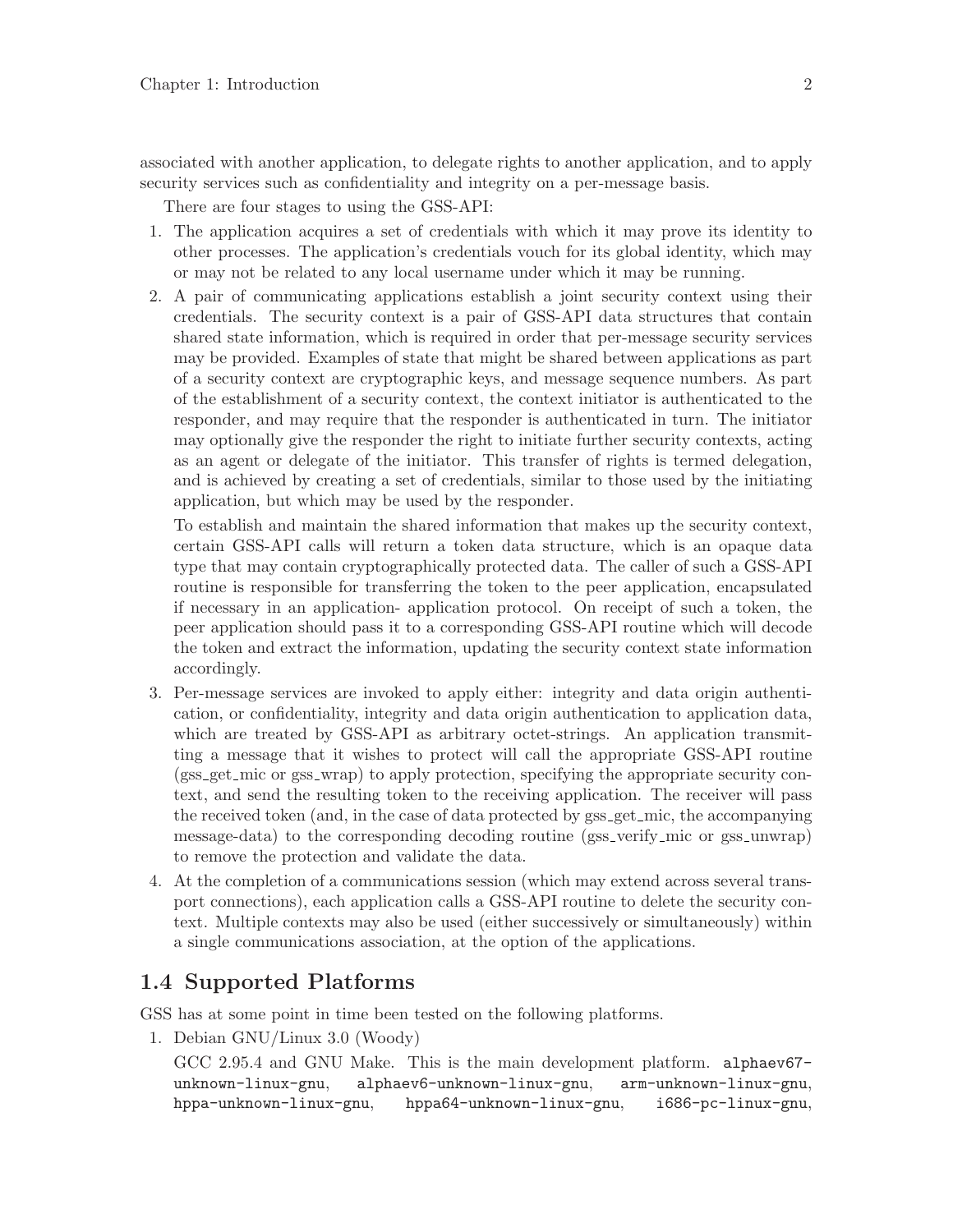associated with another application, to delegate rights to another application, and to apply security services such as confidentiality and integrity on a per-message basis.

There are four stages to using the GSS-API:

1. The application acquires a set of credentials with which it may prove its identity to other processes. The application's credentials vouch for its global identity, which may or may not be related to any local username under which it may be running.
2. A pair of communicating applications establish a joint security context using their credentials. The security context is a pair of GSS-API data structures that contain shared state information, which is required in order that per-message security services may be provided. Examples of state that might be shared between applications as part of a security context are cryptographic keys, and message sequence numbers. As part of the establishment of a security context, the context initiator is authenticated to the responder, and may require that the responder is authenticated in turn. The initiator may optionally give the responder the right to initiate further security contexts, acting as an agent or delegate of the initiator. This transfer of rights is termed delegation, and is achieved by creating a set of credentials, similar to those used by the initiating application, but which may be used by the responder.

   To establish and maintain the shared information that makes up the security context, certain GSS-API calls will return a token data structure, which is an opaque data type that may contain cryptographically protected data. The caller of such a GSS-API routine is responsible for transferring the token to the peer application, encapsulated if necessary in an application- application protocol. On receipt of such a token, the peer application should pass it to a corresponding GSS-API routine which will decode the token and extract the information, updating the security context state information accordingly.
3. Per-message services are invoked to apply either: integrity and data origin authentication, or confidentiality, integrity and data origin authentication to application data, which are treated by GSS-API as arbitrary octet-strings. An application transmitting a message that it wishes to protect will call the appropriate GSS-API routine (gss_get_mic or gss_wrap) to apply protection, specifying the appropriate security context, and send the resulting token to the receiving application. The receiver will pass the received token (and, in the case of data protected by gss_get_mic, the accompanying message-data) to the corresponding decoding routine (gss_verify_mic or gss_unwrap) to remove the protection and validate the data.
4. At the completion of a communications session (which may extend across several transport connections), each application calls a GSS-API routine to delete the security context. Multiple contexts may also be used (either successively or simultaneously) within a single communications association, at the option of the applications.

## 1.4 Supported Platforms

GSS has at some point in time been tested on the following platforms.

1. Debian GNU/Linux 3.0 (Woody)

   GCC 2.95.4 and GNU Make. This is the main development platform. `alphaev67-unknown-linux-gnu`, `alphaev6-unknown-linux-gnu`, `arm-unknown-linux-gnu`, `hppa-unknown-linux-gnu`, `hppa64-unknown-linux-gnu`, `i686-pc-linux-gnu`,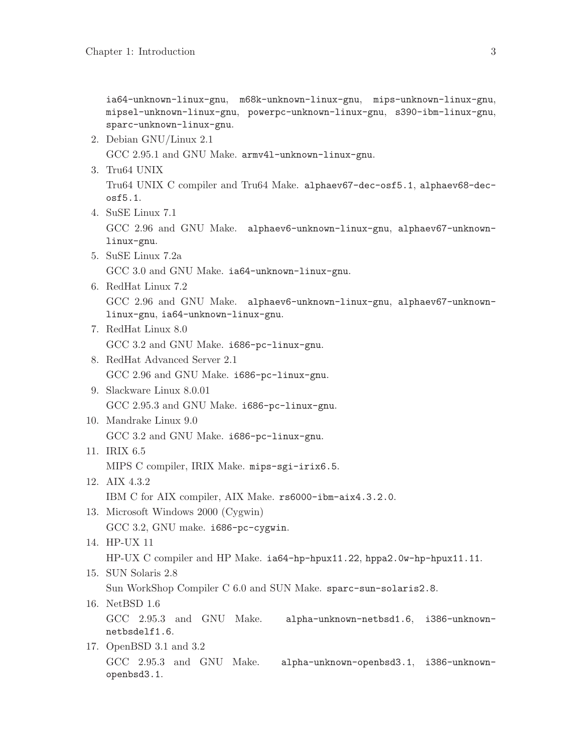ia64-unknown-linux-gnu, m68k-unknown-linux-gnu, mips-unknown-linux-gnu, mipsel-unknown-linux-gnu, powerpc-unknown-linux-gnu, s390-ibm-linux-gnu, sparc-unknown-linux-gnu.

2. Debian GNU/Linux 2.1

   GCC 2.95.1 and GNU Make. `armv4l-unknown-linux-gnu`.

3. Tru64 UNIX

   Tru64 UNIX C compiler and Tru64 Make. `alphaev67-dec-osf5.1`, `alphaev68-dec-osf5.1`.

4. SuSE Linux 7.1

   GCC 2.96 and GNU Make. `alphaev6-unknown-linux-gnu`, `alphaev67-unknown-linux-gnu`.

5. SuSE Linux 7.2a

   GCC 3.0 and GNU Make. `ia64-unknown-linux-gnu`.

6. RedHat Linux 7.2

   GCC 2.96 and GNU Make. `alphaev6-unknown-linux-gnu`, `alphaev67-unknown-linux-gnu`, `ia64-unknown-linux-gnu`.

7. RedHat Linux 8.0

   GCC 3.2 and GNU Make. `i686-pc-linux-gnu`.

8. RedHat Advanced Server 2.1

   GCC 2.96 and GNU Make. `i686-pc-linux-gnu`.

9. Slackware Linux 8.0.01

   GCC 2.95.3 and GNU Make. `i686-pc-linux-gnu`.

10. Mandrake Linux 9.0

    GCC 3.2 and GNU Make. `i686-pc-linux-gnu`.

11. IRIX 6.5

    MIPS C compiler, IRIX Make. `mips-sgi-irix6.5`.

12. AIX 4.3.2

    IBM C for AIX compiler, AIX Make. `rs6000-ibm-aix4.3.2.0`.

13. Microsoft Windows 2000 (Cygwin)

    GCC 3.2, GNU make. `i686-pc-cygwin`.

14. HP-UX 11

    HP-UX C compiler and HP Make. `ia64-hp-hpux11.22`, `hppa2.0w-hp-hpux11.11`.

15. SUN Solaris 2.8

    Sun WorkShop Compiler C 6.0 and SUN Make. `sparc-sun-solaris2.8`.

16. NetBSD 1.6

    GCC 2.95.3 and GNU Make. `alpha-unknown-netbsd1.6`, `i386-unknown-netbsdelf1.6`.

17. OpenBSD 3.1 and 3.2

    GCC 2.95.3 and GNU Make. `alpha-unknown-openbsd3.1`, `i386-unknown-openbsd3.1`.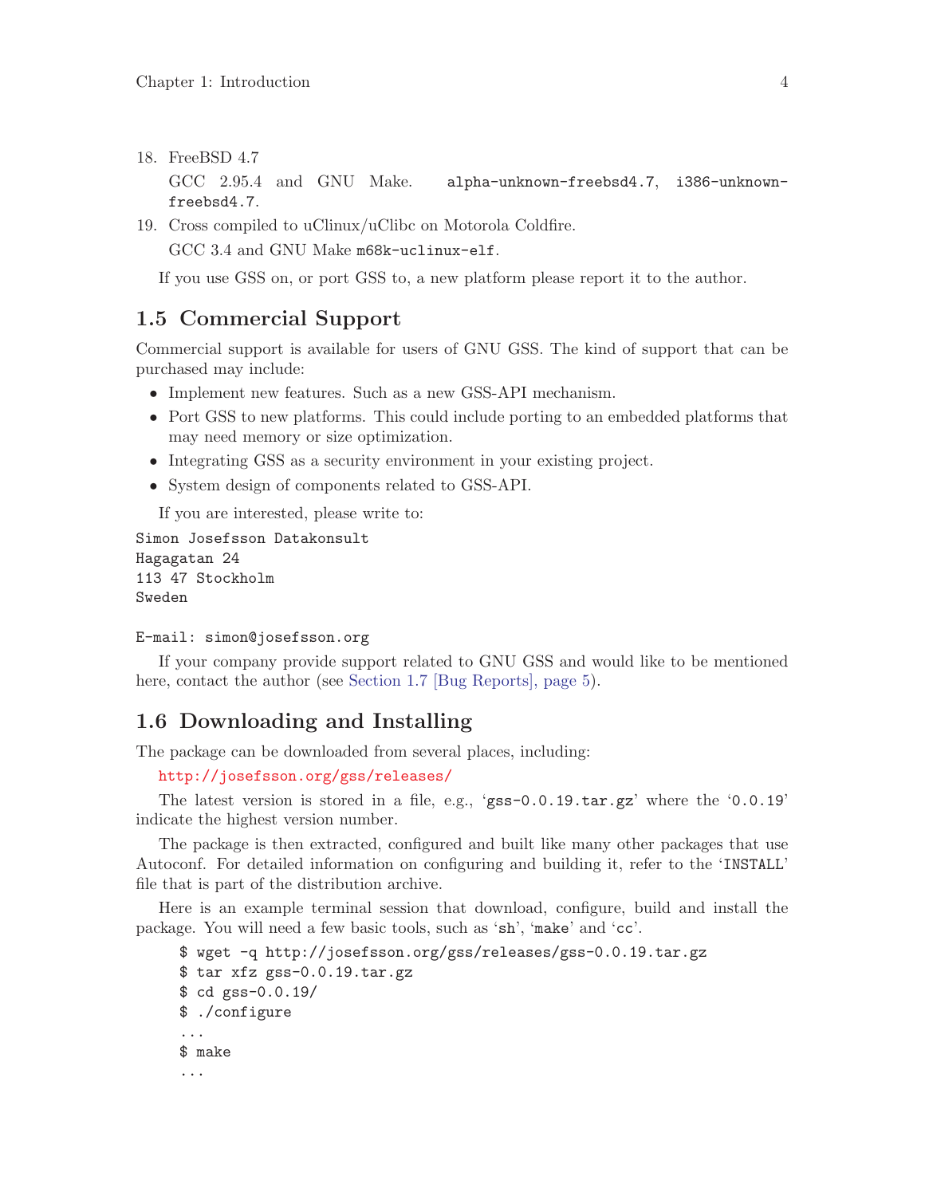18. FreeBSD 4.7

    GCC 2.95.4 and GNU Make. `alpha-unknown-freebsd4.7`, `i386-unknown-freebsd4.7`.

19. Cross compiled to uClinux/uClibc on Motorola Coldfire.

    GCC 3.4 and GNU Make `m68k-uclinux-elf`.

If you use GSS on, or port GSS to, a new platform please report it to the author.

## 1.5 Commercial Support

Commercial support is available for users of GNU GSS. The kind of support that can be purchased may include:

- Implement new features. Such as a new GSS-API mechanism.
- Port GSS to new platforms. This could include porting to an embedded platforms that may need memory or size optimization.
- Integrating GSS as a security environment in your existing project.
- System design of components related to GSS-API.

If you are interested, please write to:

```
Simon Josefsson Datakonsult
Hagagatan 24
113 47 Stockholm
Sweden

E-mail: simon@josefsson.org
```

If your company provide support related to GNU GSS and would like to be mentioned here, contact the author (see Section 1.7 [Bug Reports], page 5).

## 1.6 Downloading and Installing

The package can be downloaded from several places, including:

http://josefsson.org/gss/releases/

The latest version is stored in a file, e.g., '`gss-0.0.19.tar.gz`' where the '`0.0.19`' indicate the highest version number.

The package is then extracted, configured and built like many other packages that use Autoconf. For detailed information on configuring and building it, refer to the '`INSTALL`' file that is part of the distribution archive.

Here is an example terminal session that download, configure, build and install the package. You will need a few basic tools, such as '`sh`', '`make`' and '`cc`'.

```
$ wget -q http://josefsson.org/gss/releases/gss-0.0.19.tar.gz
$ tar xfz gss-0.0.19.tar.gz
$ cd gss-0.0.19/
$ ./configure
...
$ make
...
```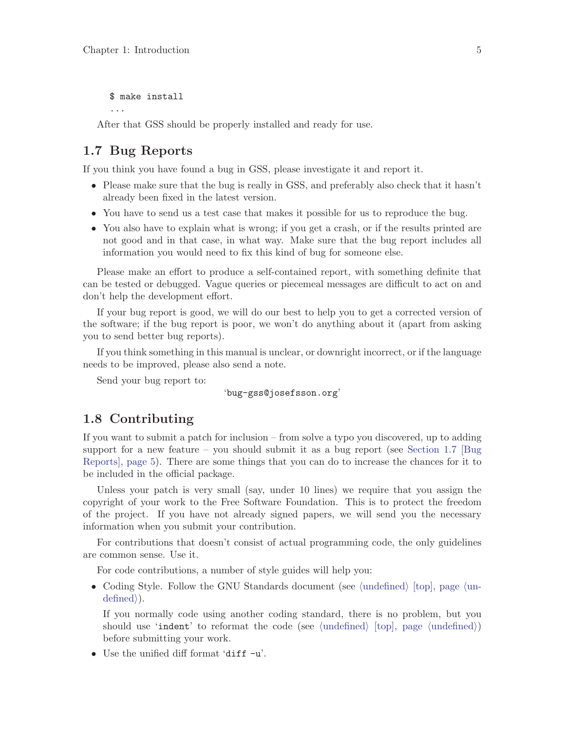```
$ make install
...
```

After that GSS should be properly installed and ready for use.

## 1.7 Bug Reports

If you think you have found a bug in GSS, please investigate it and report it.

- Please make sure that the bug is really in GSS, and preferably also check that it hasn't already been fixed in the latest version.
- You have to send us a test case that makes it possible for us to reproduce the bug.
- You also have to explain what is wrong; if you get a crash, or if the results printed are not good and in that case, in what way. Make sure that the bug report includes all information you would need to fix this kind of bug for someone else.

Please make an effort to produce a self-contained report, with something definite that can be tested or debugged. Vague queries or piecemeal messages are difficult to act on and don't help the development effort.

If your bug report is good, we will do our best to help you to get a corrected version of the software; if the bug report is poor, we won't do anything about it (apart from asking you to send better bug reports).

If you think something in this manual is unclear, or downright incorrect, or if the language needs to be improved, please also send a note.

Send your bug report to:

'`bug-gss@josefsson.org`'

## 1.8 Contributing

If you want to submit a patch for inclusion – from solve a typo you discovered, up to adding support for a new feature – you should submit it as a bug report (see Section 1.7 [Bug Reports], page 5). There are some things that you can do to increase the chances for it to be included in the official package.

Unless your patch is very small (say, under 10 lines) we require that you assign the copyright of your work to the Free Software Foundation. This is to protect the freedom of the project. If you have not already signed papers, we will send you the necessary information when you submit your contribution.

For contributions that doesn't consist of actual programming code, the only guidelines are common sense. Use it.

For code contributions, a number of style guides will help you:

- Coding Style. Follow the GNU Standards document (see ⟨undefined⟩ [top], page ⟨undefined⟩).

  If you normally code using another coding standard, there is no problem, but you should use '`indent`' to reformat the code (see ⟨undefined⟩ [top], page ⟨undefined⟩) before submitting your work.
- Use the unified diff format '`diff -u`'.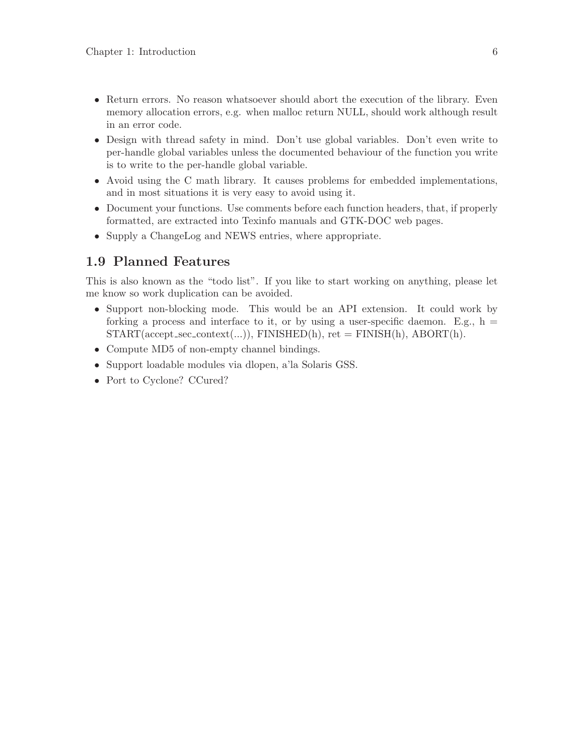- Return errors. No reason whatsoever should abort the execution of the library. Even memory allocation errors, e.g. when malloc return NULL, should work although result in an error code.
- Design with thread safety in mind. Don't use global variables. Don't even write to per-handle global variables unless the documented behaviour of the function you write is to write to the per-handle global variable.
- Avoid using the C math library. It causes problems for embedded implementations, and in most situations it is very easy to avoid using it.
- Document your functions. Use comments before each function headers, that, if properly formatted, are extracted into Texinfo manuals and GTK-DOC web pages.
- Supply a ChangeLog and NEWS entries, where appropriate.

## 1.9 Planned Features

This is also known as the "todo list". If you like to start working on anything, please let me know so work duplication can be avoided.

- Support non-blocking mode. This would be an API extension. It could work by forking a process and interface to it, or by using a user-specific daemon. E.g., h = START(accept_sec_context(...)), FINISHED(h), ret = FINISH(h), ABORT(h).
- Compute MD5 of non-empty channel bindings.
- Support loadable modules via dlopen, a'la Solaris GSS.
- Port to Cyclone? CCured?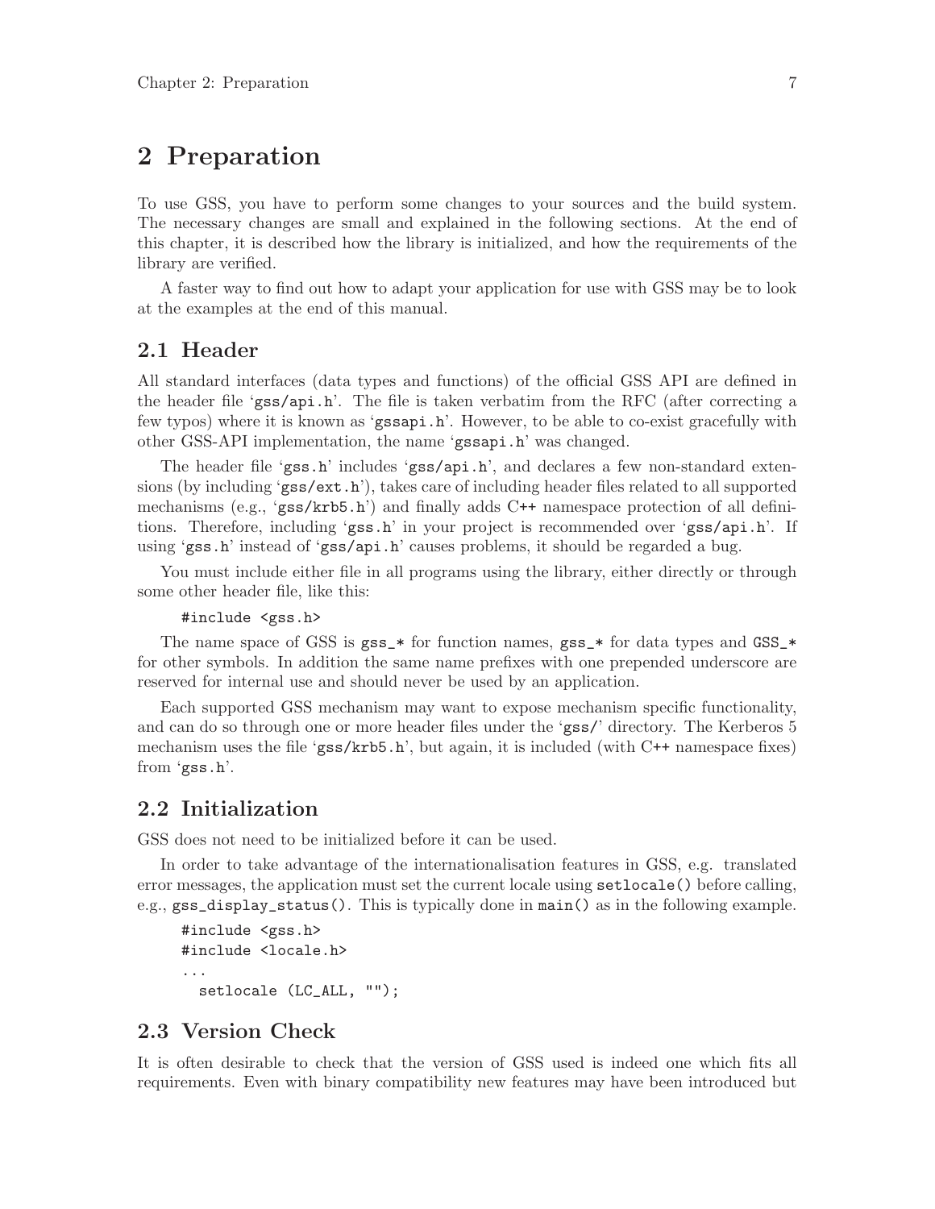# 2 Preparation

To use GSS, you have to perform some changes to your sources and the build system. The necessary changes are small and explained in the following sections. At the end of this chapter, it is described how the library is initialized, and how the requirements of the library are verified.

A faster way to find out how to adapt your application for use with GSS may be to look at the examples at the end of this manual.

## 2.1 Header

All standard interfaces (data types and functions) of the official GSS API are defined in the header file '`gss/api.h`'. The file is taken verbatim from the RFC (after correcting a few typos) where it is known as '`gssapi.h`'. However, to be able to co-exist gracefully with other GSS-API implementation, the name '`gssapi.h`' was changed.

The header file '`gss.h`' includes '`gss/api.h`', and declares a few non-standard extensions (by including '`gss/ext.h`'), takes care of including header files related to all supported mechanisms (e.g., '`gss/krb5.h`') and finally adds C++ namespace protection of all definitions. Therefore, including '`gss.h`' in your project is recommended over '`gss/api.h`'. If using '`gss.h`' instead of '`gss/api.h`' causes problems, it should be regarded a bug.

You must include either file in all programs using the library, either directly or through some other header file, like this:

```
#include <gss.h>
```

The name space of GSS is `gss_*` for function names, `gss_*` for data types and `GSS_*` for other symbols. In addition the same name prefixes with one prepended underscore are reserved for internal use and should never be used by an application.

Each supported GSS mechanism may want to expose mechanism specific functionality, and can do so through one or more header files under the '`gss/`' directory. The Kerberos 5 mechanism uses the file '`gss/krb5.h`', but again, it is included (with C++ namespace fixes) from '`gss.h`'.

## 2.2 Initialization

GSS does not need to be initialized before it can be used.

In order to take advantage of the internationalisation features in GSS, e.g. translated error messages, the application must set the current locale using `setlocale()` before calling, e.g., `gss_display_status()`. This is typically done in `main()` as in the following example.

```
#include <gss.h>
#include <locale.h>
...
  setlocale (LC_ALL, "");
```

## 2.3 Version Check

It is often desirable to check that the version of GSS used is indeed one which fits all requirements. Even with binary compatibility new features may have been introduced but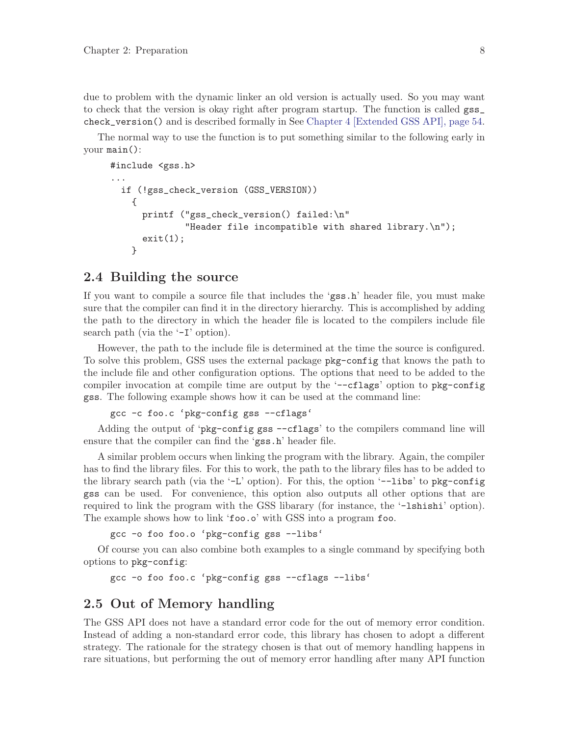due to problem with the dynamic linker an old version is actually used. So you may want to check that the version is okay right after program startup. The function is called `gss_check_version()` and is described formally in See Chapter 4 [Extended GSS API], page 54.

The normal way to use the function is to put something similar to the following early in your `main()`:

```
#include <gss.h>
...
  if (!gss_check_version (GSS_VERSION))
    {
      printf ("gss_check_version() failed:\n"
              "Header file incompatible with shared library.\n");
      exit(1);
    }
```

## 2.4 Building the source

If you want to compile a source file that includes the 'gss.h' header file, you must make sure that the compiler can find it in the directory hierarchy. This is accomplished by adding the path to the directory in which the header file is located to the compilers include file search path (via the '-I' option).

However, the path to the include file is determined at the time the source is configured. To solve this problem, GSS uses the external package `pkg-config` that knows the path to the include file and other configuration options. The options that need to be added to the compiler invocation at compile time are output by the '--cflags' option to `pkg-config gss`. The following example shows how it can be used at the command line:

```
gcc -c foo.c `pkg-config gss --cflags`
```

Adding the output of '`pkg-config gss --cflags`' to the compilers command line will ensure that the compiler can find the 'gss.h' header file.

A similar problem occurs when linking the program with the library. Again, the compiler has to find the library files. For this to work, the path to the library files has to be added to the library search path (via the '-L' option). For this, the option '--libs' to `pkg-config gss` can be used. For convenience, this option also outputs all other options that are required to link the program with the GSS libarary (for instance, the '-lshishi' option). The example shows how to link 'foo.o' with GSS into a program `foo`.

```
gcc -o foo foo.o `pkg-config gss --libs`
```

Of course you can also combine both examples to a single command by specifying both options to `pkg-config`:

```
gcc -o foo foo.c `pkg-config gss --cflags --libs`
```

## 2.5 Out of Memory handling

The GSS API does not have a standard error code for the out of memory error condition. Instead of adding a non-standard error code, this library has chosen to adopt a different strategy. The rationale for the strategy chosen is that out of memory handling happens in rare situations, but performing the out of memory error handling after many API function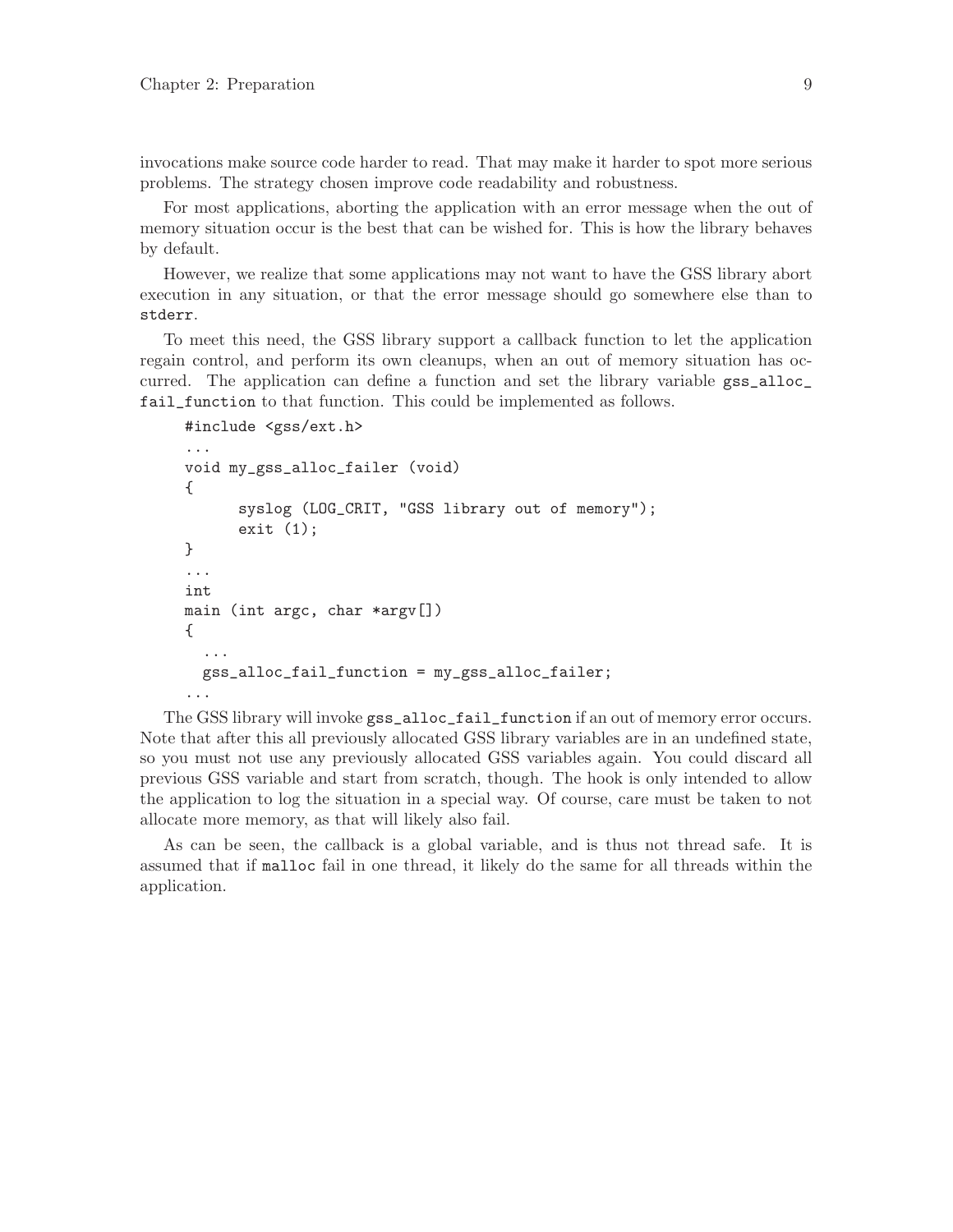invocations make source code harder to read. That may make it harder to spot more serious problems. The strategy chosen improve code readability and robustness.

For most applications, aborting the application with an error message when the out of memory situation occur is the best that can be wished for. This is how the library behaves by default.

However, we realize that some applications may not want to have the GSS library abort execution in any situation, or that the error message should go somewhere else than to `stderr`.

To meet this need, the GSS library support a callback function to let the application regain control, and perform its own cleanups, when an out of memory situation has occurred. The application can define a function and set the library variable `gss_alloc_fail_function` to that function. This could be implemented as follows.

```
#include <gss/ext.h>
...
void my_gss_alloc_failer (void)
{
      syslog (LOG_CRIT, "GSS library out of memory");
      exit (1);
}
...
int
main (int argc, char *argv[])
{
  ...
  gss_alloc_fail_function = my_gss_alloc_failer;
...
```

The GSS library will invoke `gss_alloc_fail_function` if an out of memory error occurs. Note that after this all previously allocated GSS library variables are in an undefined state, so you must not use any previously allocated GSS variables again. You could discard all previous GSS variable and start from scratch, though. The hook is only intended to allow the application to log the situation in a special way. Of course, care must be taken to not allocate more memory, as that will likely also fail.

As can be seen, the callback is a global variable, and is thus not thread safe. It is assumed that if `malloc` fail in one thread, it likely do the same for all threads within the application.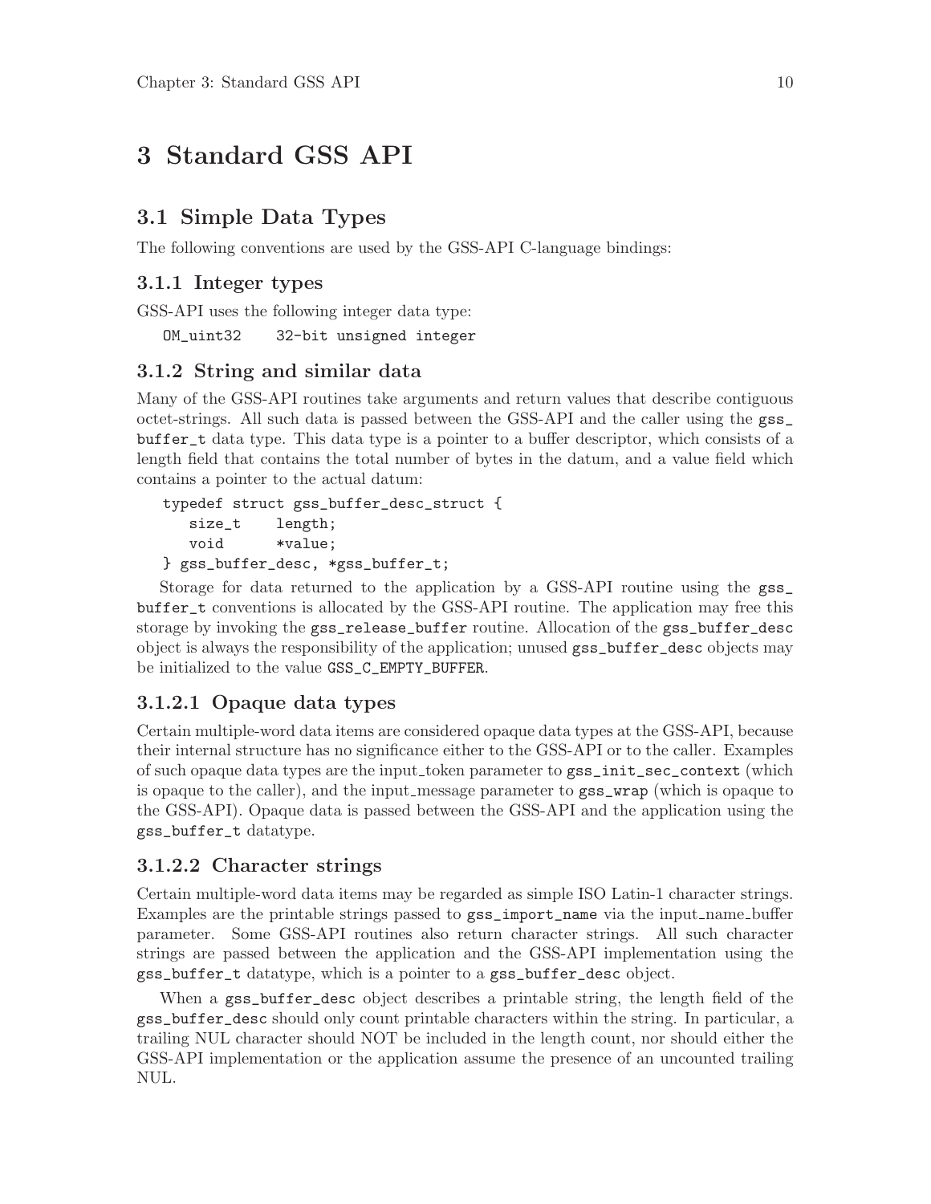# 3 Standard GSS API

## 3.1 Simple Data Types

The following conventions are used by the GSS-API C-language bindings:

### 3.1.1 Integer types

GSS-API uses the following integer data type:

```
OM_uint32    32-bit unsigned integer
```

### 3.1.2 String and similar data

Many of the GSS-API routines take arguments and return values that describe contiguous octet-strings. All such data is passed between the GSS-API and the caller using the `gss_buffer_t` data type. This data type is a pointer to a buffer descriptor, which consists of a length field that contains the total number of bytes in the datum, and a value field which contains a pointer to the actual datum:

```
typedef struct gss_buffer_desc_struct {
   size_t    length;
   void      *value;
} gss_buffer_desc, *gss_buffer_t;
```

Storage for data returned to the application by a GSS-API routine using the `gss_buffer_t` conventions is allocated by the GSS-API routine. The application may free this storage by invoking the `gss_release_buffer` routine. Allocation of the `gss_buffer_desc` object is always the responsibility of the application; unused `gss_buffer_desc` objects may be initialized to the value `GSS_C_EMPTY_BUFFER`.

#### 3.1.2.1 Opaque data types

Certain multiple-word data items are considered opaque data types at the GSS-API, because their internal structure has no significance either to the GSS-API or to the caller. Examples of such opaque data types are the input_token parameter to `gss_init_sec_context` (which is opaque to the caller), and the input_message parameter to `gss_wrap` (which is opaque to the GSS-API). Opaque data is passed between the GSS-API and the application using the `gss_buffer_t` datatype.

#### 3.1.2.2 Character strings

Certain multiple-word data items may be regarded as simple ISO Latin-1 character strings. Examples are the printable strings passed to `gss_import_name` via the input_name_buffer parameter. Some GSS-API routines also return character strings. All such character strings are passed between the application and the GSS-API implementation using the `gss_buffer_t` datatype, which is a pointer to a `gss_buffer_desc` object.

When a `gss_buffer_desc` object describes a printable string, the length field of the `gss_buffer_desc` should only count printable characters within the string. In particular, a trailing NUL character should NOT be included in the length count, nor should either the GSS-API implementation or the application assume the presence of an uncounted trailing NUL.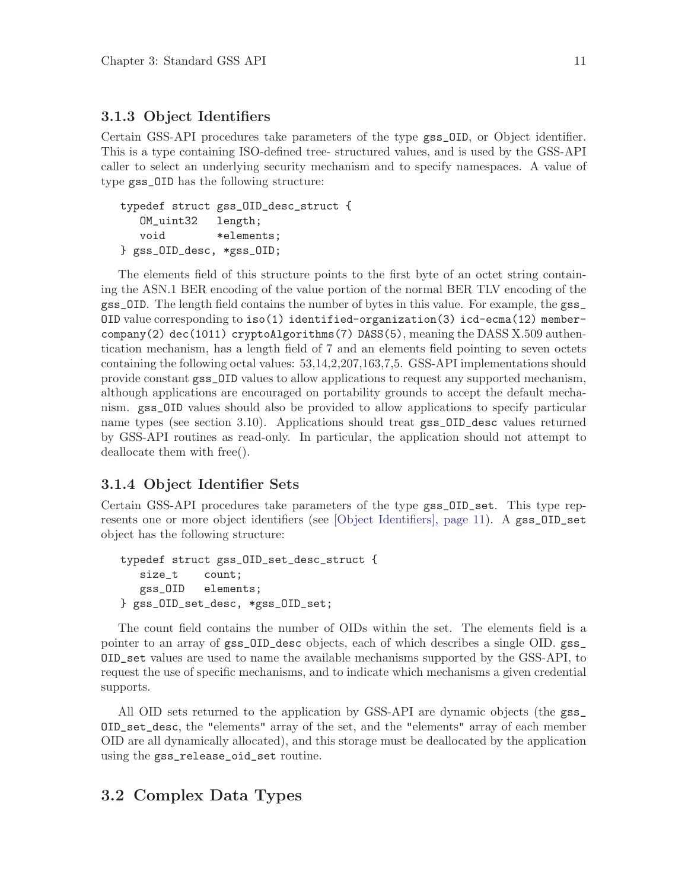### 3.1.3 Object Identifiers

Certain GSS-API procedures take parameters of the type `gss_OID`, or Object identifier. This is a type containing ISO-defined tree- structured values, and is used by the GSS-API caller to select an underlying security mechanism and to specify namespaces. A value of type `gss_OID` has the following structure:

```
typedef struct gss_OID_desc_struct {
   OM_uint32   length;
   void        *elements;
} gss_OID_desc, *gss_OID;
```

The elements field of this structure points to the first byte of an octet string containing the ASN.1 BER encoding of the value portion of the normal BER TLV encoding of the `gss_OID`. The length field contains the number of bytes in this value. For example, the `gss_OID` value corresponding to `iso(1) identified-organization(3) icd-ecma(12) member-company(2) dec(1011) cryptoAlgorithms(7) DASS(5)`, meaning the DASS X.509 authentication mechanism, has a length field of 7 and an elements field pointing to seven octets containing the following octal values: 53,14,2,207,163,7,5. GSS-API implementations should provide constant `gss_OID` values to allow applications to request any supported mechanism, although applications are encouraged on portability grounds to accept the default mechanism. `gss_OID` values should also be provided to allow applications to specify particular name types (see section 3.10). Applications should treat `gss_OID_desc` values returned by GSS-API routines as read-only. In particular, the application should not attempt to deallocate them with free().

### 3.1.4 Object Identifier Sets

Certain GSS-API procedures take parameters of the type `gss_OID_set`. This type represents one or more object identifiers (see [Object Identifiers], page 11). A `gss_OID_set` object has the following structure:

```
typedef struct gss_OID_set_desc_struct {
   size_t    count;
   gss_OID   elements;
} gss_OID_set_desc, *gss_OID_set;
```

The count field contains the number of OIDs within the set. The elements field is a pointer to an array of `gss_OID_desc` objects, each of which describes a single OID. `gss_OID_set` values are used to name the available mechanisms supported by the GSS-API, to request the use of specific mechanisms, and to indicate which mechanisms a given credential supports.

All OID sets returned to the application by GSS-API are dynamic objects (the `gss_OID_set_desc`, the "elements" array of the set, and the "elements" array of each member OID are all dynamically allocated), and this storage must be deallocated by the application using the `gss_release_oid_set` routine.

## 3.2 Complex Data Types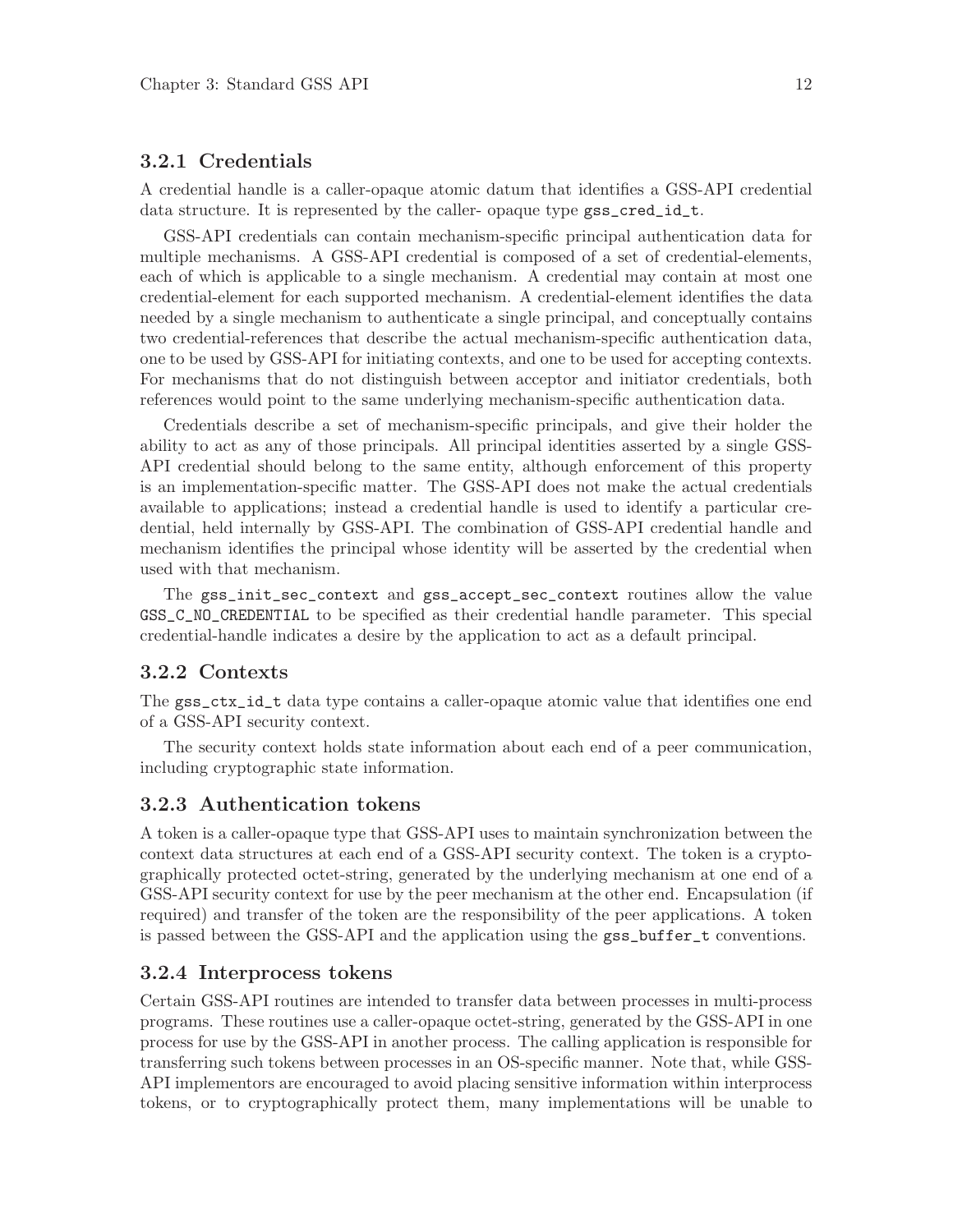### 3.2.1 Credentials

A credential handle is a caller-opaque atomic datum that identifies a GSS-API credential data structure. It is represented by the caller- opaque type `gss_cred_id_t`.

GSS-API credentials can contain mechanism-specific principal authentication data for multiple mechanisms. A GSS-API credential is composed of a set of credential-elements, each of which is applicable to a single mechanism. A credential may contain at most one credential-element for each supported mechanism. A credential-element identifies the data needed by a single mechanism to authenticate a single principal, and conceptually contains two credential-references that describe the actual mechanism-specific authentication data, one to be used by GSS-API for initiating contexts, and one to be used for accepting contexts. For mechanisms that do not distinguish between acceptor and initiator credentials, both references would point to the same underlying mechanism-specific authentication data.

Credentials describe a set of mechanism-specific principals, and give their holder the ability to act as any of those principals. All principal identities asserted by a single GSS-API credential should belong to the same entity, although enforcement of this property is an implementation-specific matter. The GSS-API does not make the actual credentials available to applications; instead a credential handle is used to identify a particular credential, held internally by GSS-API. The combination of GSS-API credential handle and mechanism identifies the principal whose identity will be asserted by the credential when used with that mechanism.

The `gss_init_sec_context` and `gss_accept_sec_context` routines allow the value `GSS_C_NO_CREDENTIAL` to be specified as their credential handle parameter. This special credential-handle indicates a desire by the application to act as a default principal.

### 3.2.2 Contexts

The `gss_ctx_id_t` data type contains a caller-opaque atomic value that identifies one end of a GSS-API security context.

The security context holds state information about each end of a peer communication, including cryptographic state information.

### 3.2.3 Authentication tokens

A token is a caller-opaque type that GSS-API uses to maintain synchronization between the context data structures at each end of a GSS-API security context. The token is a cryptographically protected octet-string, generated by the underlying mechanism at one end of a GSS-API security context for use by the peer mechanism at the other end. Encapsulation (if required) and transfer of the token are the responsibility of the peer applications. A token is passed between the GSS-API and the application using the `gss_buffer_t` conventions.

### 3.2.4 Interprocess tokens

Certain GSS-API routines are intended to transfer data between processes in multi-process programs. These routines use a caller-opaque octet-string, generated by the GSS-API in one process for use by the GSS-API in another process. The calling application is responsible for transferring such tokens between processes in an OS-specific manner. Note that, while GSS-API implementors are encouraged to avoid placing sensitive information within interprocess tokens, or to cryptographically protect them, many implementations will be unable to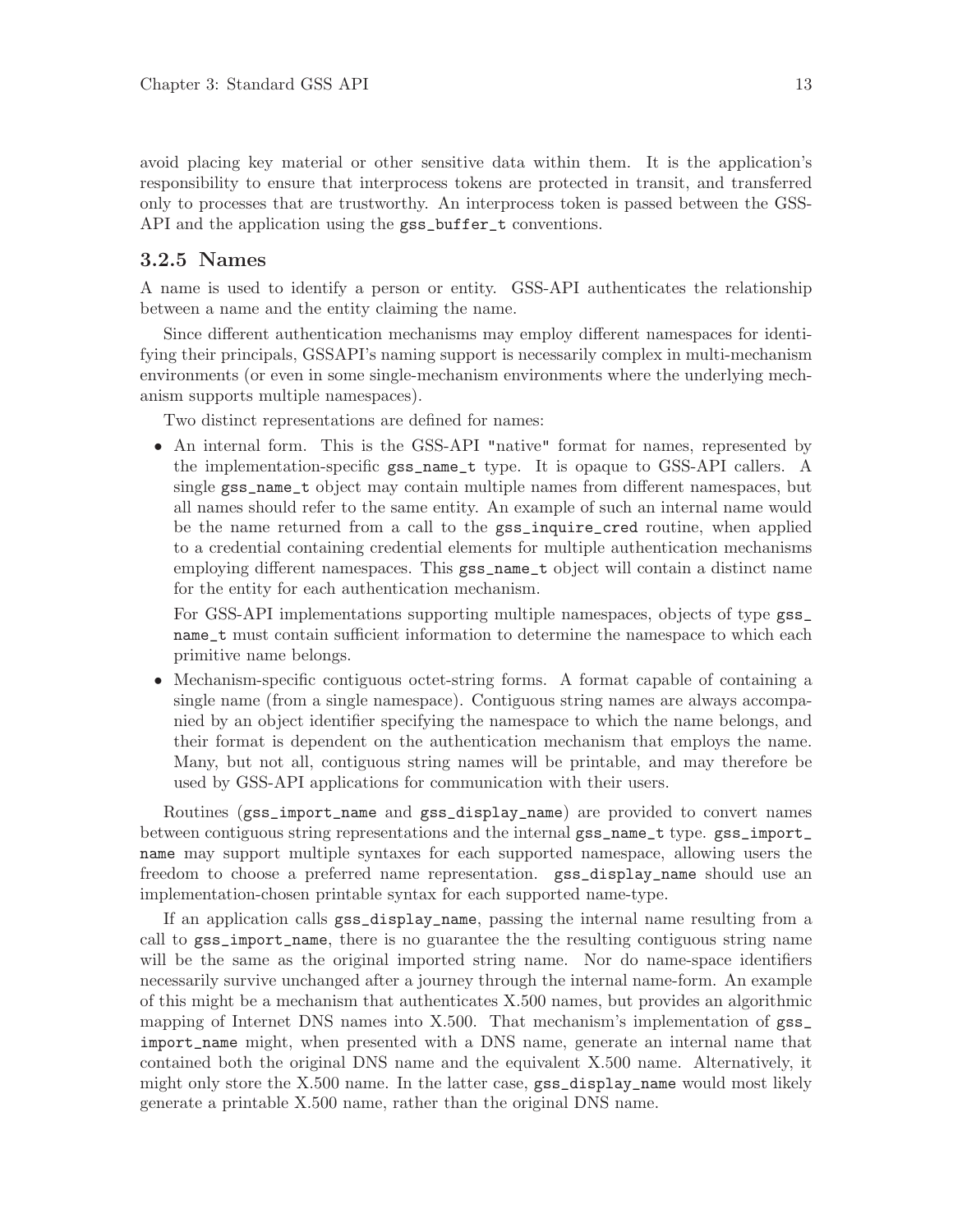avoid placing key material or other sensitive data within them. It is the application's responsibility to ensure that interprocess tokens are protected in transit, and transferred only to processes that are trustworthy. An interprocess token is passed between the GSS-API and the application using the `gss_buffer_t` conventions.

### 3.2.5 Names

A name is used to identify a person or entity. GSS-API authenticates the relationship between a name and the entity claiming the name.

Since different authentication mechanisms may employ different namespaces for identifying their principals, GSSAPI's naming support is necessarily complex in multi-mechanism environments (or even in some single-mechanism environments where the underlying mechanism supports multiple namespaces).

Two distinct representations are defined for names:

- An internal form. This is the GSS-API "native" format for names, represented by the implementation-specific `gss_name_t` type. It is opaque to GSS-API callers. A single `gss_name_t` object may contain multiple names from different namespaces, but all names should refer to the same entity. An example of such an internal name would be the name returned from a call to the `gss_inquire_cred` routine, when applied to a credential containing credential elements for multiple authentication mechanisms employing different namespaces. This `gss_name_t` object will contain a distinct name for the entity for each authentication mechanism.

  For GSS-API implementations supporting multiple namespaces, objects of type `gss_name_t` must contain sufficient information to determine the namespace to which each primitive name belongs.

- Mechanism-specific contiguous octet-string forms. A format capable of containing a single name (from a single namespace). Contiguous string names are always accompanied by an object identifier specifying the namespace to which the name belongs, and their format is dependent on the authentication mechanism that employs the name. Many, but not all, contiguous string names will be printable, and may therefore be used by GSS-API applications for communication with their users.

Routines (`gss_import_name` and `gss_display_name`) are provided to convert names between contiguous string representations and the internal `gss_name_t` type. `gss_import_name` may support multiple syntaxes for each supported namespace, allowing users the freedom to choose a preferred name representation. `gss_display_name` should use an implementation-chosen printable syntax for each supported name-type.

If an application calls `gss_display_name`, passing the internal name resulting from a call to `gss_import_name`, there is no guarantee the the resulting contiguous string name will be the same as the original imported string name. Nor do name-space identifiers necessarily survive unchanged after a journey through the internal name-form. An example of this might be a mechanism that authenticates X.500 names, but provides an algorithmic mapping of Internet DNS names into X.500. That mechanism's implementation of `gss_import_name` might, when presented with a DNS name, generate an internal name that contained both the original DNS name and the equivalent X.500 name. Alternatively, it might only store the X.500 name. In the latter case, `gss_display_name` would most likely generate a printable X.500 name, rather than the original DNS name.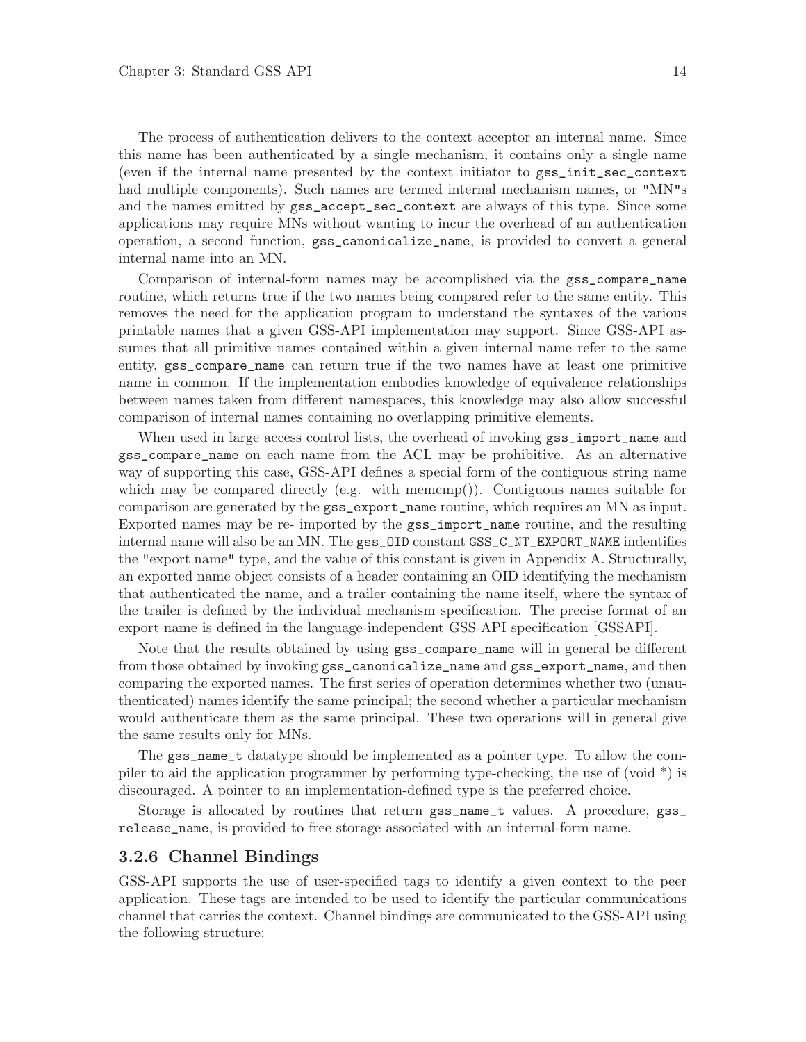The process of authentication delivers to the context acceptor an internal name. Since this name has been authenticated by a single mechanism, it contains only a single name (even if the internal name presented by the context initiator to `gss_init_sec_context` had multiple components). Such names are termed internal mechanism names, or "MN"s and the names emitted by `gss_accept_sec_context` are always of this type. Since some applications may require MNs without wanting to incur the overhead of an authentication operation, a second function, `gss_canonicalize_name`, is provided to convert a general internal name into an MN.

Comparison of internal-form names may be accomplished via the `gss_compare_name` routine, which returns true if the two names being compared refer to the same entity. This removes the need for the application program to understand the syntaxes of the various printable names that a given GSS-API implementation may support. Since GSS-API assumes that all primitive names contained within a given internal name refer to the same entity, `gss_compare_name` can return true if the two names have at least one primitive name in common. If the implementation embodies knowledge of equivalence relationships between names taken from different namespaces, this knowledge may also allow successful comparison of internal names containing no overlapping primitive elements.

When used in large access control lists, the overhead of invoking `gss_import_name` and `gss_compare_name` on each name from the ACL may be prohibitive. As an alternative way of supporting this case, GSS-API defines a special form of the contiguous string name which may be compared directly (e.g. with memcmp()). Contiguous names suitable for comparison are generated by the `gss_export_name` routine, which requires an MN as input. Exported names may be re- imported by the `gss_import_name` routine, and the resulting internal name will also be an MN. The `gss_OID` constant `GSS_C_NT_EXPORT_NAME` indentifies the "export name" type, and the value of this constant is given in Appendix A. Structurally, an exported name object consists of a header containing an OID identifying the mechanism that authenticated the name, and a trailer containing the name itself, where the syntax of the trailer is defined by the individual mechanism specification. The precise format of an export name is defined in the language-independent GSS-API specification [GSSAPI].

Note that the results obtained by using `gss_compare_name` will in general be different from those obtained by invoking `gss_canonicalize_name` and `gss_export_name`, and then comparing the exported names. The first series of operation determines whether two (unauthenticated) names identify the same principal; the second whether a particular mechanism would authenticate them as the same principal. These two operations will in general give the same results only for MNs.

The `gss_name_t` datatype should be implemented as a pointer type. To allow the compiler to aid the application programmer by performing type-checking, the use of (void *) is discouraged. A pointer to an implementation-defined type is the preferred choice.

Storage is allocated by routines that return `gss_name_t` values. A procedure, `gss_release_name`, is provided to free storage associated with an internal-form name.

### 3.2.6 Channel Bindings

GSS-API supports the use of user-specified tags to identify a given context to the peer application. These tags are intended to be used to identify the particular communications channel that carries the context. Channel bindings are communicated to the GSS-API using the following structure: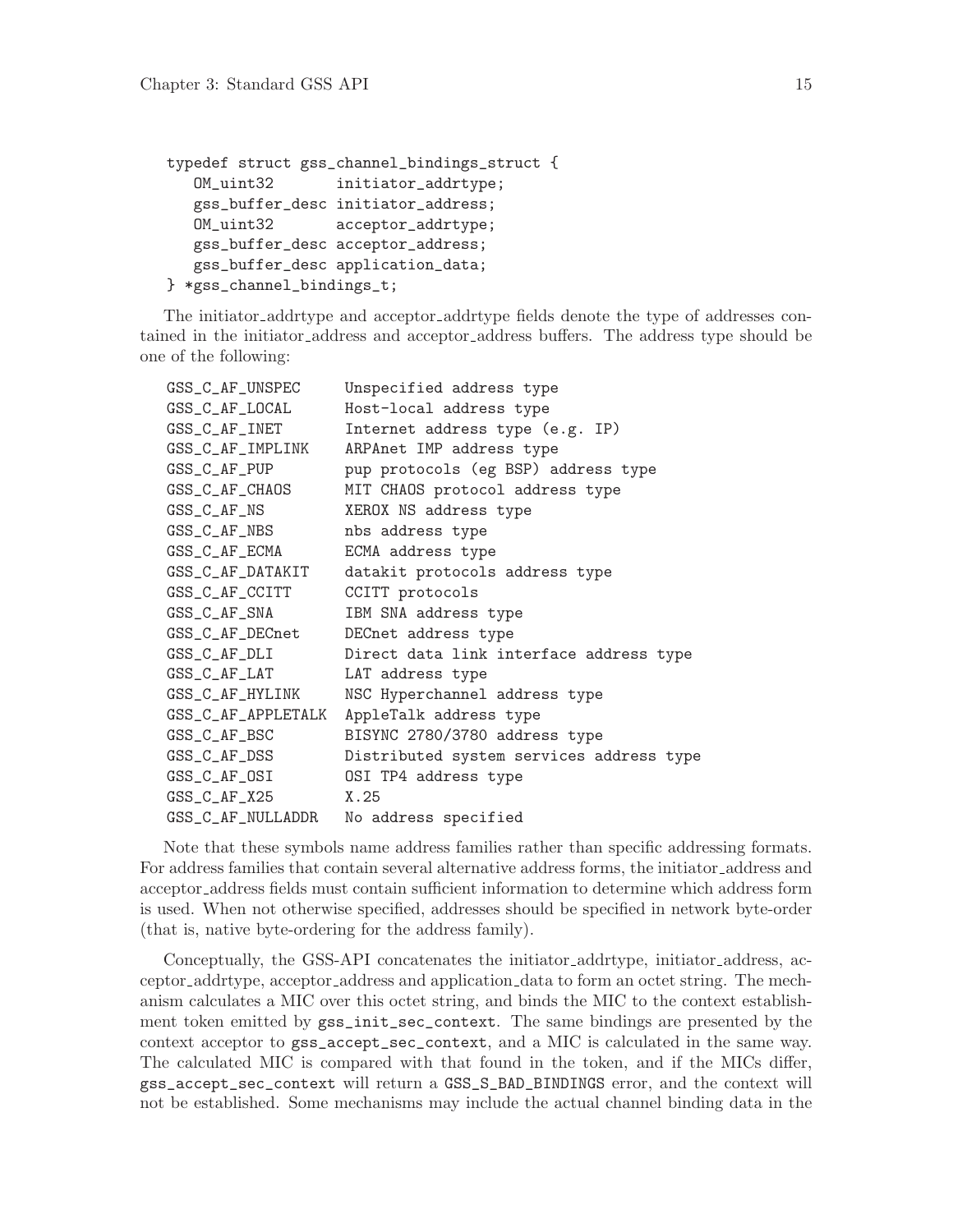```
typedef struct gss_channel_bindings_struct {
   OM_uint32       initiator_addrtype;
   gss_buffer_desc initiator_address;
   OM_uint32       acceptor_addrtype;
   gss_buffer_desc acceptor_address;
   gss_buffer_desc application_data;
} *gss_channel_bindings_t;
```

The initiator_addrtype and acceptor_addrtype fields denote the type of addresses contained in the initiator_address and acceptor_address buffers. The address type should be one of the following:

```
GSS_C_AF_UNSPEC     Unspecified address type
GSS_C_AF_LOCAL      Host-local address type
GSS_C_AF_INET       Internet address type (e.g. IP)
GSS_C_AF_IMPLINK    ARPAnet IMP address type
GSS_C_AF_PUP        pup protocols (eg BSP) address type
GSS_C_AF_CHAOS      MIT CHAOS protocol address type
GSS_C_AF_NS         XEROX NS address type
GSS_C_AF_NBS        nbs address type
GSS_C_AF_ECMA       ECMA address type
GSS_C_AF_DATAKIT    datakit protocols address type
GSS_C_AF_CCITT      CCITT protocols
GSS_C_AF_SNA        IBM SNA address type
GSS_C_AF_DECnet     DECnet address type
GSS_C_AF_DLI        Direct data link interface address type
GSS_C_AF_LAT        LAT address type
GSS_C_AF_HYLINK     NSC Hyperchannel address type
GSS_C_AF_APPLETALK  AppleTalk address type
GSS_C_AF_BSC        BISYNC 2780/3780 address type
GSS_C_AF_DSS        Distributed system services address type
GSS_C_AF_OSI        OSI TP4 address type
GSS_C_AF_X25        X.25
GSS_C_AF_NULLADDR   No address specified
```

Note that these symbols name address families rather than specific addressing formats. For address families that contain several alternative address forms, the initiator_address and acceptor_address fields must contain sufficient information to determine which address form is used. When not otherwise specified, addresses should be specified in network byte-order (that is, native byte-ordering for the address family).

Conceptually, the GSS-API concatenates the initiator_addrtype, initiator_address, acceptor_addrtype, acceptor_address and application_data to form an octet string. The mechanism calculates a MIC over this octet string, and binds the MIC to the context establishment token emitted by `gss_init_sec_context`. The same bindings are presented by the context acceptor to `gss_accept_sec_context`, and a MIC is calculated in the same way. The calculated MIC is compared with that found in the token, and if the MICs differ, `gss_accept_sec_context` will return a `GSS_S_BAD_BINDINGS` error, and the context will not be established. Some mechanisms may include the actual channel binding data in the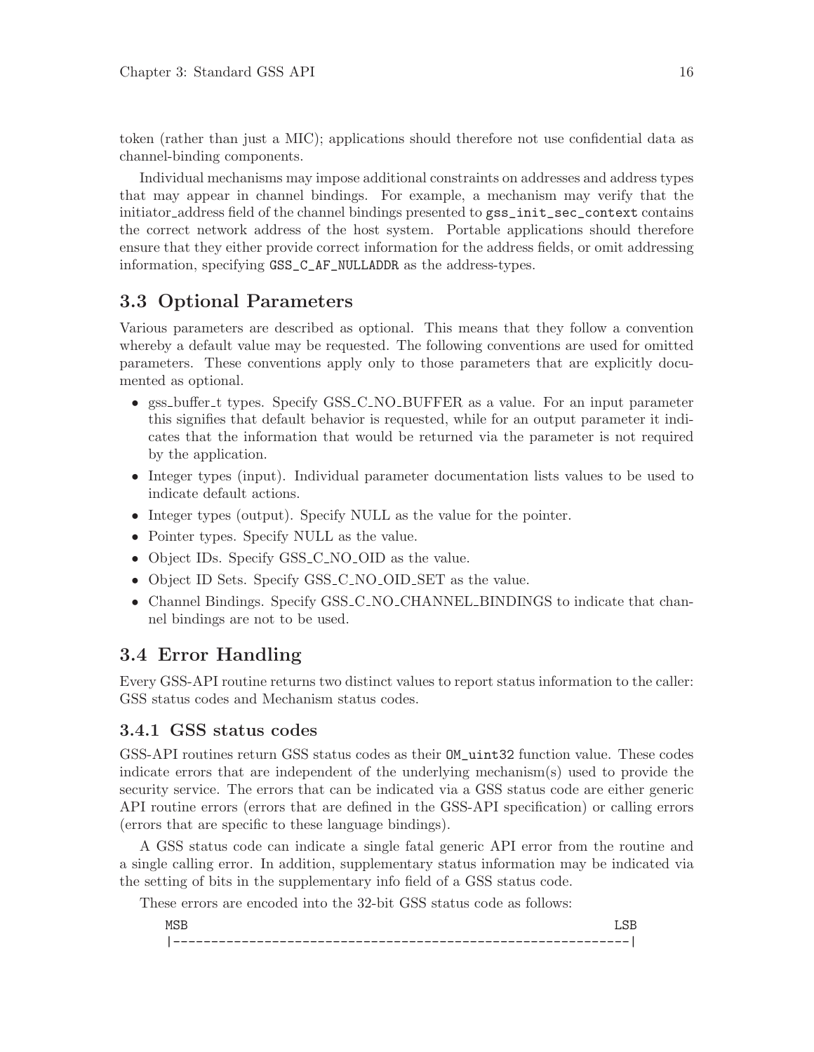token (rather than just a MIC); applications should therefore not use confidential data as channel-binding components.

Individual mechanisms may impose additional constraints on addresses and address types that may appear in channel bindings. For example, a mechanism may verify that the initiator_address field of the channel bindings presented to `gss_init_sec_context` contains the correct network address of the host system. Portable applications should therefore ensure that they either provide correct information for the address fields, or omit addressing information, specifying `GSS_C_AF_NULLADDR` as the address-types.

## 3.3 Optional Parameters

Various parameters are described as optional. This means that they follow a convention whereby a default value may be requested. The following conventions are used for omitted parameters. These conventions apply only to those parameters that are explicitly documented as optional.

- gss_buffer_t types. Specify GSS_C_NO_BUFFER as a value. For an input parameter this signifies that default behavior is requested, while for an output parameter it indicates that the information that would be returned via the parameter is not required by the application.
- Integer types (input). Individual parameter documentation lists values to be used to indicate default actions.
- Integer types (output). Specify NULL as the value for the pointer.
- Pointer types. Specify NULL as the value.
- Object IDs. Specify GSS_C_NO_OID as the value.
- Object ID Sets. Specify GSS_C_NO_OID_SET as the value.
- Channel Bindings. Specify GSS_C_NO_CHANNEL_BINDINGS to indicate that channel bindings are not to be used.

## 3.4 Error Handling

Every GSS-API routine returns two distinct values to report status information to the caller: GSS status codes and Mechanism status codes.

### 3.4.1 GSS status codes

GSS-API routines return GSS status codes as their `OM_uint32` function value. These codes indicate errors that are independent of the underlying mechanism(s) used to provide the security service. The errors that can be indicated via a GSS status code are either generic API routine errors (errors that are defined in the GSS-API specification) or calling errors (errors that are specific to these language bindings).

A GSS status code can indicate a single fatal generic API error from the routine and a single calling error. In addition, supplementary status information may be indicated via the setting of bits in the supplementary info field of a GSS status code.

These errors are encoded into the 32-bit GSS status code as follows:

```
MSB                                                        LSB
|------------------------------------------------------------|
```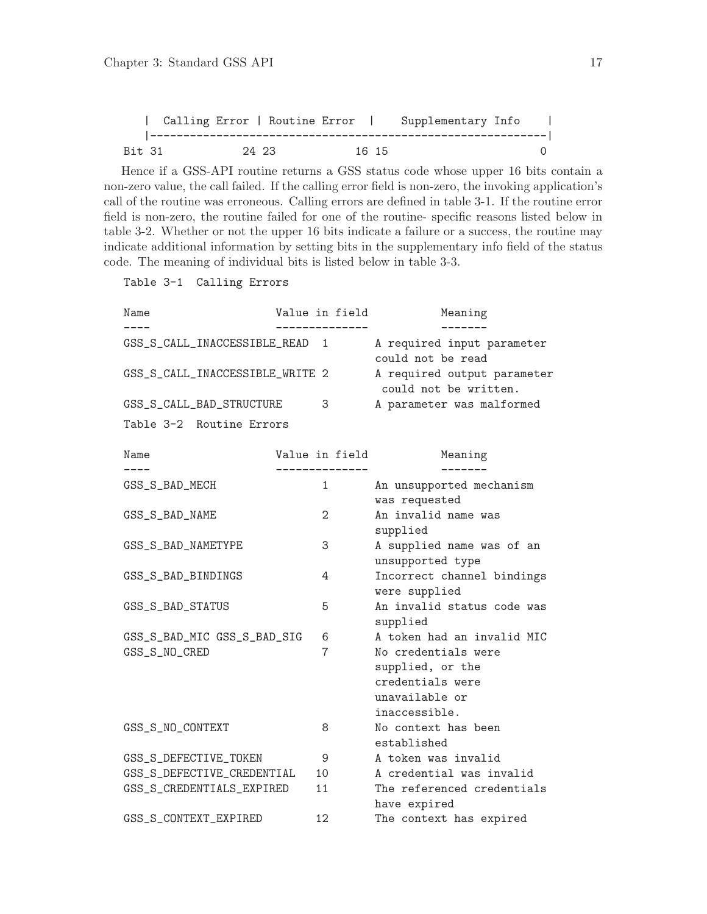```
   |  Calling Error | Routine Error  |     Supplementary Info    |
   |---------------------------------------------------------------|
Bit 31           24 23            16 15                          0
```

Hence if a GSS-API routine returns a GSS status code whose upper 16 bits contain a non-zero value, the call failed. If the calling error field is non-zero, the invoking application's call of the routine was erroneous. Calling errors are defined in table 3-1. If the routine error field is non-zero, the routine failed for one of the routine- specific reasons listed below in table 3-2. Whether or not the upper 16 bits indicate a failure or a success, the routine may indicate additional information by setting bits in the supplementary info field of the status code. The meaning of individual bits is listed below in table 3-3.

Table 3-1 Calling Errors

| Name | Value in field | Meaning |
|---|---|---|
| GSS_S_CALL_INACCESSIBLE_READ | 1 | A required input parameter could not be read |
| GSS_S_CALL_INACCESSIBLE_WRITE | 2 | A required output parameter could not be written. |
| GSS_S_CALL_BAD_STRUCTURE | 3 | A parameter was malformed |

Table 3-2 Routine Errors

| Name | Value in field | Meaning |
|---|---|---|
| GSS_S_BAD_MECH | 1 | An unsupported mechanism was requested |
| GSS_S_BAD_NAME | 2 | An invalid name was supplied |
| GSS_S_BAD_NAMETYPE | 3 | A supplied name was of an unsupported type |
| GSS_S_BAD_BINDINGS | 4 | Incorrect channel bindings were supplied |
| GSS_S_BAD_STATUS | 5 | An invalid status code was supplied |
| GSS_S_BAD_MIC GSS_S_BAD_SIG | 6 | A token had an invalid MIC |
| GSS_S_NO_CRED | 7 | No credentials were supplied, or the credentials were unavailable or inaccessible. |
| GSS_S_NO_CONTEXT | 8 | No context has been established |
| GSS_S_DEFECTIVE_TOKEN | 9 | A token was invalid |
| GSS_S_DEFECTIVE_CREDENTIAL | 10 | A credential was invalid |
| GSS_S_CREDENTIALS_EXPIRED | 11 | The referenced credentials have expired |
| GSS_S_CONTEXT_EXPIRED | 12 | The context has expired |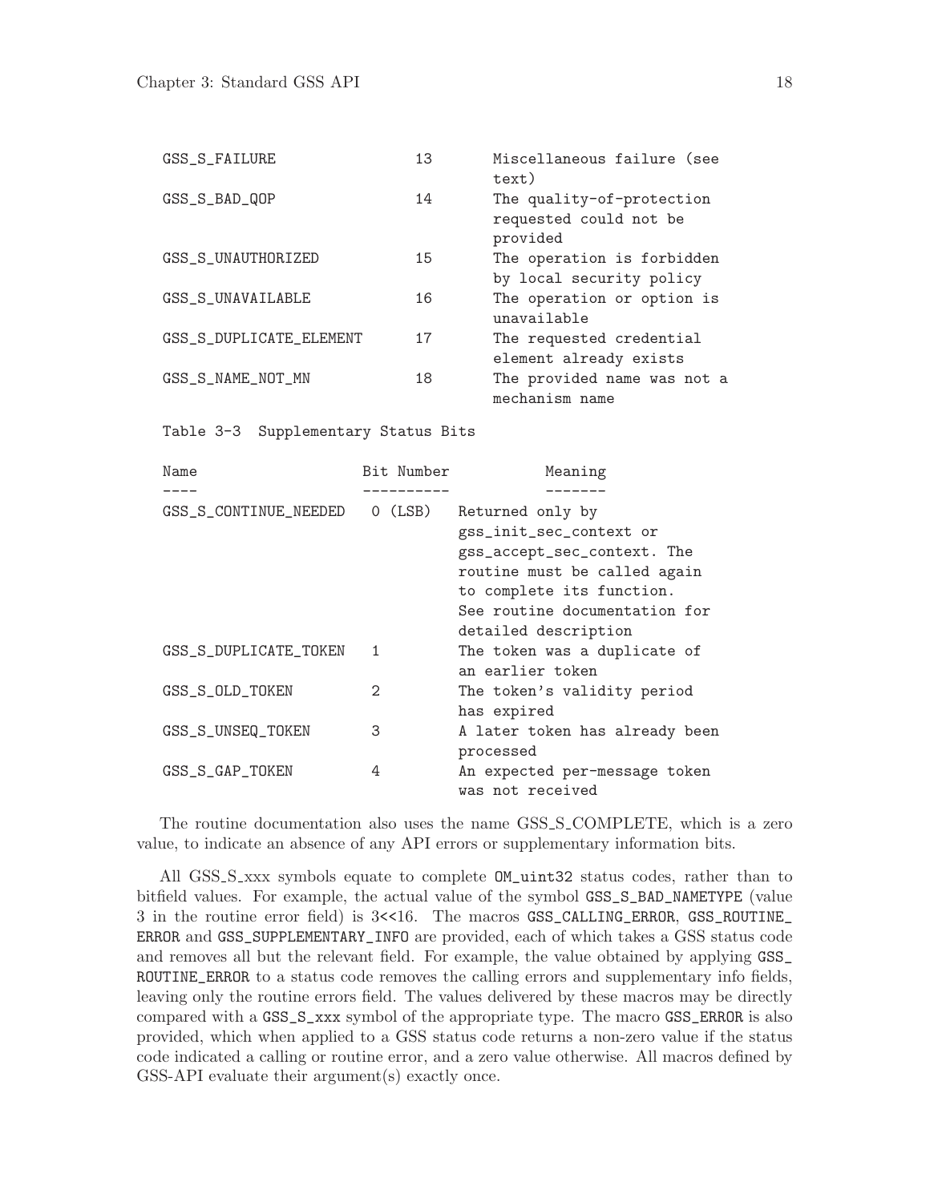```
GSS_S_FAILURE               13        Miscellaneous failure (see
                                      text)
GSS_S_BAD_QOP               14        The quality-of-protection
                                      requested could not be
                                      provided
GSS_S_UNAUTHORIZED          15        The operation is forbidden
                                      by local security policy
GSS_S_UNAVAILABLE           16        The operation or option is
                                      unavailable
GSS_S_DUPLICATE_ELEMENT     17        The requested credential
                                      element already exists
GSS_S_NAME_NOT_MN           18        The provided name was not a
                                      mechanism name

Table 3-3  Supplementary Status Bits

Name                     Bit Number           Meaning
----                     ----------           -------
GSS_S_CONTINUE_NEEDED     0 (LSB)   Returned only by
                                    gss_init_sec_context or
                                    gss_accept_sec_context. The
                                    routine must be called again
                                    to complete its function.
                                    See routine documentation for
                                    detailed description
GSS_S_DUPLICATE_TOKEN     1         The token was a duplicate of
                                    an earlier token
GSS_S_OLD_TOKEN           2         The token's validity period
                                    has expired
GSS_S_UNSEQ_TOKEN         3         A later token has already been
                                    processed
GSS_S_GAP_TOKEN           4         An expected per-message token
                                    was not received
```

The routine documentation also uses the name GSS_S_COMPLETE, which is a zero value, to indicate an absence of any API errors or supplementary information bits.

All GSS_S_xxx symbols equate to complete `OM_uint32` status codes, rather than to bitfield values. For example, the actual value of the symbol `GSS_S_BAD_NAMETYPE` (value 3 in the routine error field) is 3<<16. The macros `GSS_CALLING_ERROR`, `GSS_ROUTINE_ERROR` and `GSS_SUPPLEMENTARY_INFO` are provided, each of which takes a GSS status code and removes all but the relevant field. For example, the value obtained by applying `GSS_ROUTINE_ERROR` to a status code removes the calling errors and supplementary info fields, leaving only the routine errors field. The values delivered by these macros may be directly compared with a `GSS_S_xxx` symbol of the appropriate type. The macro `GSS_ERROR` is also provided, which when applied to a GSS status code returns a non-zero value if the status code indicated a calling or routine error, and a zero value otherwise. All macros defined by GSS-API evaluate their argument(s) exactly once.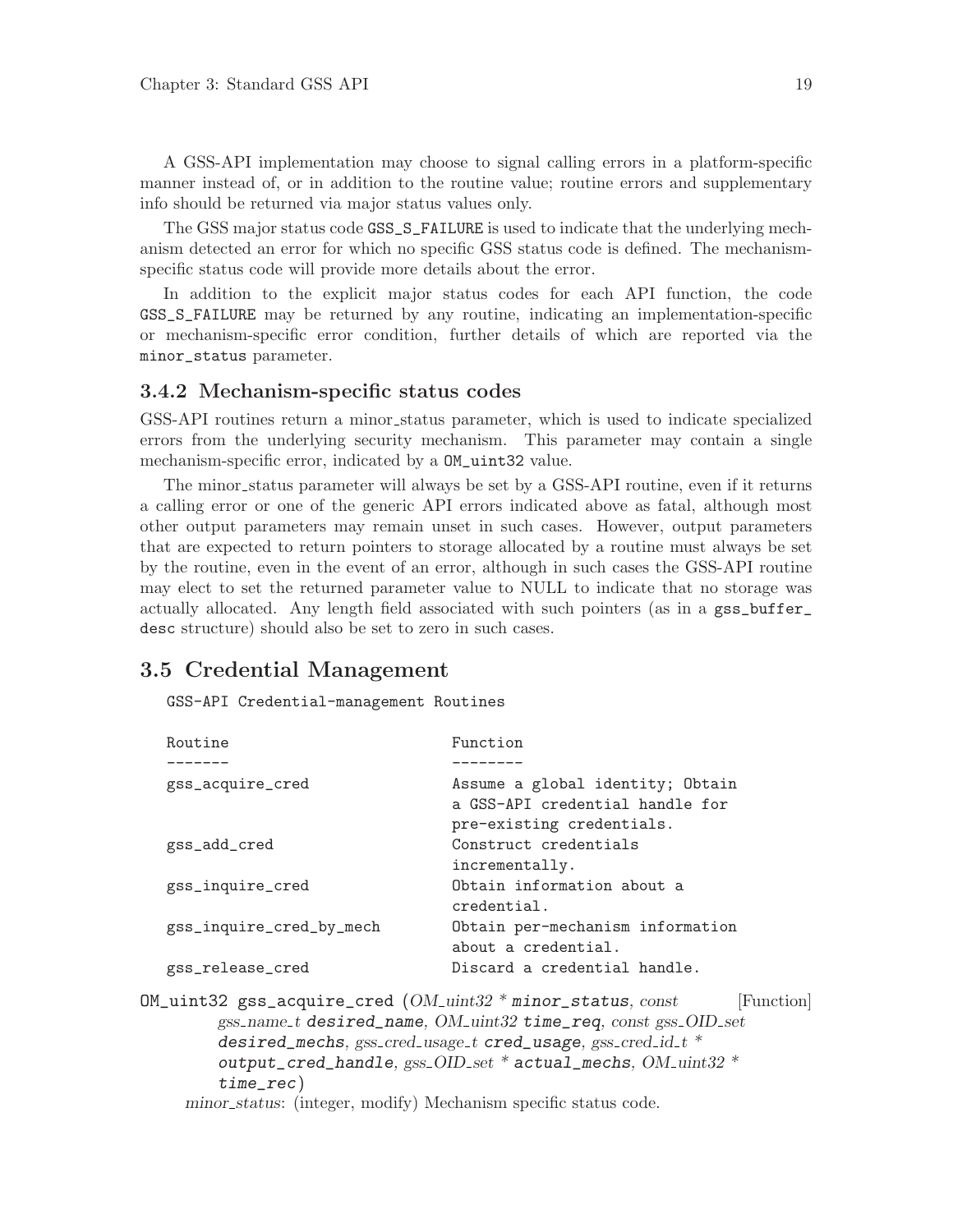A GSS-API implementation may choose to signal calling errors in a platform-specific manner instead of, or in addition to the routine value; routine errors and supplementary info should be returned via major status values only.

The GSS major status code `GSS_S_FAILURE` is used to indicate that the underlying mechanism detected an error for which no specific GSS status code is defined. The mechanism-specific status code will provide more details about the error.

In addition to the explicit major status codes for each API function, the code `GSS_S_FAILURE` may be returned by any routine, indicating an implementation-specific or mechanism-specific error condition, further details of which are reported via the `minor_status` parameter.

### 3.4.2 Mechanism-specific status codes

GSS-API routines return a minor_status parameter, which is used to indicate specialized errors from the underlying security mechanism. This parameter may contain a single mechanism-specific error, indicated by a `OM_uint32` value.

The minor_status parameter will always be set by a GSS-API routine, even if it returns a calling error or one of the generic API errors indicated above as fatal, although most other output parameters may remain unset in such cases. However, output parameters that are expected to return pointers to storage allocated by a routine must always be set by the routine, even in the event of an error, although in such cases the GSS-API routine may elect to set the returned parameter value to NULL to indicate that no storage was actually allocated. Any length field associated with such pointers (as in a `gss_buffer_desc` structure) should also be set to zero in such cases.

## 3.5 Credential Management

```
GSS-API Credential-management Routines

Routine                          Function
-------                          --------
gss_acquire_cred                 Assume a global identity; Obtain
                                 a GSS-API credential handle for
                                 pre-existing credentials.
gss_add_cred                     Construct credentials
                                 incrementally.
gss_inquire_cred                 Obtain information about a
                                 credential.
gss_inquire_cred_by_mech         Obtain per-mechanism information
                                 about a credential.
gss_release_cred                 Discard a credential handle.
```

OM_uint32 **gss_acquire_cred** (*OM_uint32 \** **minor_status**, *const gss_name_t* **desired_name**, *OM_uint32* **time_req**, *const gss_OID_set* **desired_mechs**, *gss_cred_usage_t* **cred_usage**, *gss_cred_id_t \** **output_cred_handle**, *gss_OID_set \** **actual_mechs**, *OM_uint32 \** **time_rec**) [Function]

*minor_status*: (integer, modify) Mechanism specific status code.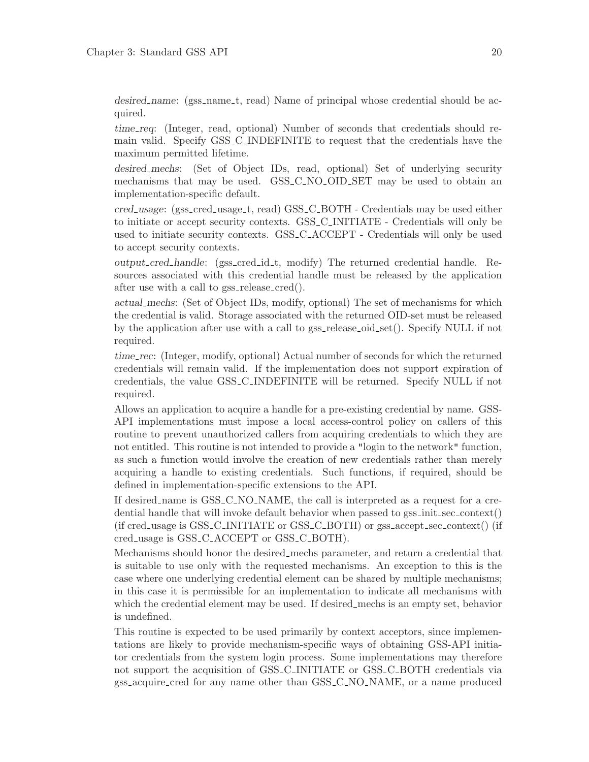*desired_name*: (gss_name_t, read) Name of principal whose credential should be acquired.

*time_req*: (Integer, read, optional) Number of seconds that credentials should remain valid. Specify GSS_C_INDEFINITE to request that the credentials have the maximum permitted lifetime.

*desired_mechs*: (Set of Object IDs, read, optional) Set of underlying security mechanisms that may be used. GSS_C_NO_OID_SET may be used to obtain an implementation-specific default.

*cred_usage*: (gss_cred_usage_t, read) GSS_C_BOTH - Credentials may be used either to initiate or accept security contexts. GSS_C_INITIATE - Credentials will only be used to initiate security contexts. GSS_C_ACCEPT - Credentials will only be used to accept security contexts.

*output_cred_handle*: (gss_cred_id_t, modify) The returned credential handle. Resources associated with this credential handle must be released by the application after use with a call to gss_release_cred().

*actual_mechs*: (Set of Object IDs, modify, optional) The set of mechanisms for which the credential is valid. Storage associated with the returned OID-set must be released by the application after use with a call to gss_release_oid_set(). Specify NULL if not required.

*time_rec*: (Integer, modify, optional) Actual number of seconds for which the returned credentials will remain valid. If the implementation does not support expiration of credentials, the value GSS_C_INDEFINITE will be returned. Specify NULL if not required.

Allows an application to acquire a handle for a pre-existing credential by name. GSS-API implementations must impose a local access-control policy on callers of this routine to prevent unauthorized callers from acquiring credentials to which they are not entitled. This routine is not intended to provide a "login to the network" function, as such a function would involve the creation of new credentials rather than merely acquiring a handle to existing credentials. Such functions, if required, should be defined in implementation-specific extensions to the API.

If desired_name is GSS_C_NO_NAME, the call is interpreted as a request for a credential handle that will invoke default behavior when passed to gss_init_sec_context() (if cred_usage is GSS_C_INITIATE or GSS_C_BOTH) or gss_accept_sec_context() (if cred_usage is GSS_C_ACCEPT or GSS_C_BOTH).

Mechanisms should honor the desired_mechs parameter, and return a credential that is suitable to use only with the requested mechanisms. An exception to this is the case where one underlying credential element can be shared by multiple mechanisms; in this case it is permissible for an implementation to indicate all mechanisms with which the credential element may be used. If desired_mechs is an empty set, behavior is undefined.

This routine is expected to be used primarily by context acceptors, since implementations are likely to provide mechanism-specific ways of obtaining GSS-API initiator credentials from the system login process. Some implementations may therefore not support the acquisition of GSS_C_INITIATE or GSS_C_BOTH credentials via gss_acquire_cred for any name other than GSS_C_NO_NAME, or a name produced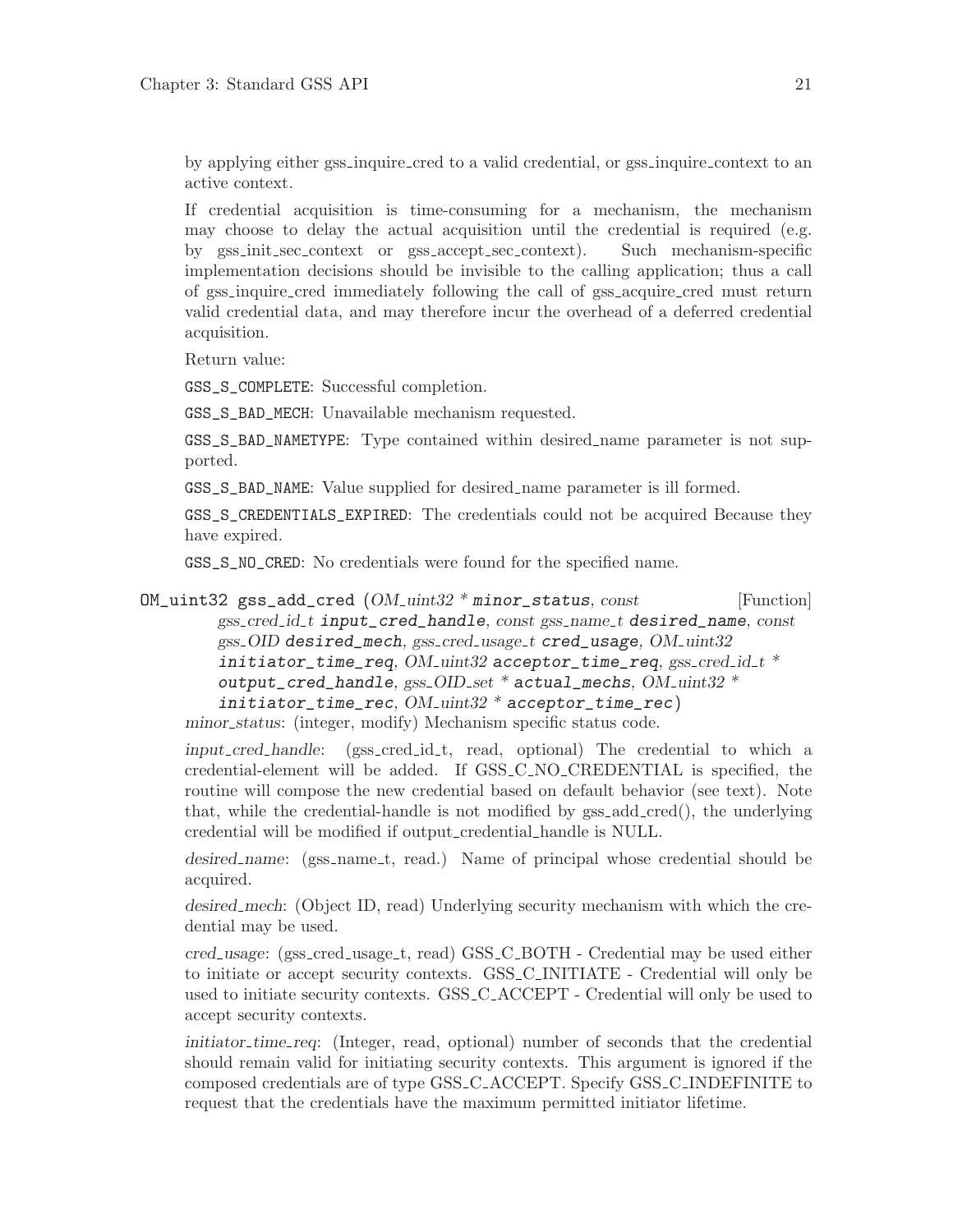by applying either gss_inquire_cred to a valid credential, or gss_inquire_context to an active context.

If credential acquisition is time-consuming for a mechanism, the mechanism may choose to delay the actual acquisition until the credential is required (e.g. by gss_init_sec_context or gss_accept_sec_context). Such mechanism-specific implementation decisions should be invisible to the calling application; thus a call of gss_inquire_cred immediately following the call of gss_acquire_cred must return valid credential data, and may therefore incur the overhead of a deferred credential acquisition.

Return value:

`GSS_S_COMPLETE`: Successful completion.

`GSS_S_BAD_MECH`: Unavailable mechanism requested.

`GSS_S_BAD_NAMETYPE`: Type contained within desired_name parameter is not supported.

`GSS_S_BAD_NAME`: Value supplied for desired_name parameter is ill formed.

`GSS_S_CREDENTIALS_EXPIRED`: The credentials could not be acquired Because they have expired.

`GSS_S_NO_CRED`: No credentials were found for the specified name.

**OM_uint32 gss_add_cred** (*OM_uint32 ** **minor_status**, *const gss_cred_id_t* **input_cred_handle**, *const gss_name_t* **desired_name**, *const gss_OID* **desired_mech**, *gss_cred_usage_t* **cred_usage**, *OM_uint32* **initiator_time_req**, *OM_uint32* **acceptor_time_req**, *gss_cred_id_t ** **output_cred_handle**, *gss_OID_set ** **actual_mechs**, *OM_uint32 ** **initiator_time_rec**, *OM_uint32 ** **acceptor_time_rec**) [Function]

*minor_status*: (integer, modify) Mechanism specific status code.

*input_cred_handle*: (gss_cred_id_t, read, optional) The credential to which a credential-element will be added. If GSS_C_NO_CREDENTIAL is specified, the routine will compose the new credential based on default behavior (see text). Note that, while the credential-handle is not modified by gss_add_cred(), the underlying credential will be modified if output_credential_handle is NULL.

*desired_name*: (gss_name_t, read.) Name of principal whose credential should be acquired.

*desired_mech*: (Object ID, read) Underlying security mechanism with which the credential may be used.

*cred_usage*: (gss_cred_usage_t, read) GSS_C_BOTH - Credential may be used either to initiate or accept security contexts. GSS_C_INITIATE - Credential will only be used to initiate security contexts. GSS_C_ACCEPT - Credential will only be used to accept security contexts.

*initiator_time_req*: (Integer, read, optional) number of seconds that the credential should remain valid for initiating security contexts. This argument is ignored if the composed credentials are of type GSS_C_ACCEPT. Specify GSS_C_INDEFINITE to request that the credentials have the maximum permitted initiator lifetime.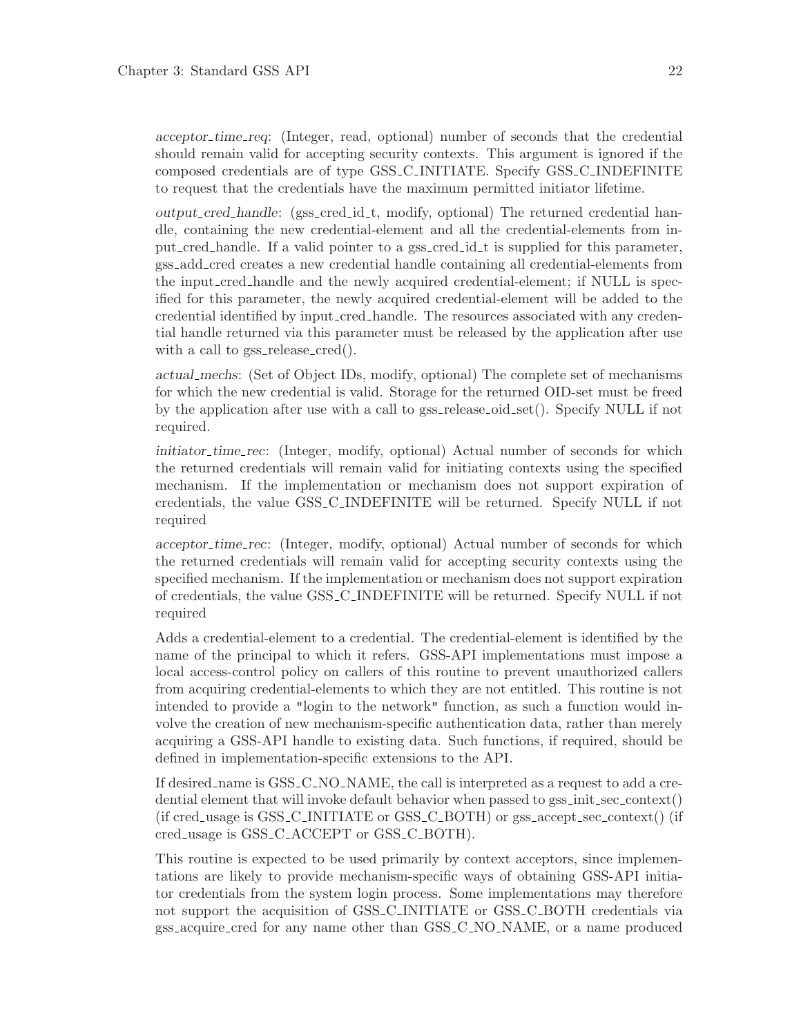*acceptor_time_req*: (Integer, read, optional) number of seconds that the credential should remain valid for accepting security contexts. This argument is ignored if the composed credentials are of type GSS_C_INITIATE. Specify GSS_C_INDEFINITE to request that the credentials have the maximum permitted initiator lifetime.

*output_cred_handle*: (gss_cred_id_t, modify, optional) The returned credential handle, containing the new credential-element and all the credential-elements from input_cred_handle. If a valid pointer to a gss_cred_id_t is supplied for this parameter, gss_add_cred creates a new credential handle containing all credential-elements from the input_cred_handle and the newly acquired credential-element; if NULL is specified for this parameter, the newly acquired credential-element will be added to the credential identified by input_cred_handle. The resources associated with any credential handle returned via this parameter must be released by the application after use with a call to gss_release_cred().

*actual_mechs*: (Set of Object IDs, modify, optional) The complete set of mechanisms for which the new credential is valid. Storage for the returned OID-set must be freed by the application after use with a call to gss_release_oid_set(). Specify NULL if not required.

*initiator_time_rec*: (Integer, modify, optional) Actual number of seconds for which the returned credentials will remain valid for initiating contexts using the specified mechanism. If the implementation or mechanism does not support expiration of credentials, the value GSS_C_INDEFINITE will be returned. Specify NULL if not required

*acceptor_time_rec*: (Integer, modify, optional) Actual number of seconds for which the returned credentials will remain valid for accepting security contexts using the specified mechanism. If the implementation or mechanism does not support expiration of credentials, the value GSS_C_INDEFINITE will be returned. Specify NULL if not required

Adds a credential-element to a credential. The credential-element is identified by the name of the principal to which it refers. GSS-API implementations must impose a local access-control policy on callers of this routine to prevent unauthorized callers from acquiring credential-elements to which they are not entitled. This routine is not intended to provide a "login to the network" function, as such a function would involve the creation of new mechanism-specific authentication data, rather than merely acquiring a GSS-API handle to existing data. Such functions, if required, should be defined in implementation-specific extensions to the API.

If desired_name is GSS_C_NO_NAME, the call is interpreted as a request to add a credential element that will invoke default behavior when passed to gss_init_sec_context() (if cred_usage is GSS_C_INITIATE or GSS_C_BOTH) or gss_accept_sec_context() (if cred_usage is GSS_C_ACCEPT or GSS_C_BOTH).

This routine is expected to be used primarily by context acceptors, since implementations are likely to provide mechanism-specific ways of obtaining GSS-API initiator credentials from the system login process. Some implementations may therefore not support the acquisition of GSS_C_INITIATE or GSS_C_BOTH credentials via gss_acquire_cred for any name other than GSS_C_NO_NAME, or a name produced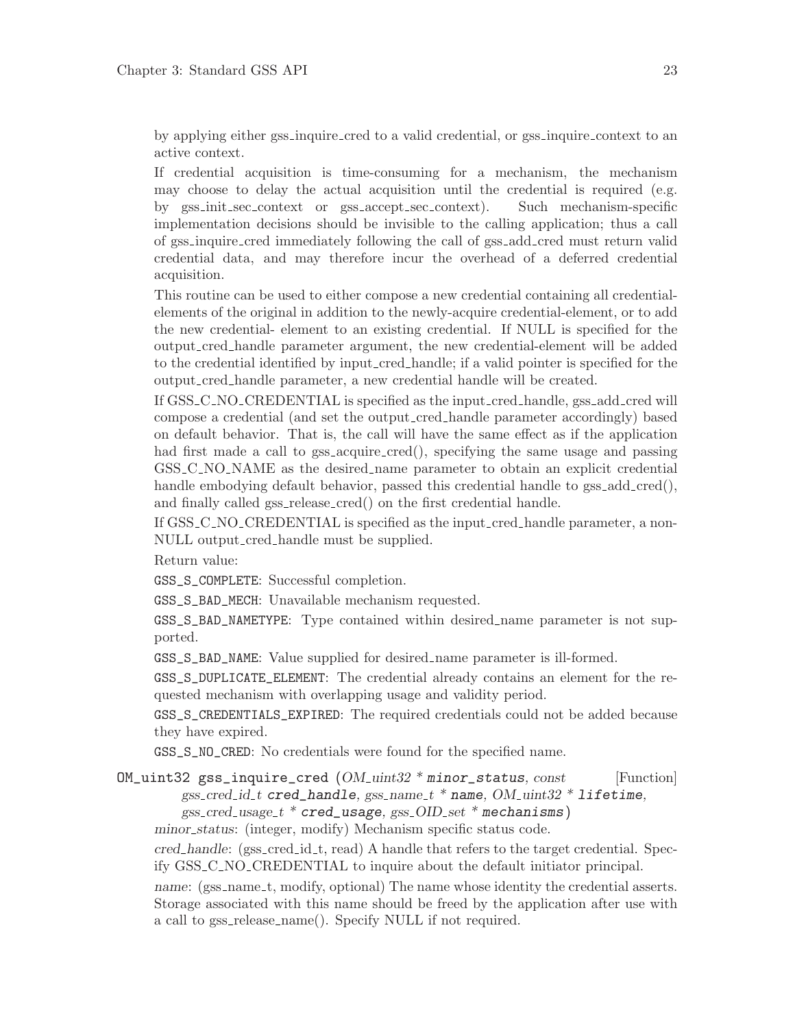by applying either gss_inquire_cred to a valid credential, or gss_inquire_context to an active context.

If credential acquisition is time-consuming for a mechanism, the mechanism may choose to delay the actual acquisition until the credential is required (e.g. by gss_init_sec_context or gss_accept_sec_context). Such mechanism-specific implementation decisions should be invisible to the calling application; thus a call of gss_inquire_cred immediately following the call of gss_add_cred must return valid credential data, and may therefore incur the overhead of a deferred credential acquisition.

This routine can be used to either compose a new credential containing all credential-elements of the original in addition to the newly-acquire credential-element, or to add the new credential- element to an existing credential. If NULL is specified for the output_cred_handle parameter argument, the new credential-element will be added to the credential identified by input_cred_handle; if a valid pointer is specified for the output_cred_handle parameter, a new credential handle will be created.

If GSS_C_NO_CREDENTIAL is specified as the input_cred_handle, gss_add_cred will compose a credential (and set the output_cred_handle parameter accordingly) based on default behavior. That is, the call will have the same effect as if the application had first made a call to gss_acquire_cred(), specifying the same usage and passing GSS_C_NO_NAME as the desired_name parameter to obtain an explicit credential handle embodying default behavior, passed this credential handle to gss_add_cred(), and finally called gss_release_cred() on the first credential handle.

If GSS_C_NO_CREDENTIAL is specified as the input_cred_handle parameter, a non-NULL output_cred_handle must be supplied.

Return value:

`GSS_S_COMPLETE`: Successful completion.

`GSS_S_BAD_MECH`: Unavailable mechanism requested.

`GSS_S_BAD_NAMETYPE`: Type contained within desired_name parameter is not supported.

`GSS_S_BAD_NAME`: Value supplied for desired_name parameter is ill-formed.

`GSS_S_DUPLICATE_ELEMENT`: The credential already contains an element for the requested mechanism with overlapping usage and validity period.

`GSS_S_CREDENTIALS_EXPIRED`: The required credentials could not be added because they have expired.

`GSS_S_NO_CRED`: No credentials were found for the specified name.

`OM_uint32 gss_inquire_cred` (*OM_uint32 * **minor_status**, const gss_cred_id_t **cred_handle**, gss_name_t * **name**, OM_uint32 * **lifetime**, gss_cred_usage_t * **cred_usage**, gss_OID_set * **mechanisms***) [Function]

*minor_status*: (integer, modify) Mechanism specific status code.

*cred_handle*: (gss_cred_id_t, read) A handle that refers to the target credential. Specify GSS_C_NO_CREDENTIAL to inquire about the default initiator principal.

*name*: (gss_name_t, modify, optional) The name whose identity the credential asserts. Storage associated with this name should be freed by the application after use with a call to gss_release_name(). Specify NULL if not required.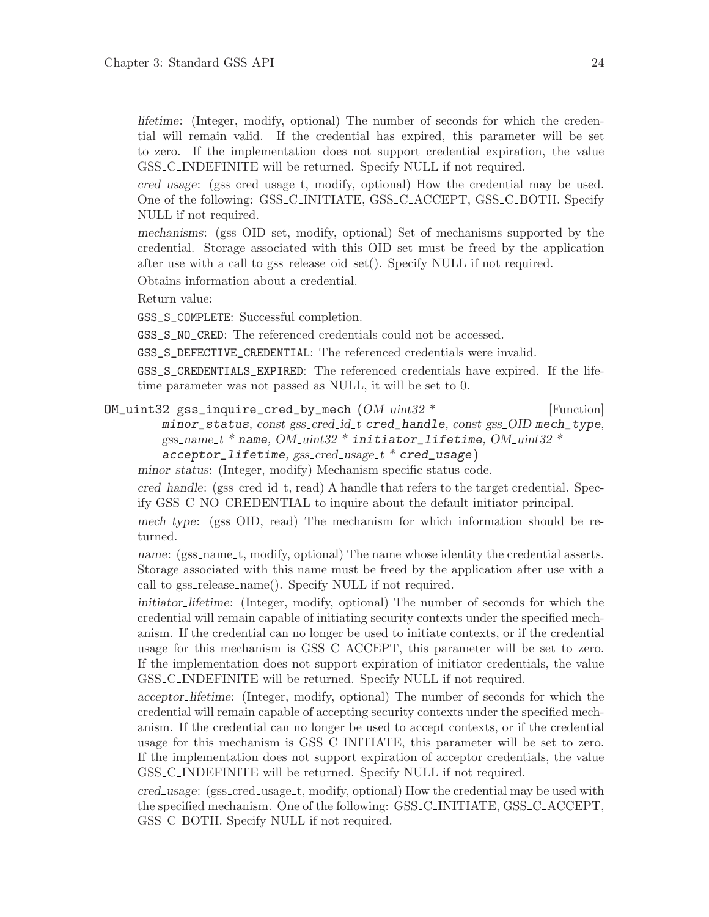*lifetime*: (Integer, modify, optional) The number of seconds for which the credential will remain valid. If the credential has expired, this parameter will be set to zero. If the implementation does not support credential expiration, the value GSS_C_INDEFINITE will be returned. Specify NULL if not required.

*cred_usage*: (gss_cred_usage_t, modify, optional) How the credential may be used. One of the following: GSS_C_INITIATE, GSS_C_ACCEPT, GSS_C_BOTH. Specify NULL if not required.

*mechanisms*: (gss_OID_set, modify, optional) Set of mechanisms supported by the credential. Storage associated with this OID set must be freed by the application after use with a call to gss_release_oid_set(). Specify NULL if not required.

Obtains information about a credential.

Return value:

`GSS_S_COMPLETE`: Successful completion.

`GSS_S_NO_CRED`: The referenced credentials could not be accessed.

`GSS_S_DEFECTIVE_CREDENTIAL`: The referenced credentials were invalid.

`GSS_S_CREDENTIALS_EXPIRED`: The referenced credentials have expired. If the lifetime parameter was not passed as NULL, it will be set to 0.

`OM_uint32 gss_inquire_cred_by_mech` (*OM_uint32 \** **minor_status**, *const gss_cred_id_t* **cred_handle**, *const gss_OID* **mech_type**, *gss_name_t \** **name**, *OM_uint32 \** **initiator_lifetime**, *OM_uint32 \** **acceptor_lifetime**, *gss_cred_usage_t \** **cred_usage**) [Function]

*minor_status*: (Integer, modify) Mechanism specific status code.

*cred_handle*: (gss_cred_id_t, read) A handle that refers to the target credential. Specify GSS_C_NO_CREDENTIAL to inquire about the default initiator principal.

*mech_type*: (gss_OID, read) The mechanism for which information should be returned.

*name*: (gss_name_t, modify, optional) The name whose identity the credential asserts. Storage associated with this name must be freed by the application after use with a call to gss_release_name(). Specify NULL if not required.

*initiator_lifetime*: (Integer, modify, optional) The number of seconds for which the credential will remain capable of initiating security contexts under the specified mechanism. If the credential can no longer be used to initiate contexts, or if the credential usage for this mechanism is GSS_C_ACCEPT, this parameter will be set to zero. If the implementation does not support expiration of initiator credentials, the value GSS_C_INDEFINITE will be returned. Specify NULL if not required.

*acceptor_lifetime*: (Integer, modify, optional) The number of seconds for which the credential will remain capable of accepting security contexts under the specified mechanism. If the credential can no longer be used to accept contexts, or if the credential usage for this mechanism is GSS_C_INITIATE, this parameter will be set to zero. If the implementation does not support expiration of acceptor credentials, the value GSS_C_INDEFINITE will be returned. Specify NULL if not required.

*cred_usage*: (gss_cred_usage_t, modify, optional) How the credential may be used with the specified mechanism. One of the following: GSS_C_INITIATE, GSS_C_ACCEPT, GSS_C_BOTH. Specify NULL if not required.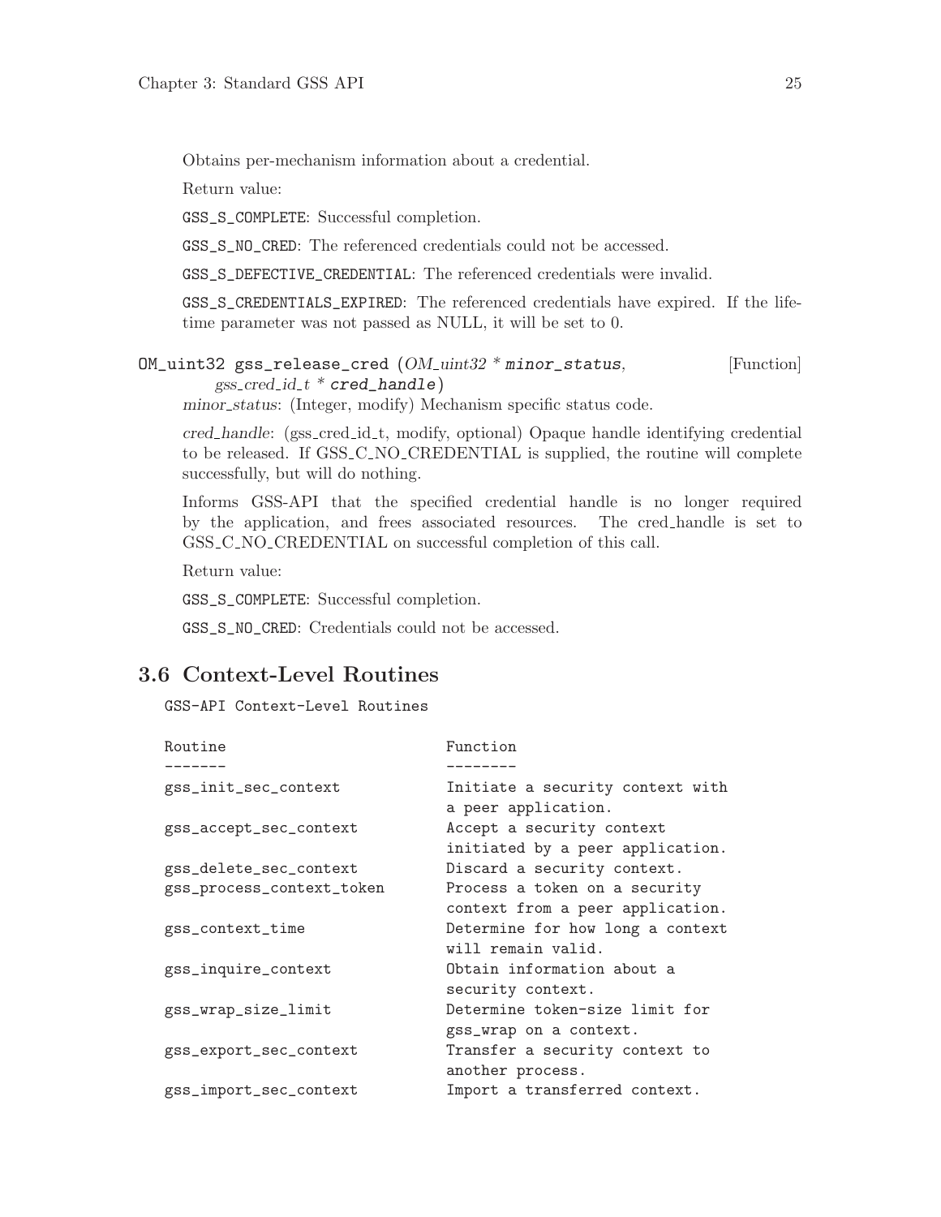Obtains per-mechanism information about a credential.

Return value:

`GSS_S_COMPLETE`: Successful completion.

`GSS_S_NO_CRED`: The referenced credentials could not be accessed.

`GSS_S_DEFECTIVE_CREDENTIAL`: The referenced credentials were invalid.

`GSS_S_CREDENTIALS_EXPIRED`: The referenced credentials have expired. If the lifetime parameter was not passed as NULL, it will be set to 0.

OM_uint32 **gss_release_cred** (*OM_uint32 * minor_status, gss_cred_id_t * cred_handle*) [Function]

*minor_status*: (Integer, modify) Mechanism specific status code.

*cred_handle*: (gss_cred_id_t, modify, optional) Opaque handle identifying credential to be released. If GSS_C_NO_CREDENTIAL is supplied, the routine will complete successfully, but will do nothing.

Informs GSS-API that the specified credential handle is no longer required by the application, and frees associated resources. The cred_handle is set to GSS_C_NO_CREDENTIAL on successful completion of this call.

Return value:

`GSS_S_COMPLETE`: Successful completion.

`GSS_S_NO_CRED`: Credentials could not be accessed.

## 3.6 Context-Level Routines

```
GSS-API Context-Level Routines

Routine                      Function
-------                      --------
gss_init_sec_context         Initiate a security context with
                             a peer application.
gss_accept_sec_context       Accept a security context
                             initiated by a peer application.
gss_delete_sec_context       Discard a security context.
gss_process_context_token    Process a token on a security
                             context from a peer application.
gss_context_time             Determine for how long a context
                             will remain valid.
gss_inquire_context          Obtain information about a
                             security context.
gss_wrap_size_limit          Determine token-size limit for
                             gss_wrap on a context.
gss_export_sec_context       Transfer a security context to
                             another process.
gss_import_sec_context       Import a transferred context.
```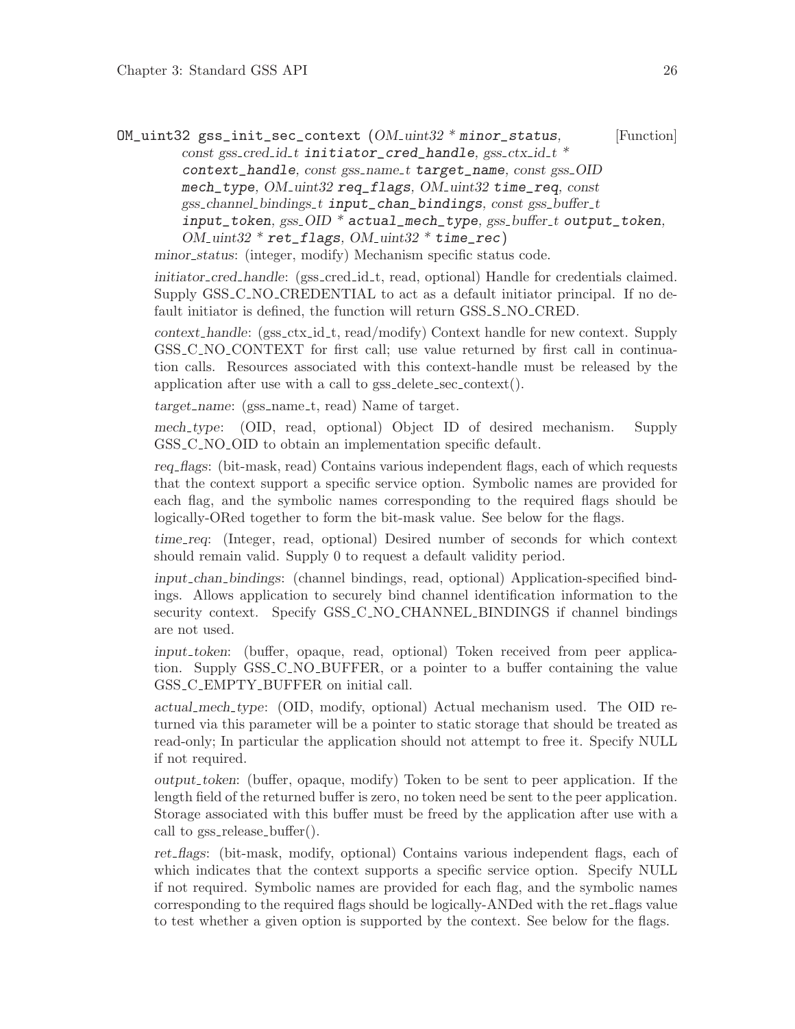OM_uint32 **gss_init_sec_context** (*OM_uint32 * **minor_status**, const gss_cred_id_t **initiator_cred_handle**, gss_ctx_id_t * **context_handle**, const gss_name_t **target_name**, const gss_OID **mech_type**, OM_uint32 **req_flags**, OM_uint32 **time_req**, const gss_channel_bindings_t **input_chan_bindings**, const gss_buffer_t **input_token**, gss_OID * **actual_mech_type**, gss_buffer_t **output_token**, OM_uint32 * **ret_flags**, OM_uint32 * **time_rec***) [Function]

*minor_status*: (integer, modify) Mechanism specific status code.

*initiator_cred_handle*: (gss_cred_id_t, read, optional) Handle for credentials claimed. Supply GSS_C_NO_CREDENTIAL to act as a default initiator principal. If no default initiator is defined, the function will return GSS_S_NO_CRED.

*context_handle*: (gss_ctx_id_t, read/modify) Context handle for new context. Supply GSS_C_NO_CONTEXT for first call; use value returned by first call in continuation calls. Resources associated with this context-handle must be released by the application after use with a call to gss_delete_sec_context().

*target_name*: (gss_name_t, read) Name of target.

*mech_type*: (OID, read, optional) Object ID of desired mechanism. Supply GSS_C_NO_OID to obtain an implementation specific default.

*req_flags*: (bit-mask, read) Contains various independent flags, each of which requests that the context support a specific service option. Symbolic names are provided for each flag, and the symbolic names corresponding to the required flags should be logically-ORed together to form the bit-mask value. See below for the flags.

*time_req*: (Integer, read, optional) Desired number of seconds for which context should remain valid. Supply 0 to request a default validity period.

*input_chan_bindings*: (channel bindings, read, optional) Application-specified bindings. Allows application to securely bind channel identification information to the security context. Specify GSS_C_NO_CHANNEL_BINDINGS if channel bindings are not used.

*input_token*: (buffer, opaque, read, optional) Token received from peer application. Supply GSS_C_NO_BUFFER, or a pointer to a buffer containing the value GSS_C_EMPTY_BUFFER on initial call.

*actual_mech_type*: (OID, modify, optional) Actual mechanism used. The OID returned via this parameter will be a pointer to static storage that should be treated as read-only; In particular the application should not attempt to free it. Specify NULL if not required.

*output_token*: (buffer, opaque, modify) Token to be sent to peer application. If the length field of the returned buffer is zero, no token need be sent to the peer application. Storage associated with this buffer must be freed by the application after use with a call to gss_release_buffer().

*ret_flags*: (bit-mask, modify, optional) Contains various independent flags, each of which indicates that the context supports a specific service option. Specify NULL if not required. Symbolic names are provided for each flag, and the symbolic names corresponding to the required flags should be logically-ANDed with the ret_flags value to test whether a given option is supported by the context. See below for the flags.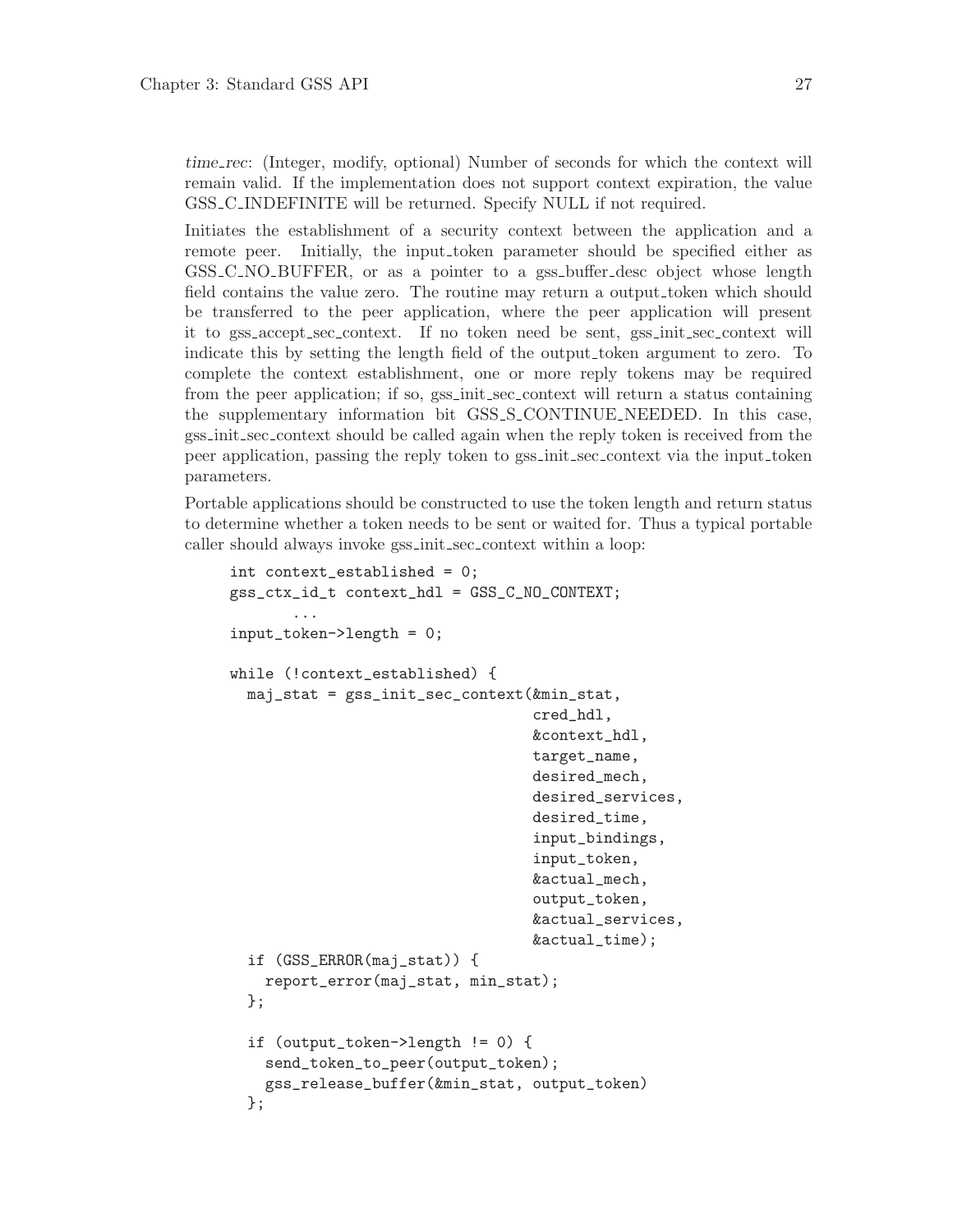*time_rec*: (Integer, modify, optional) Number of seconds for which the context will remain valid. If the implementation does not support context expiration, the value GSS_C_INDEFINITE will be returned. Specify NULL if not required.

Initiates the establishment of a security context between the application and a remote peer. Initially, the input_token parameter should be specified either as GSS_C_NO_BUFFER, or as a pointer to a gss_buffer_desc object whose length field contains the value zero. The routine may return a output_token which should be transferred to the peer application, where the peer application will present it to gss_accept_sec_context. If no token need be sent, gss_init_sec_context will indicate this by setting the length field of the output_token argument to zero. To complete the context establishment, one or more reply tokens may be required from the peer application; if so, gss_init_sec_context will return a status containing the supplementary information bit GSS_S_CONTINUE_NEEDED. In this case, gss_init_sec_context should be called again when the reply token is received from the peer application, passing the reply token to gss_init_sec_context via the input_token parameters.

Portable applications should be constructed to use the token length and return status to determine whether a token needs to be sent or waited for. Thus a typical portable caller should always invoke gss_init_sec_context within a loop:

```
int context_established = 0;
gss_ctx_id_t context_hdl = GSS_C_NO_CONTEXT;
       ...
input_token->length = 0;

while (!context_established) {
  maj_stat = gss_init_sec_context(&min_stat,
                                  cred_hdl,
                                  &context_hdl,
                                  target_name,
                                  desired_mech,
                                  desired_services,
                                  desired_time,
                                  input_bindings,
                                  input_token,
                                  &actual_mech,
                                  output_token,
                                  &actual_services,
                                  &actual_time);
  if (GSS_ERROR(maj_stat)) {
    report_error(maj_stat, min_stat);
  };

  if (output_token->length != 0) {
    send_token_to_peer(output_token);
    gss_release_buffer(&min_stat, output_token)
  };
```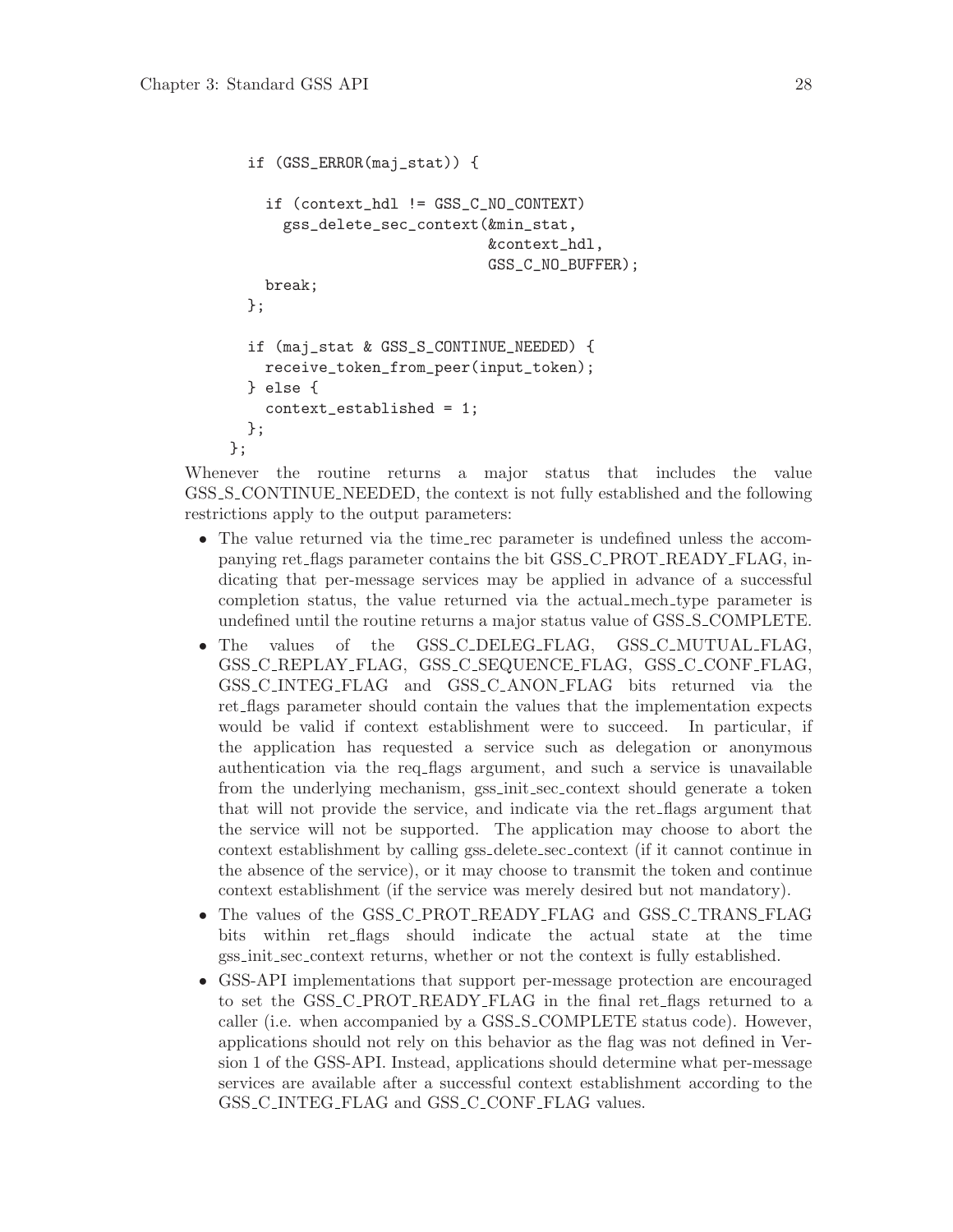```
    if (GSS_ERROR(maj_stat)) {

      if (context_hdl != GSS_C_NO_CONTEXT)
        gss_delete_sec_context(&min_stat,
                               &context_hdl,
                               GSS_C_NO_BUFFER);
      break;
    };

    if (maj_stat & GSS_S_CONTINUE_NEEDED) {
      receive_token_from_peer(input_token);
    } else {
      context_established = 1;
    };
  };
```

Whenever the routine returns a major status that includes the value GSS_S_CONTINUE_NEEDED, the context is not fully established and the following restrictions apply to the output parameters:

- The value returned via the time_rec parameter is undefined unless the accompanying ret_flags parameter contains the bit GSS_C_PROT_READY_FLAG, indicating that per-message services may be applied in advance of a successful completion status, the value returned via the actual_mech_type parameter is undefined until the routine returns a major status value of GSS_S_COMPLETE.
- The values of the GSS_C_DELEG_FLAG, GSS_C_MUTUAL_FLAG, GSS_C_REPLAY_FLAG, GSS_C_SEQUENCE_FLAG, GSS_C_CONF_FLAG, GSS_C_INTEG_FLAG and GSS_C_ANON_FLAG bits returned via the ret_flags parameter should contain the values that the implementation expects would be valid if context establishment were to succeed. In particular, if the application has requested a service such as delegation or anonymous authentication via the req_flags argument, and such a service is unavailable from the underlying mechanism, gss_init_sec_context should generate a token that will not provide the service, and indicate via the ret_flags argument that the service will not be supported. The application may choose to abort the context establishment by calling gss_delete_sec_context (if it cannot continue in the absence of the service), or it may choose to transmit the token and continue context establishment (if the service was merely desired but not mandatory).
- The values of the GSS_C_PROT_READY_FLAG and GSS_C_TRANS_FLAG bits within ret_flags should indicate the actual state at the time gss_init_sec_context returns, whether or not the context is fully established.
- GSS-API implementations that support per-message protection are encouraged to set the GSS_C_PROT_READY_FLAG in the final ret_flags returned to a caller (i.e. when accompanied by a GSS_S_COMPLETE status code). However, applications should not rely on this behavior as the flag was not defined in Version 1 of the GSS-API. Instead, applications should determine what per-message services are available after a successful context establishment according to the GSS_C_INTEG_FLAG and GSS_C_CONF_FLAG values.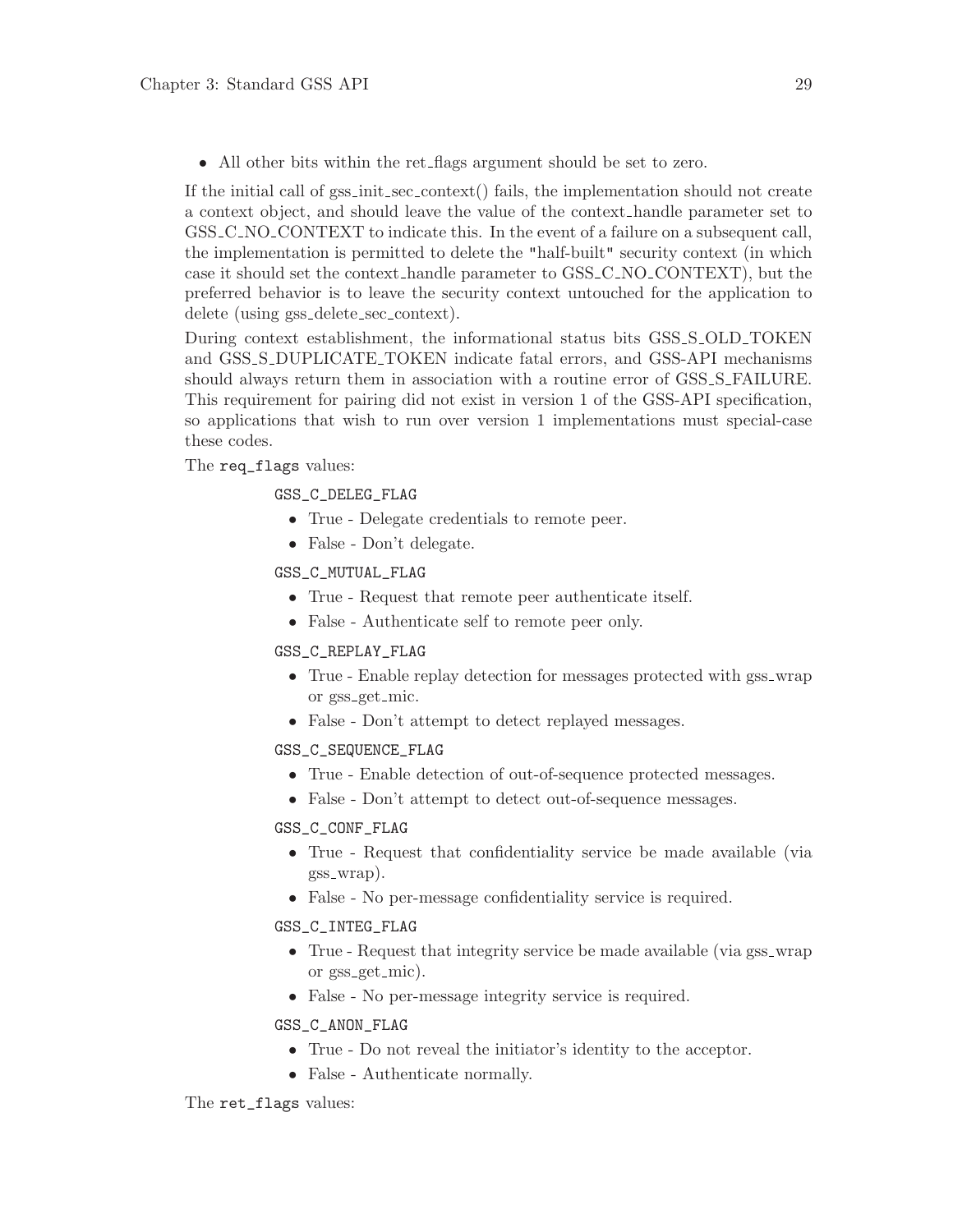- All other bits within the ret_flags argument should be set to zero.

If the initial call of gss_init_sec_context() fails, the implementation should not create a context object, and should leave the value of the context_handle parameter set to GSS_C_NO_CONTEXT to indicate this. In the event of a failure on a subsequent call, the implementation is permitted to delete the "half-built" security context (in which case it should set the context_handle parameter to GSS_C_NO_CONTEXT), but the preferred behavior is to leave the security context untouched for the application to delete (using gss_delete_sec_context).

During context establishment, the informational status bits GSS_S_OLD_TOKEN and GSS_S_DUPLICATE_TOKEN indicate fatal errors, and GSS-API mechanisms should always return them in association with a routine error of GSS_S_FAILURE. This requirement for pairing did not exist in version 1 of the GSS-API specification, so applications that wish to run over version 1 implementations must special-case these codes.

The `req_flags` values:

`GSS_C_DELEG_FLAG`
- True - Delegate credentials to remote peer.
- False - Don't delegate.

`GSS_C_MUTUAL_FLAG`
- True - Request that remote peer authenticate itself.
- False - Authenticate self to remote peer only.

`GSS_C_REPLAY_FLAG`
- True - Enable replay detection for messages protected with gss_wrap or gss_get_mic.
- False - Don't attempt to detect replayed messages.

`GSS_C_SEQUENCE_FLAG`
- True - Enable detection of out-of-sequence protected messages.
- False - Don't attempt to detect out-of-sequence messages.

`GSS_C_CONF_FLAG`
- True - Request that confidentiality service be made available (via gss_wrap).
- False - No per-message confidentiality service is required.

`GSS_C_INTEG_FLAG`
- True - Request that integrity service be made available (via gss_wrap or gss_get_mic).
- False - No per-message integrity service is required.

`GSS_C_ANON_FLAG`
- True - Do not reveal the initiator's identity to the acceptor.
- False - Authenticate normally.

The `ret_flags` values: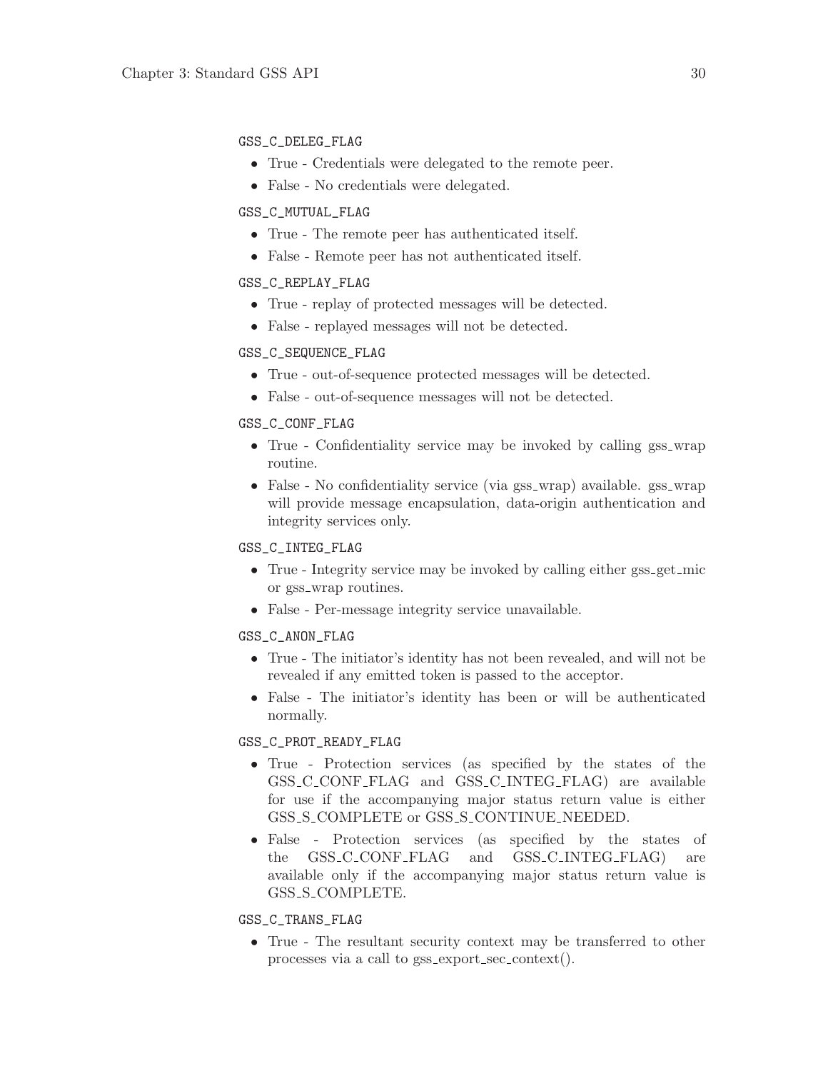`GSS_C_DELEG_FLAG`

- True - Credentials were delegated to the remote peer.
- False - No credentials were delegated.

`GSS_C_MUTUAL_FLAG`

- True - The remote peer has authenticated itself.
- False - Remote peer has not authenticated itself.

`GSS_C_REPLAY_FLAG`

- True - replay of protected messages will be detected.
- False - replayed messages will not be detected.

`GSS_C_SEQUENCE_FLAG`

- True - out-of-sequence protected messages will be detected.
- False - out-of-sequence messages will not be detected.

`GSS_C_CONF_FLAG`

- True - Confidentiality service may be invoked by calling gss_wrap routine.
- False - No confidentiality service (via gss_wrap) available. gss_wrap will provide message encapsulation, data-origin authentication and integrity services only.

`GSS_C_INTEG_FLAG`

- True - Integrity service may be invoked by calling either gss_get_mic or gss_wrap routines.
- False - Per-message integrity service unavailable.

`GSS_C_ANON_FLAG`

- True - The initiator's identity has not been revealed, and will not be revealed if any emitted token is passed to the acceptor.
- False - The initiator's identity has been or will be authenticated normally.

`GSS_C_PROT_READY_FLAG`

- True - Protection services (as specified by the states of the GSS_C_CONF_FLAG and GSS_C_INTEG_FLAG) are available for use if the accompanying major status return value is either GSS_S_COMPLETE or GSS_S_CONTINUE_NEEDED.
- False - Protection services (as specified by the states of the GSS_C_CONF_FLAG and GSS_C_INTEG_FLAG) are available only if the accompanying major status return value is GSS_S_COMPLETE.

`GSS_C_TRANS_FLAG`

- True - The resultant security context may be transferred to other processes via a call to gss_export_sec_context().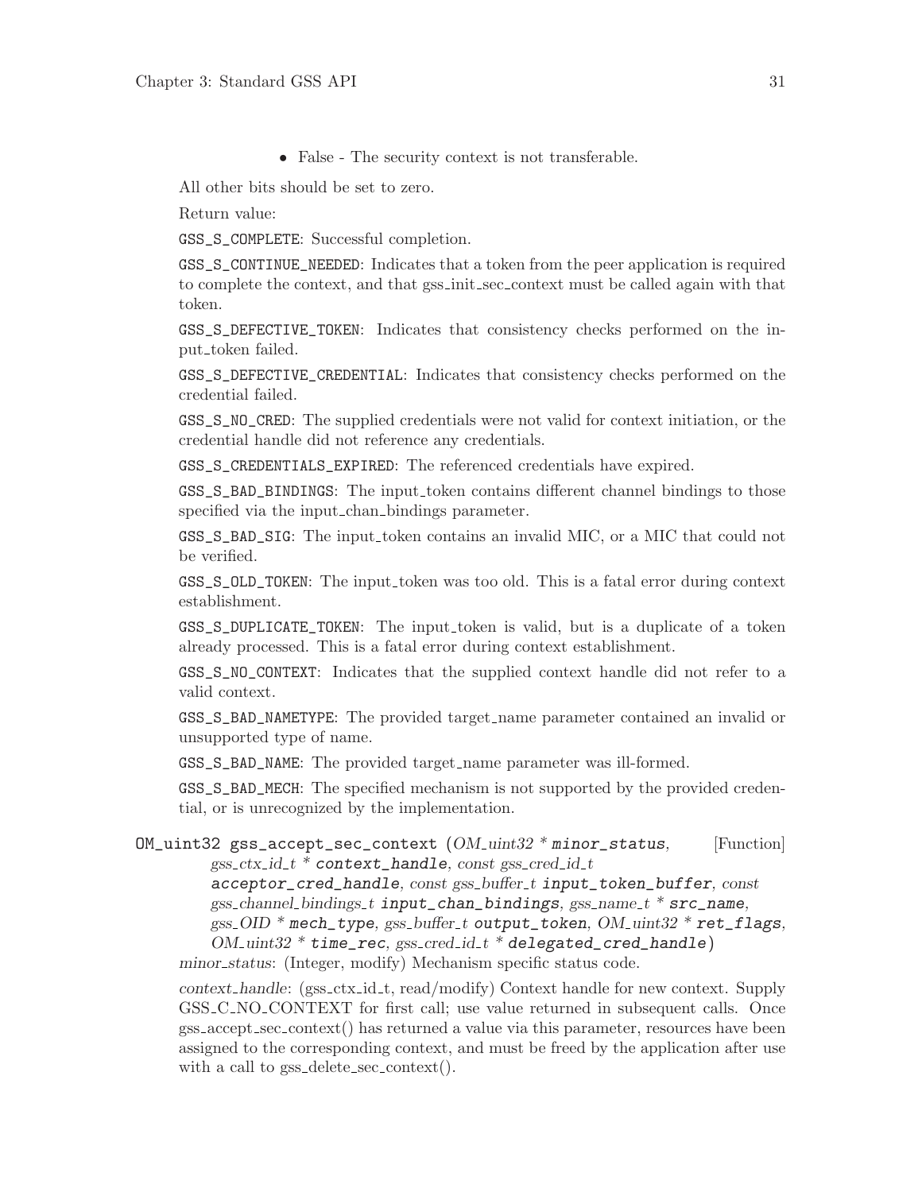- False - The security context is not transferable.

All other bits should be set to zero.

Return value:

`GSS_S_COMPLETE`: Successful completion.

`GSS_S_CONTINUE_NEEDED`: Indicates that a token from the peer application is required to complete the context, and that gss_init_sec_context must be called again with that token.

`GSS_S_DEFECTIVE_TOKEN`: Indicates that consistency checks performed on the input_token failed.

`GSS_S_DEFECTIVE_CREDENTIAL`: Indicates that consistency checks performed on the credential failed.

`GSS_S_NO_CRED`: The supplied credentials were not valid for context initiation, or the credential handle did not reference any credentials.

`GSS_S_CREDENTIALS_EXPIRED`: The referenced credentials have expired.

`GSS_S_BAD_BINDINGS`: The input_token contains different channel bindings to those specified via the input_chan_bindings parameter.

`GSS_S_BAD_SIG`: The input_token contains an invalid MIC, or a MIC that could not be verified.

`GSS_S_OLD_TOKEN`: The input_token was too old. This is a fatal error during context establishment.

`GSS_S_DUPLICATE_TOKEN`: The input_token is valid, but is a duplicate of a token already processed. This is a fatal error during context establishment.

`GSS_S_NO_CONTEXT`: Indicates that the supplied context handle did not refer to a valid context.

`GSS_S_BAD_NAMETYPE`: The provided target_name parameter contained an invalid or unsupported type of name.

`GSS_S_BAD_NAME`: The provided target_name parameter was ill-formed.

`GSS_S_BAD_MECH`: The specified mechanism is not supported by the provided credential, or is unrecognized by the implementation.

`OM_uint32 gss_accept_sec_context` (*OM_uint32 ** **`minor_status`**, *gss_ctx_id_t ** **`context_handle`**, *const gss_cred_id_t* **`acceptor_cred_handle`**, *const gss_buffer_t* **`input_token_buffer`**, *const gss_channel_bindings_t* **`input_chan_bindings`**, *gss_name_t ** **`src_name`**, *gss_OID ** **`mech_type`**, *gss_buffer_t* **`output_token`**, *OM_uint32 ** **`ret_flags`**, *OM_uint32 ** **`time_rec`**, *gss_cred_id_t ** **`delegated_cred_handle`**) [Function]

*minor_status*: (Integer, modify) Mechanism specific status code.

*context_handle*: (gss_ctx_id_t, read/modify) Context handle for new context. Supply GSS_C_NO_CONTEXT for first call; use value returned in subsequent calls. Once gss_accept_sec_context() has returned a value via this parameter, resources have been assigned to the corresponding context, and must be freed by the application after use with a call to gss_delete_sec_context().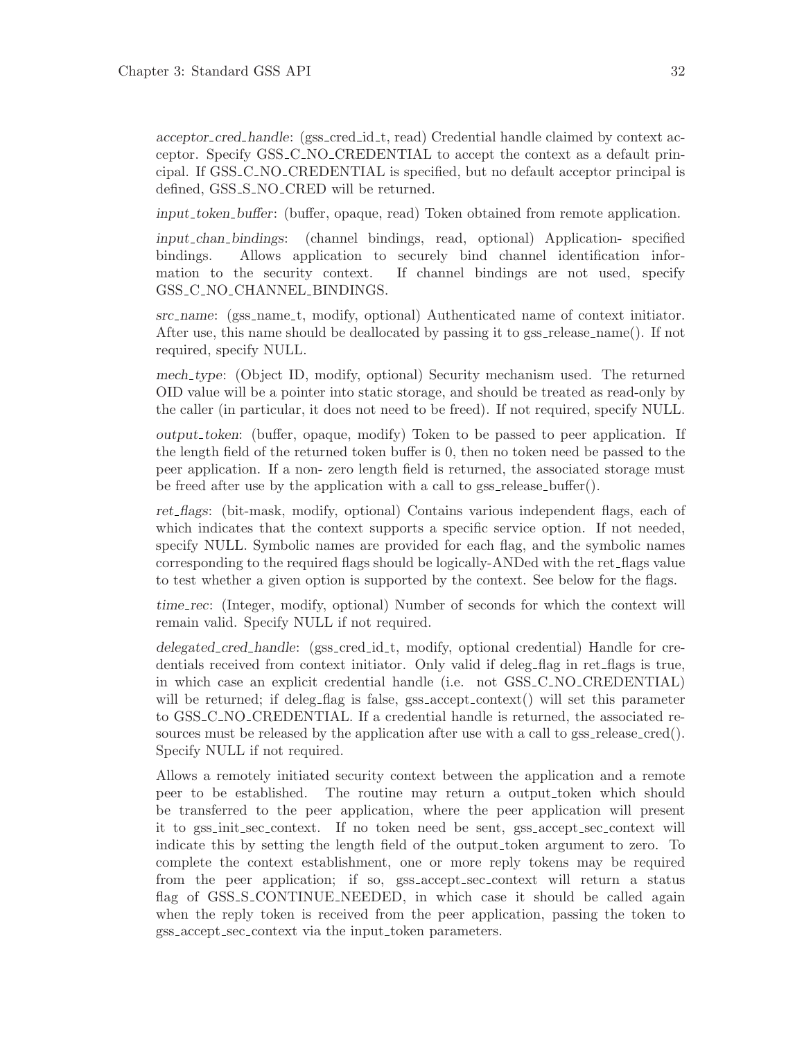*acceptor_cred_handle*: (gss_cred_id_t, read) Credential handle claimed by context acceptor. Specify GSS_C_NO_CREDENTIAL to accept the context as a default principal. If GSS_C_NO_CREDENTIAL is specified, but no default acceptor principal is defined, GSS_S_NO_CRED will be returned.

*input_token_buffer*: (buffer, opaque, read) Token obtained from remote application.

*input_chan_bindings*: (channel bindings, read, optional) Application- specified bindings. Allows application to securely bind channel identification information to the security context. If channel bindings are not used, specify GSS_C_NO_CHANNEL_BINDINGS.

*src_name*: (gss_name_t, modify, optional) Authenticated name of context initiator. After use, this name should be deallocated by passing it to gss_release_name(). If not required, specify NULL.

*mech_type*: (Object ID, modify, optional) Security mechanism used. The returned OID value will be a pointer into static storage, and should be treated as read-only by the caller (in particular, it does not need to be freed). If not required, specify NULL.

*output_token*: (buffer, opaque, modify) Token to be passed to peer application. If the length field of the returned token buffer is 0, then no token need be passed to the peer application. If a non- zero length field is returned, the associated storage must be freed after use by the application with a call to gss_release_buffer().

*ret_flags*: (bit-mask, modify, optional) Contains various independent flags, each of which indicates that the context supports a specific service option. If not needed, specify NULL. Symbolic names are provided for each flag, and the symbolic names corresponding to the required flags should be logically-ANDed with the ret_flags value to test whether a given option is supported by the context. See below for the flags.

*time_rec*: (Integer, modify, optional) Number of seconds for which the context will remain valid. Specify NULL if not required.

*delegated_cred_handle*: (gss_cred_id_t, modify, optional credential) Handle for credentials received from context initiator. Only valid if deleg_flag in ret_flags is true, in which case an explicit credential handle (i.e. not GSS_C_NO_CREDENTIAL) will be returned; if deleg_flag is false, gss_accept_context() will set this parameter to GSS_C_NO_CREDENTIAL. If a credential handle is returned, the associated resources must be released by the application after use with a call to gss_release_cred(). Specify NULL if not required.

Allows a remotely initiated security context between the application and a remote peer to be established. The routine may return a output_token which should be transferred to the peer application, where the peer application will present it to gss_init_sec_context. If no token need be sent, gss_accept_sec_context will indicate this by setting the length field of the output_token argument to zero. To complete the context establishment, one or more reply tokens may be required from the peer application; if so, gss_accept_sec_context will return a status flag of GSS_S_CONTINUE_NEEDED, in which case it should be called again when the reply token is received from the peer application, passing the token to gss_accept_sec_context via the input_token parameters.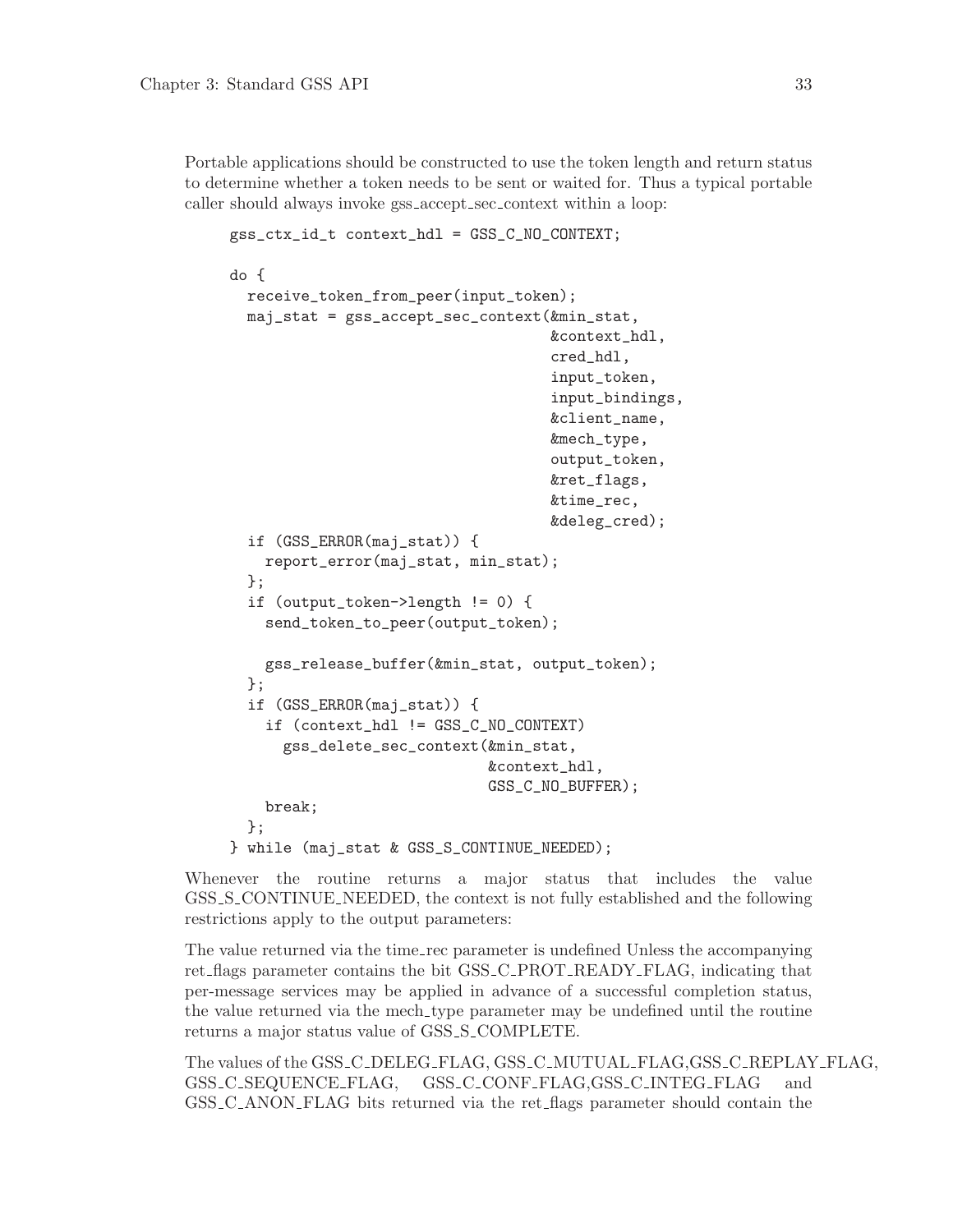Portable applications should be constructed to use the token length and return status to determine whether a token needs to be sent or waited for. Thus a typical portable caller should always invoke gss_accept_sec_context within a loop:

```
gss_ctx_id_t context_hdl = GSS_C_NO_CONTEXT;

do {
  receive_token_from_peer(input_token);
  maj_stat = gss_accept_sec_context(&min_stat,
                                    &context_hdl,
                                    cred_hdl,
                                    input_token,
                                    input_bindings,
                                    &client_name,
                                    &mech_type,
                                    output_token,
                                    &ret_flags,
                                    &time_rec,
                                    &deleg_cred);
  if (GSS_ERROR(maj_stat)) {
    report_error(maj_stat, min_stat);
  };
  if (output_token->length != 0) {
    send_token_to_peer(output_token);

    gss_release_buffer(&min_stat, output_token);
  };
  if (GSS_ERROR(maj_stat)) {
    if (context_hdl != GSS_C_NO_CONTEXT)
      gss_delete_sec_context(&min_stat,
                             &context_hdl,
                             GSS_C_NO_BUFFER);
    break;
  };
} while (maj_stat & GSS_S_CONTINUE_NEEDED);
```

Whenever the routine returns a major status that includes the value GSS_S_CONTINUE_NEEDED, the context is not fully established and the following restrictions apply to the output parameters:

The value returned via the time_rec parameter is undefined Unless the accompanying ret_flags parameter contains the bit GSS_C_PROT_READY_FLAG, indicating that per-message services may be applied in advance of a successful completion status, the value returned via the mech_type parameter may be undefined until the routine returns a major status value of GSS_S_COMPLETE.

The values of the GSS_C_DELEG_FLAG, GSS_C_MUTUAL_FLAG,GSS_C_REPLAY_FLAG, GSS_C_SEQUENCE_FLAG, GSS_C_CONF_FLAG,GSS_C_INTEG_FLAG and GSS_C_ANON_FLAG bits returned via the ret_flags parameter should contain the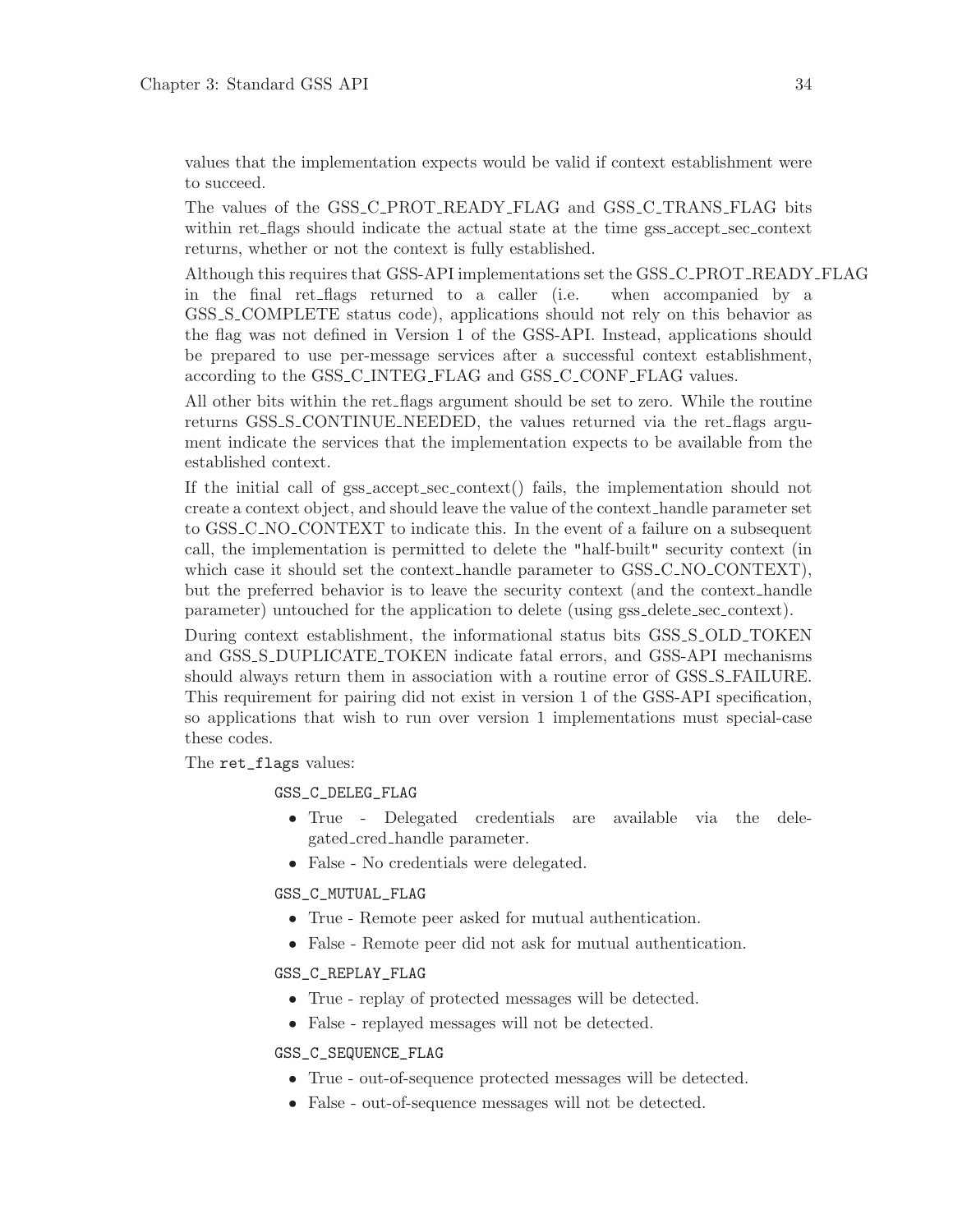values that the implementation expects would be valid if context establishment were to succeed.

The values of the GSS_C_PROT_READY_FLAG and GSS_C_TRANS_FLAG bits within ret_flags should indicate the actual state at the time gss_accept_sec_context returns, whether or not the context is fully established.

Although this requires that GSS-API implementations set the GSS_C_PROT_READY_FLAG in the final ret_flags returned to a caller (i.e. when accompanied by a GSS_S_COMPLETE status code), applications should not rely on this behavior as the flag was not defined in Version 1 of the GSS-API. Instead, applications should be prepared to use per-message services after a successful context establishment, according to the GSS_C_INTEG_FLAG and GSS_C_CONF_FLAG values.

All other bits within the ret_flags argument should be set to zero. While the routine returns GSS_S_CONTINUE_NEEDED, the values returned via the ret_flags argument indicate the services that the implementation expects to be available from the established context.

If the initial call of gss_accept_sec_context() fails, the implementation should not create a context object, and should leave the value of the context_handle parameter set to GSS_C_NO_CONTEXT to indicate this. In the event of a failure on a subsequent call, the implementation is permitted to delete the "half-built" security context (in which case it should set the context_handle parameter to GSS_C_NO_CONTEXT), but the preferred behavior is to leave the security context (and the context_handle parameter) untouched for the application to delete (using gss_delete_sec_context).

During context establishment, the informational status bits GSS_S_OLD_TOKEN and GSS_S_DUPLICATE_TOKEN indicate fatal errors, and GSS-API mechanisms should always return them in association with a routine error of GSS_S_FAILURE. This requirement for pairing did not exist in version 1 of the GSS-API specification, so applications that wish to run over version 1 implementations must special-case these codes.

The `ret_flags` values:

`GSS_C_DELEG_FLAG`

- True - Delegated credentials are available via the delegated_cred_handle parameter.
- False - No credentials were delegated.

`GSS_C_MUTUAL_FLAG`

- True - Remote peer asked for mutual authentication.
- False - Remote peer did not ask for mutual authentication.

`GSS_C_REPLAY_FLAG`

- True - replay of protected messages will be detected.
- False - replayed messages will not be detected.

`GSS_C_SEQUENCE_FLAG`

- True - out-of-sequence protected messages will be detected.
- False - out-of-sequence messages will not be detected.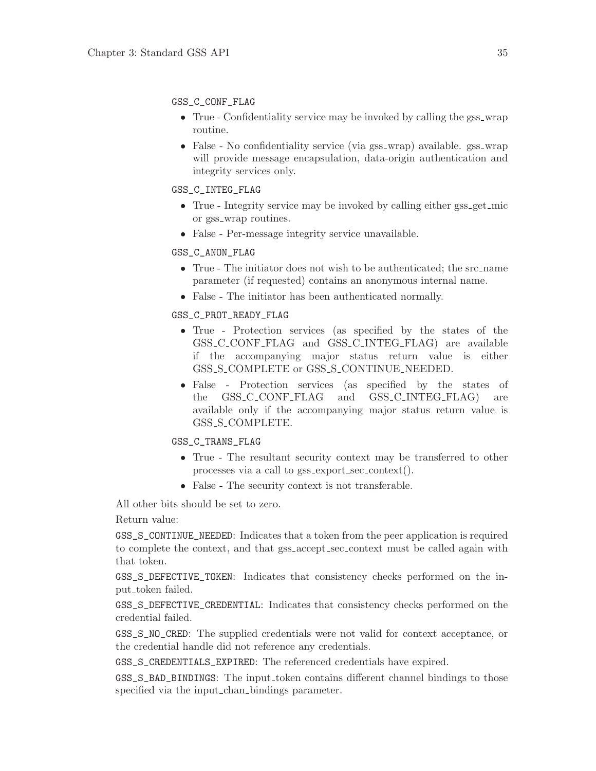`GSS_C_CONF_FLAG`

- True - Confidentiality service may be invoked by calling the gss_wrap routine.
- False - No confidentiality service (via gss_wrap) available. gss_wrap will provide message encapsulation, data-origin authentication and integrity services only.

`GSS_C_INTEG_FLAG`

- True - Integrity service may be invoked by calling either gss_get_mic or gss_wrap routines.
- False - Per-message integrity service unavailable.

`GSS_C_ANON_FLAG`

- True - The initiator does not wish to be authenticated; the src_name parameter (if requested) contains an anonymous internal name.
- False - The initiator has been authenticated normally.

`GSS_C_PROT_READY_FLAG`

- True - Protection services (as specified by the states of the GSS_C_CONF_FLAG and GSS_C_INTEG_FLAG) are available if the accompanying major status return value is either GSS_S_COMPLETE or GSS_S_CONTINUE_NEEDED.
- False - Protection services (as specified by the states of the GSS_C_CONF_FLAG and GSS_C_INTEG_FLAG) are available only if the accompanying major status return value is GSS_S_COMPLETE.

`GSS_C_TRANS_FLAG`

- True - The resultant security context may be transferred to other processes via a call to gss_export_sec_context().
- False - The security context is not transferable.

All other bits should be set to zero.

Return value:

`GSS_S_CONTINUE_NEEDED`: Indicates that a token from the peer application is required to complete the context, and that gss_accept_sec_context must be called again with that token.

`GSS_S_DEFECTIVE_TOKEN`: Indicates that consistency checks performed on the input_token failed.

`GSS_S_DEFECTIVE_CREDENTIAL`: Indicates that consistency checks performed on the credential failed.

`GSS_S_NO_CRED`: The supplied credentials were not valid for context acceptance, or the credential handle did not reference any credentials.

`GSS_S_CREDENTIALS_EXPIRED`: The referenced credentials have expired.

`GSS_S_BAD_BINDINGS`: The input_token contains different channel bindings to those specified via the input_chan_bindings parameter.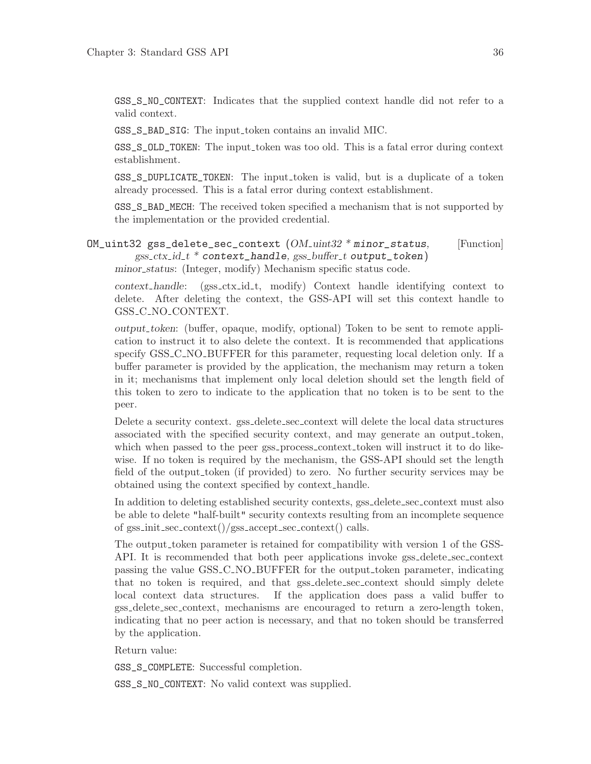`GSS_S_NO_CONTEXT`: Indicates that the supplied context handle did not refer to a valid context.

`GSS_S_BAD_SIG`: The input_token contains an invalid MIC.

`GSS_S_OLD_TOKEN`: The input_token was too old. This is a fatal error during context establishment.

`GSS_S_DUPLICATE_TOKEN`: The input_token is valid, but is a duplicate of a token already processed. This is a fatal error during context establishment.

`GSS_S_BAD_MECH`: The received token specified a mechanism that is not supported by the implementation or the provided credential.

`OM_uint32 gss_delete_sec_context` (*OM_uint32 * **minor_status**, gss_ctx_id_t * **context_handle**, gss_buffer_t **output_token***) [Function]

*minor_status*: (Integer, modify) Mechanism specific status code.

*context_handle*: (gss_ctx_id_t, modify) Context handle identifying context to delete. After deleting the context, the GSS-API will set this context handle to GSS_C_NO_CONTEXT.

*output_token*: (buffer, opaque, modify, optional) Token to be sent to remote application to instruct it to also delete the context. It is recommended that applications specify GSS_C_NO_BUFFER for this parameter, requesting local deletion only. If a buffer parameter is provided by the application, the mechanism may return a token in it; mechanisms that implement only local deletion should set the length field of this token to zero to indicate to the application that no token is to be sent to the peer.

Delete a security context. gss_delete_sec_context will delete the local data structures associated with the specified security context, and may generate an output_token, which when passed to the peer gss_process_context_token will instruct it to do likewise. If no token is required by the mechanism, the GSS-API should set the length field of the output_token (if provided) to zero. No further security services may be obtained using the context specified by context_handle.

In addition to deleting established security contexts, gss_delete_sec_context must also be able to delete "half-built" security contexts resulting from an incomplete sequence of gss_init_sec_context()/gss_accept_sec_context() calls.

The output_token parameter is retained for compatibility with version 1 of the GSS-API. It is recommended that both peer applications invoke gss_delete_sec_context passing the value GSS_C_NO_BUFFER for the output_token parameter, indicating that no token is required, and that gss_delete_sec_context should simply delete local context data structures. If the application does pass a valid buffer to gss_delete_sec_context, mechanisms are encouraged to return a zero-length token, indicating that no peer action is necessary, and that no token should be transferred by the application.

Return value:

`GSS_S_COMPLETE`: Successful completion.

`GSS_S_NO_CONTEXT`: No valid context was supplied.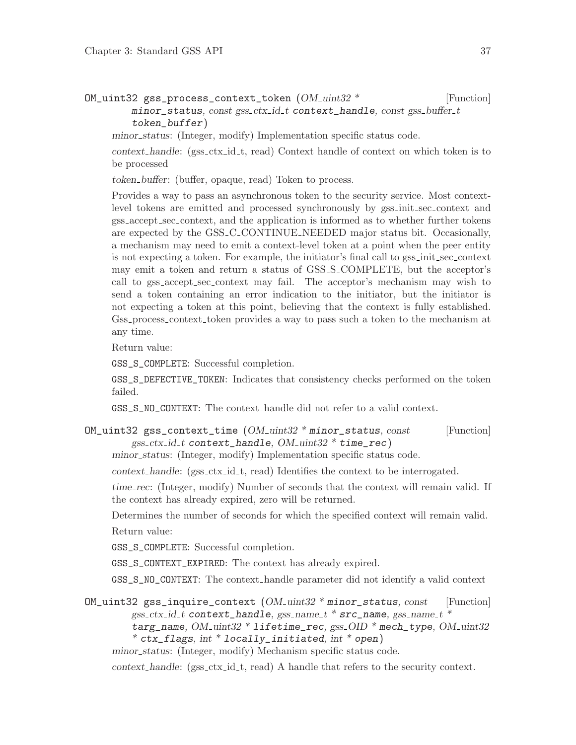OM_uint32 gss_process_context_token (*OM_uint32 * minor_status, const gss_ctx_id_t context_handle, const gss_buffer_t token_buffer*) [Function]

*minor_status*: (Integer, modify) Implementation specific status code.

*context_handle*: (gss_ctx_id_t, read) Context handle of context on which token is to be processed

*token_buffer*: (buffer, opaque, read) Token to process.

Provides a way to pass an asynchronous token to the security service. Most context-level tokens are emitted and processed synchronously by gss_init_sec_context and gss_accept_sec_context, and the application is informed as to whether further tokens are expected by the GSS_C_CONTINUE_NEEDED major status bit. Occasionally, a mechanism may need to emit a context-level token at a point when the peer entity is not expecting a token. For example, the initiator's final call to gss_init_sec_context may emit a token and return a status of GSS_S_COMPLETE, but the acceptor's call to gss_accept_sec_context may fail. The acceptor's mechanism may wish to send a token containing an error indication to the initiator, but the initiator is not expecting a token at this point, believing that the context is fully established. Gss_process_context_token provides a way to pass such a token to the mechanism at any time.

Return value:

`GSS_S_COMPLETE`: Successful completion.

`GSS_S_DEFECTIVE_TOKEN`: Indicates that consistency checks performed on the token failed.

`GSS_S_NO_CONTEXT`: The context_handle did not refer to a valid context.

OM_uint32 gss_context_time (*OM_uint32 * minor_status, const gss_ctx_id_t context_handle, OM_uint32 * time_rec*) [Function]

*minor_status*: (Integer, modify) Implementation specific status code.

*context_handle*: (gss_ctx_id_t, read) Identifies the context to be interrogated.

*time_rec*: (Integer, modify) Number of seconds that the context will remain valid. If the context has already expired, zero will be returned.

Determines the number of seconds for which the specified context will remain valid.

Return value:

`GSS_S_COMPLETE`: Successful completion.

`GSS_S_CONTEXT_EXPIRED`: The context has already expired.

`GSS_S_NO_CONTEXT`: The context_handle parameter did not identify a valid context

OM_uint32 gss_inquire_context (*OM_uint32 * minor_status, const gss_ctx_id_t context_handle, gss_name_t * src_name, gss_name_t * targ_name, OM_uint32 * lifetime_rec, gss_OID * mech_type, OM_uint32 * ctx_flags, int * locally_initiated, int * open*) [Function]

*minor_status*: (Integer, modify) Mechanism specific status code.

*context_handle*: (gss_ctx_id_t, read) A handle that refers to the security context.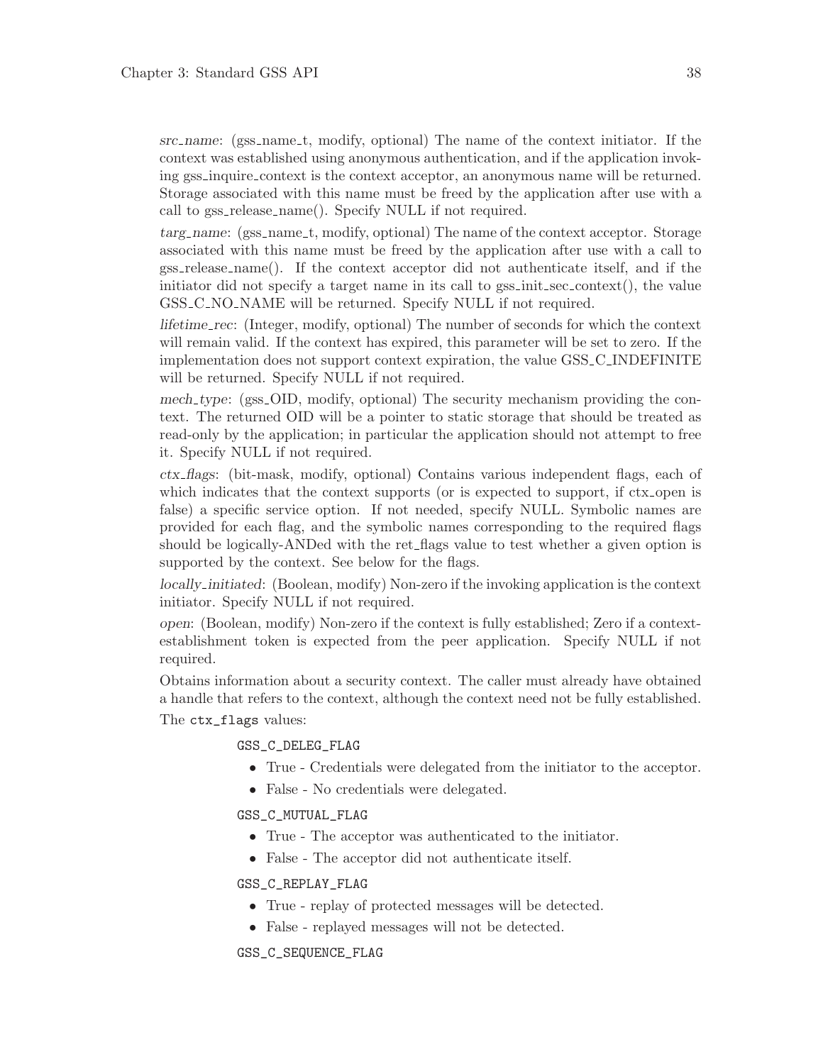*src_name*: (gss_name_t, modify, optional) The name of the context initiator. If the context was established using anonymous authentication, and if the application invoking gss_inquire_context is the context acceptor, an anonymous name will be returned. Storage associated with this name must be freed by the application after use with a call to gss_release_name(). Specify NULL if not required.

*targ_name*: (gss_name_t, modify, optional) The name of the context acceptor. Storage associated with this name must be freed by the application after use with a call to gss_release_name(). If the context acceptor did not authenticate itself, and if the initiator did not specify a target name in its call to gss_init_sec_context(), the value GSS_C_NO_NAME will be returned. Specify NULL if not required.

*lifetime_rec*: (Integer, modify, optional) The number of seconds for which the context will remain valid. If the context has expired, this parameter will be set to zero. If the implementation does not support context expiration, the value GSS_C_INDEFINITE will be returned. Specify NULL if not required.

*mech_type*: (gss_OID, modify, optional) The security mechanism providing the context. The returned OID will be a pointer to static storage that should be treated as read-only by the application; in particular the application should not attempt to free it. Specify NULL if not required.

*ctx_flags*: (bit-mask, modify, optional) Contains various independent flags, each of which indicates that the context supports (or is expected to support, if ctx_open is false) a specific service option. If not needed, specify NULL. Symbolic names are provided for each flag, and the symbolic names corresponding to the required flags should be logically-ANDed with the ret_flags value to test whether a given option is supported by the context. See below for the flags.

*locally_initiated*: (Boolean, modify) Non-zero if the invoking application is the context initiator. Specify NULL if not required.

*open*: (Boolean, modify) Non-zero if the context is fully established; Zero if a context-establishment token is expected from the peer application. Specify NULL if not required.

Obtains information about a security context. The caller must already have obtained a handle that refers to the context, although the context need not be fully established.

The `ctx_flags` values:

`GSS_C_DELEG_FLAG`

- True - Credentials were delegated from the initiator to the acceptor.
- False - No credentials were delegated.

`GSS_C_MUTUAL_FLAG`

- True - The acceptor was authenticated to the initiator.
- False - The acceptor did not authenticate itself.

`GSS_C_REPLAY_FLAG`

- True - replay of protected messages will be detected.
- False - replayed messages will not be detected.

`GSS_C_SEQUENCE_FLAG`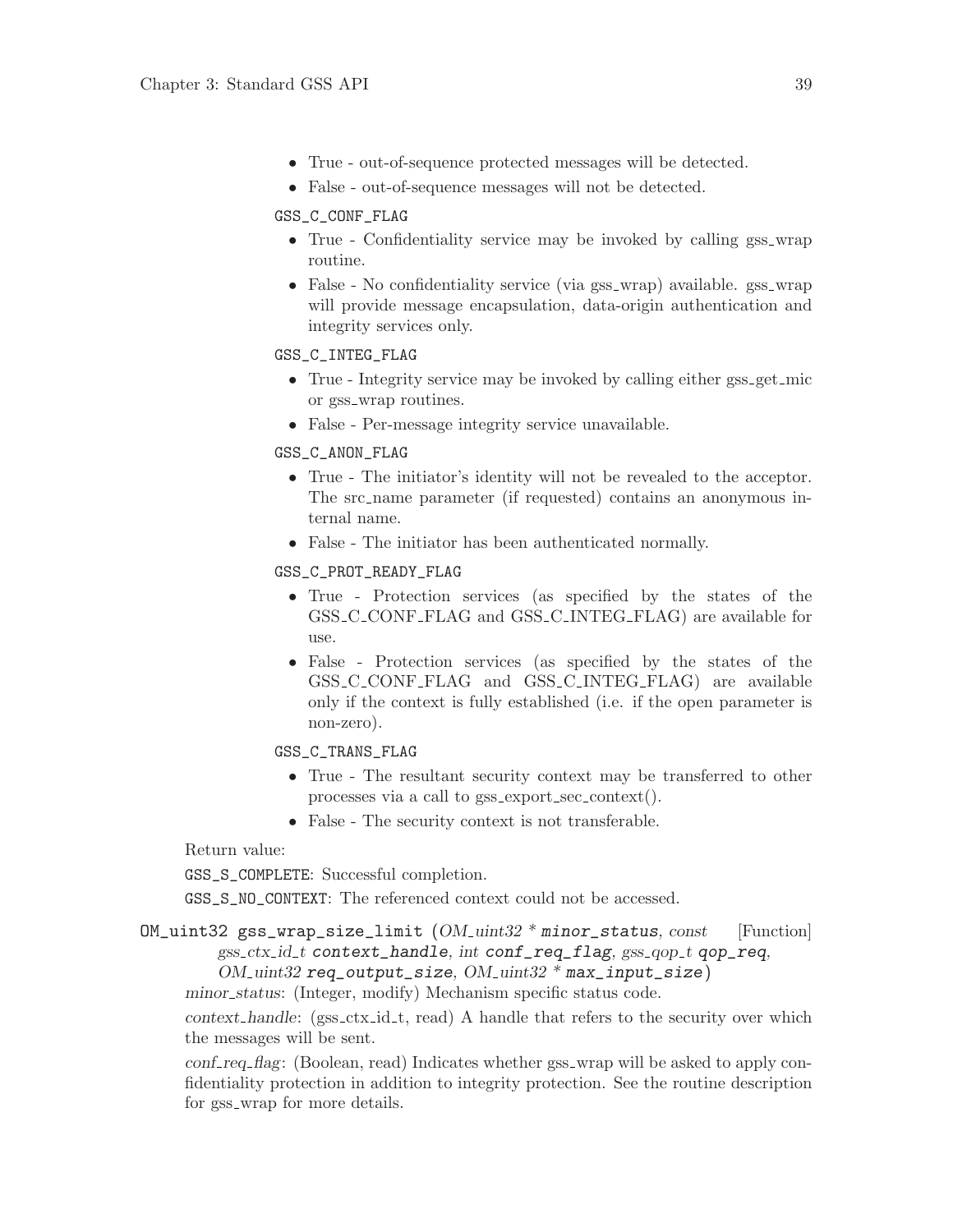- True - out-of-sequence protected messages will be detected.
- False - out-of-sequence messages will not be detected.

`GSS_C_CONF_FLAG`

- True - Confidentiality service may be invoked by calling gss_wrap routine.
- False - No confidentiality service (via gss_wrap) available. gss_wrap will provide message encapsulation, data-origin authentication and integrity services only.

`GSS_C_INTEG_FLAG`

- True - Integrity service may be invoked by calling either gss_get_mic or gss_wrap routines.
- False - Per-message integrity service unavailable.

`GSS_C_ANON_FLAG`

- True - The initiator's identity will not be revealed to the acceptor. The src_name parameter (if requested) contains an anonymous internal name.
- False - The initiator has been authenticated normally.

`GSS_C_PROT_READY_FLAG`

- True - Protection services (as specified by the states of the GSS_C_CONF_FLAG and GSS_C_INTEG_FLAG) are available for use.
- False - Protection services (as specified by the states of the GSS_C_CONF_FLAG and GSS_C_INTEG_FLAG) are available only if the context is fully established (i.e. if the open parameter is non-zero).

`GSS_C_TRANS_FLAG`

- True - The resultant security context may be transferred to other processes via a call to gss_export_sec_context().
- False - The security context is not transferable.

Return value:

`GSS_S_COMPLETE`: Successful completion.

`GSS_S_NO_CONTEXT`: The referenced context could not be accessed.

**OM_uint32 gss_wrap_size_limit** (*OM_uint32 ** **minor_status**, *const gss_ctx_id_t* **context_handle**, *int* **conf_req_flag**, *gss_qop_t* **qop_req**, *OM_uint32* **req_output_size**, *OM_uint32 ** **max_input_size**) [Function]

*minor_status*: (Integer, modify) Mechanism specific status code.

*context_handle*: (gss_ctx_id_t, read) A handle that refers to the security over which the messages will be sent.

*conf_req_flag*: (Boolean, read) Indicates whether gss_wrap will be asked to apply confidentiality protection in addition to integrity protection. See the routine description for gss_wrap for more details.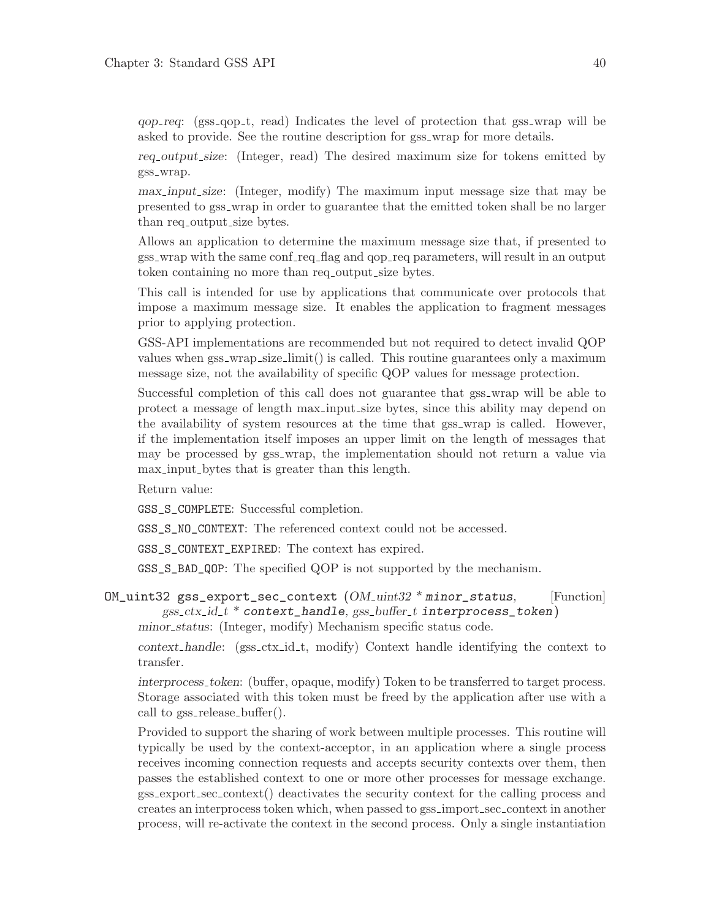*qop_req*: (gss_qop_t, read) Indicates the level of protection that gss_wrap will be asked to provide. See the routine description for gss_wrap for more details.

*req_output_size*: (Integer, read) The desired maximum size for tokens emitted by gss_wrap.

*max_input_size*: (Integer, modify) The maximum input message size that may be presented to gss_wrap in order to guarantee that the emitted token shall be no larger than req_output_size bytes.

Allows an application to determine the maximum message size that, if presented to gss_wrap with the same conf_req_flag and qop_req parameters, will result in an output token containing no more than req_output_size bytes.

This call is intended for use by applications that communicate over protocols that impose a maximum message size. It enables the application to fragment messages prior to applying protection.

GSS-API implementations are recommended but not required to detect invalid QOP values when gss_wrap_size_limit() is called. This routine guarantees only a maximum message size, not the availability of specific QOP values for message protection.

Successful completion of this call does not guarantee that gss_wrap will be able to protect a message of length max_input_size bytes, since this ability may depend on the availability of system resources at the time that gss_wrap is called. However, if the implementation itself imposes an upper limit on the length of messages that may be processed by gss_wrap, the implementation should not return a value via max_input_bytes that is greater than this length.

Return value:

`GSS_S_COMPLETE`: Successful completion.

`GSS_S_NO_CONTEXT`: The referenced context could not be accessed.

`GSS_S_CONTEXT_EXPIRED`: The context has expired.

`GSS_S_BAD_QOP`: The specified QOP is not supported by the mechanism.

`OM_uint32 gss_export_sec_context (`*OM_uint32 \** **minor_status**, *gss_ctx_id_t \** **context_handle**, *gss_buffer_t* **interprocess_token**`)` [Function]

*minor_status*: (Integer, modify) Mechanism specific status code.

*context_handle*: (gss_ctx_id_t, modify) Context handle identifying the context to transfer.

*interprocess_token*: (buffer, opaque, modify) Token to be transferred to target process. Storage associated with this token must be freed by the application after use with a call to gss_release_buffer().

Provided to support the sharing of work between multiple processes. This routine will typically be used by the context-acceptor, in an application where a single process receives incoming connection requests and accepts security contexts over them, then passes the established context to one or more other processes for message exchange. gss_export_sec_context() deactivates the security context for the calling process and creates an interprocess token which, when passed to gss_import_sec_context in another process, will re-activate the context in the second process. Only a single instantiation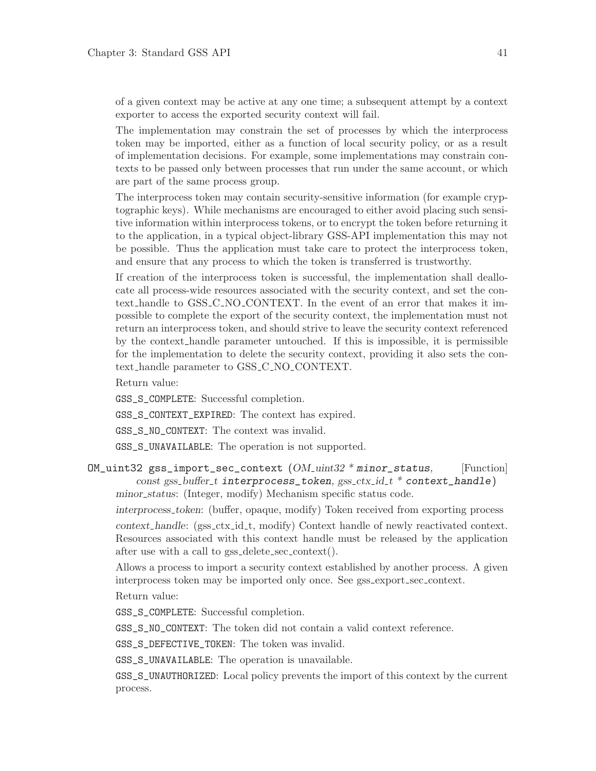of a given context may be active at any one time; a subsequent attempt by a context exporter to access the exported security context will fail.

The implementation may constrain the set of processes by which the interprocess token may be imported, either as a function of local security policy, or as a result of implementation decisions. For example, some implementations may constrain contexts to be passed only between processes that run under the same account, or which are part of the same process group.

The interprocess token may contain security-sensitive information (for example cryptographic keys). While mechanisms are encouraged to either avoid placing such sensitive information within interprocess tokens, or to encrypt the token before returning it to the application, in a typical object-library GSS-API implementation this may not be possible. Thus the application must take care to protect the interprocess token, and ensure that any process to which the token is transferred is trustworthy.

If creation of the interprocess token is successful, the implementation shall deallocate all process-wide resources associated with the security context, and set the context_handle to GSS_C_NO_CONTEXT. In the event of an error that makes it impossible to complete the export of the security context, the implementation must not return an interprocess token, and should strive to leave the security context referenced by the context_handle parameter untouched. If this is impossible, it is permissible for the implementation to delete the security context, providing it also sets the context_handle parameter to GSS_C_NO_CONTEXT.

Return value:

`GSS_S_COMPLETE`: Successful completion.

`GSS_S_CONTEXT_EXPIRED`: The context has expired.

`GSS_S_NO_CONTEXT`: The context was invalid.

`GSS_S_UNAVAILABLE`: The operation is not supported.

`OM_uint32 gss_import_sec_context` (*OM_uint32 \** **`minor_status`**, *const gss_buffer_t* **`interprocess_token`**, *gss_ctx_id_t \** **`context_handle`**) [Function]

*minor_status*: (Integer, modify) Mechanism specific status code.

*interprocess_token*: (buffer, opaque, modify) Token received from exporting process

*context_handle*: (gss_ctx_id_t, modify) Context handle of newly reactivated context. Resources associated with this context handle must be released by the application after use with a call to gss_delete_sec_context().

Allows a process to import a security context established by another process. A given interprocess token may be imported only once. See gss_export_sec_context.

Return value:

`GSS_S_COMPLETE`: Successful completion.

`GSS_S_NO_CONTEXT`: The token did not contain a valid context reference.

`GSS_S_DEFECTIVE_TOKEN`: The token was invalid.

`GSS_S_UNAVAILABLE`: The operation is unavailable.

`GSS_S_UNAUTHORIZED`: Local policy prevents the import of this context by the current process.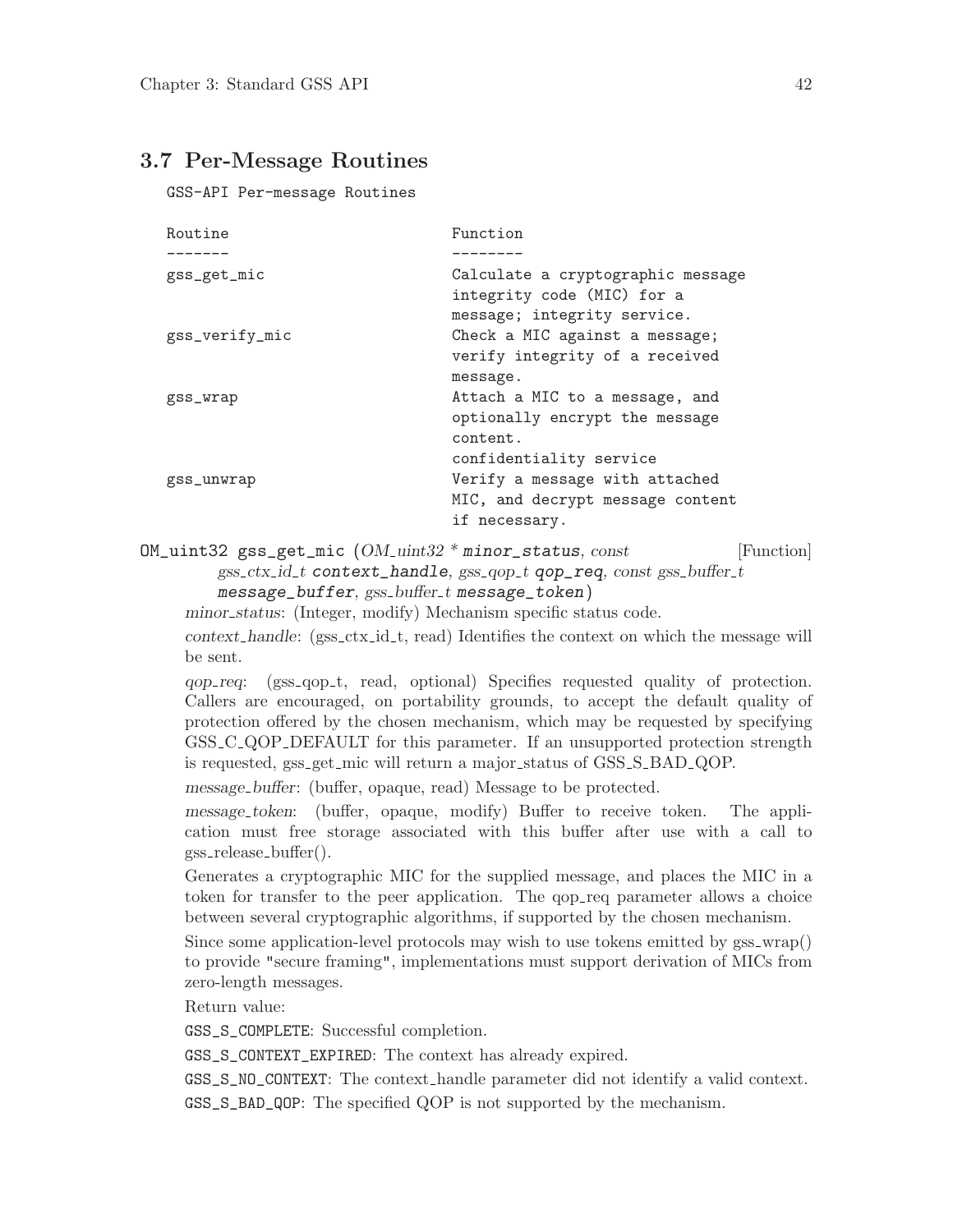## 3.7 Per-Message Routines

```
GSS-API Per-message Routines

Routine                         Function
-------                         --------
gss_get_mic                     Calculate a cryptographic message
                                integrity code (MIC) for a
                                message; integrity service.
gss_verify_mic                  Check a MIC against a message;
                                verify integrity of a received
                                message.
gss_wrap                        Attach a MIC to a message, and
                                optionally encrypt the message
                                content.
                                confidentiality service
gss_unwrap                      Verify a message with attached
                                MIC, and decrypt message content
                                if necessary.
```

`OM_uint32 gss_get_mic` (*OM_uint32 \** **minor_status**, *const gss_ctx_id_t* **context_handle**, *gss_qop_t* **qop_req**, *const gss_buffer_t* **message_buffer**, *gss_buffer_t* **message_token**) [Function]

*minor_status*: (Integer, modify) Mechanism specific status code.

*context_handle*: (gss_ctx_id_t, read) Identifies the context on which the message will be sent.

*qop_req*: (gss_qop_t, read, optional) Specifies requested quality of protection. Callers are encouraged, on portability grounds, to accept the default quality of protection offered by the chosen mechanism, which may be requested by specifying GSS_C_QOP_DEFAULT for this parameter. If an unsupported protection strength is requested, gss_get_mic will return a major_status of GSS_S_BAD_QOP.

*message_buffer*: (buffer, opaque, read) Message to be protected.

*message_token*: (buffer, opaque, modify) Buffer to receive token. The application must free storage associated with this buffer after use with a call to gss_release_buffer().

Generates a cryptographic MIC for the supplied message, and places the MIC in a token for transfer to the peer application. The qop_req parameter allows a choice between several cryptographic algorithms, if supported by the chosen mechanism.

Since some application-level protocols may wish to use tokens emitted by gss_wrap() to provide "secure framing", implementations must support derivation of MICs from zero-length messages.

Return value:

`GSS_S_COMPLETE`: Successful completion.

`GSS_S_CONTEXT_EXPIRED`: The context has already expired.

`GSS_S_NO_CONTEXT`: The context_handle parameter did not identify a valid context.

`GSS_S_BAD_QOP`: The specified QOP is not supported by the mechanism.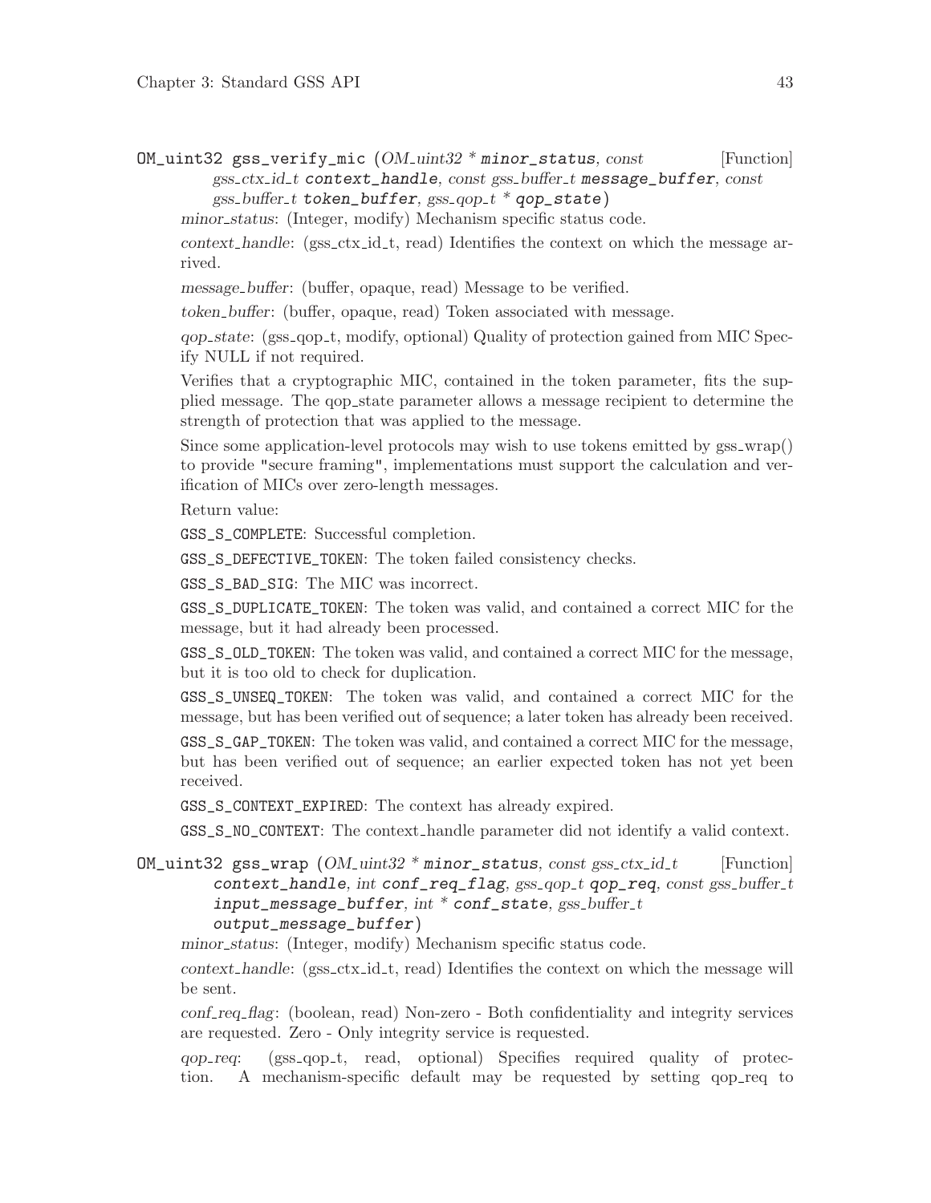**OM_uint32 gss_verify_mic** (*OM_uint32 * minor_status, const gss_ctx_id_t context_handle, const gss_buffer_t message_buffer, const gss_buffer_t token_buffer, gss_qop_t * qop_state*) [Function]

*minor_status*: (Integer, modify) Mechanism specific status code.

*context_handle*: (gss_ctx_id_t, read) Identifies the context on which the message arrived.

*message_buffer*: (buffer, opaque, read) Message to be verified.

*token_buffer*: (buffer, opaque, read) Token associated with message.

*qop_state*: (gss_qop_t, modify, optional) Quality of protection gained from MIC Specify NULL if not required.

Verifies that a cryptographic MIC, contained in the token parameter, fits the supplied message. The qop_state parameter allows a message recipient to determine the strength of protection that was applied to the message.

Since some application-level protocols may wish to use tokens emitted by gss_wrap() to provide "secure framing", implementations must support the calculation and verification of MICs over zero-length messages.

Return value:

`GSS_S_COMPLETE`: Successful completion.

`GSS_S_DEFECTIVE_TOKEN`: The token failed consistency checks.

`GSS_S_BAD_SIG`: The MIC was incorrect.

`GSS_S_DUPLICATE_TOKEN`: The token was valid, and contained a correct MIC for the message, but it had already been processed.

`GSS_S_OLD_TOKEN`: The token was valid, and contained a correct MIC for the message, but it is too old to check for duplication.

`GSS_S_UNSEQ_TOKEN`: The token was valid, and contained a correct MIC for the message, but has been verified out of sequence; a later token has already been received.

`GSS_S_GAP_TOKEN`: The token was valid, and contained a correct MIC for the message, but has been verified out of sequence; an earlier expected token has not yet been received.

`GSS_S_CONTEXT_EXPIRED`: The context has already expired.

`GSS_S_NO_CONTEXT`: The context_handle parameter did not identify a valid context.

**OM_uint32 gss_wrap** (*OM_uint32 * minor_status, const gss_ctx_id_t context_handle, int conf_req_flag, gss_qop_t qop_req, const gss_buffer_t input_message_buffer, int * conf_state, gss_buffer_t output_message_buffer*) [Function]

*minor_status*: (Integer, modify) Mechanism specific status code.

*context_handle*: (gss_ctx_id_t, read) Identifies the context on which the message will be sent.

*conf_req_flag*: (boolean, read) Non-zero - Both confidentiality and integrity services are requested. Zero - Only integrity service is requested.

*qop_req*: (gss_qop_t, read, optional) Specifies required quality of protection. A mechanism-specific default may be requested by setting qop_req to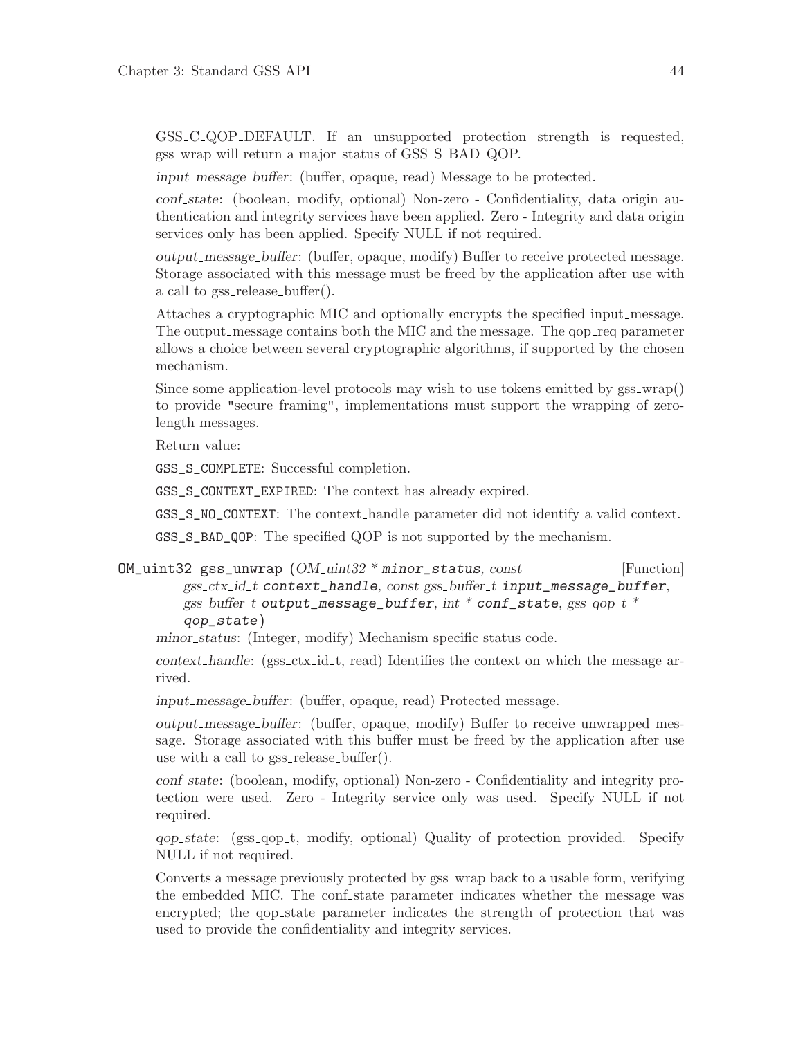GSS_C_QOP_DEFAULT. If an unsupported protection strength is requested, gss_wrap will return a major_status of GSS_S_BAD_QOP.

*input_message_buffer*: (buffer, opaque, read) Message to be protected.

*conf_state*: (boolean, modify, optional) Non-zero - Confidentiality, data origin authentication and integrity services have been applied. Zero - Integrity and data origin services only has been applied. Specify NULL if not required.

*output_message_buffer*: (buffer, opaque, modify) Buffer to receive protected message. Storage associated with this message must be freed by the application after use with a call to gss_release_buffer().

Attaches a cryptographic MIC and optionally encrypts the specified input_message. The output_message contains both the MIC and the message. The qop_req parameter allows a choice between several cryptographic algorithms, if supported by the chosen mechanism.

Since some application-level protocols may wish to use tokens emitted by gss_wrap() to provide "secure framing", implementations must support the wrapping of zero-length messages.

Return value:

`GSS_S_COMPLETE`: Successful completion.

`GSS_S_CONTEXT_EXPIRED`: The context has already expired.

`GSS_S_NO_CONTEXT`: The context_handle parameter did not identify a valid context.

`GSS_S_BAD_QOP`: The specified QOP is not supported by the mechanism.

**OM_uint32 gss_unwrap** (*OM_uint32 ** **minor_status**, *const gss_ctx_id_t* **context_handle**, *const gss_buffer_t* **input_message_buffer**, *gss_buffer_t* **output_message_buffer**, *int ** **conf_state**, *gss_qop_t ** **qop_state**) [Function]

*minor_status*: (Integer, modify) Mechanism specific status code.

*context_handle*: (gss_ctx_id_t, read) Identifies the context on which the message arrived.

*input_message_buffer*: (buffer, opaque, read) Protected message.

*output_message_buffer*: (buffer, opaque, modify) Buffer to receive unwrapped message. Storage associated with this buffer must be freed by the application after use use with a call to gss_release_buffer().

*conf_state*: (boolean, modify, optional) Non-zero - Confidentiality and integrity protection were used. Zero - Integrity service only was used. Specify NULL if not required.

*qop_state*: (gss_qop_t, modify, optional) Quality of protection provided. Specify NULL if not required.

Converts a message previously protected by gss_wrap back to a usable form, verifying the embedded MIC. The conf_state parameter indicates whether the message was encrypted; the qop_state parameter indicates the strength of protection that was used to provide the confidentiality and integrity services.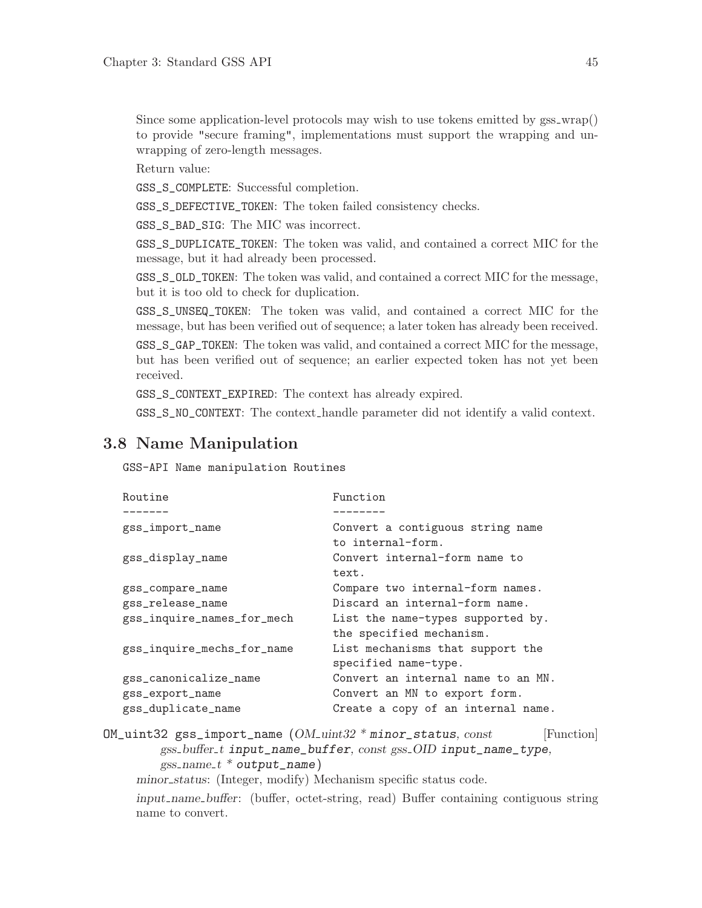Since some application-level protocols may wish to use tokens emitted by gss_wrap() to provide "secure framing", implementations must support the wrapping and unwrapping of zero-length messages.

Return value:

`GSS_S_COMPLETE`: Successful completion.

`GSS_S_DEFECTIVE_TOKEN`: The token failed consistency checks.

`GSS_S_BAD_SIG`: The MIC was incorrect.

`GSS_S_DUPLICATE_TOKEN`: The token was valid, and contained a correct MIC for the message, but it had already been processed.

`GSS_S_OLD_TOKEN`: The token was valid, and contained a correct MIC for the message, but it is too old to check for duplication.

`GSS_S_UNSEQ_TOKEN`: The token was valid, and contained a correct MIC for the message, but has been verified out of sequence; a later token has already been received.

`GSS_S_GAP_TOKEN`: The token was valid, and contained a correct MIC for the message, but has been verified out of sequence; an earlier expected token has not yet been received.

`GSS_S_CONTEXT_EXPIRED`: The context has already expired.

`GSS_S_NO_CONTEXT`: The context_handle parameter did not identify a valid context.

## 3.8 Name Manipulation

```
GSS-API Name manipulation Routines

Routine                       Function
-------                       --------
gss_import_name               Convert a contiguous string name
                              to internal-form.
gss_display_name              Convert internal-form name to
                              text.
gss_compare_name              Compare two internal-form names.
gss_release_name              Discard an internal-form name.
gss_inquire_names_for_mech    List the name-types supported by.
                              the specified mechanism.
gss_inquire_mechs_for_name    List mechanisms that support the
                              specified name-type.
gss_canonicalize_name         Convert an internal name to an MN.
gss_export_name               Convert an MN to export form.
gss_duplicate_name            Create a copy of an internal name.
```

`OM_uint32 gss_import_name` (*OM_uint32 \** **`minor_status`**, *const gss_buffer_t* **`input_name_buffer`**, *const gss_OID* **`input_name_type`**, *gss_name_t \** **`output_name`**) [Function]

*minor_status*: (Integer, modify) Mechanism specific status code.

*input_name_buffer*: (buffer, octet-string, read) Buffer containing contiguous string name to convert.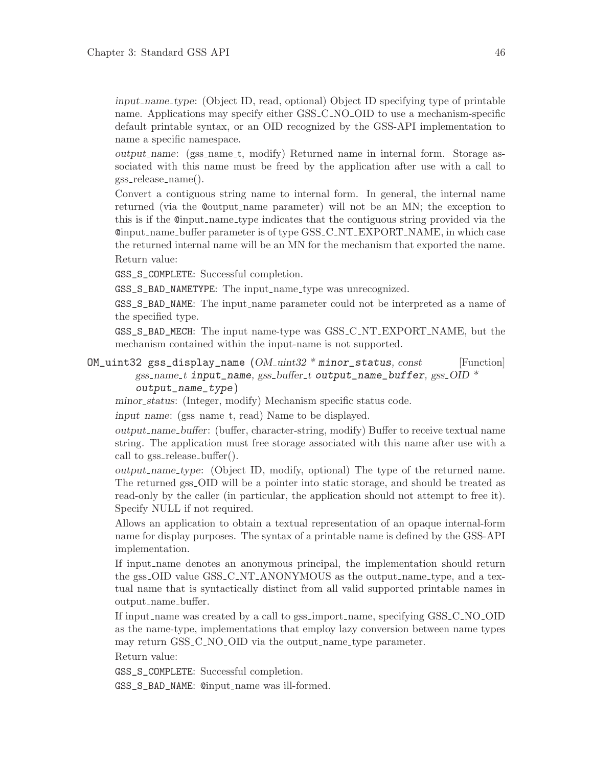*input_name_type*: (Object ID, read, optional) Object ID specifying type of printable name. Applications may specify either GSS_C_NO_OID to use a mechanism-specific default printable syntax, or an OID recognized by the GSS-API implementation to name a specific namespace.

*output_name*: (gss_name_t, modify) Returned name in internal form. Storage associated with this name must be freed by the application after use with a call to gss_release_name().

Convert a contiguous string name to internal form. In general, the internal name returned (via the @output_name parameter) will not be an MN; the exception to this is if the @input_name_type indicates that the contiguous string provided via the @input_name_buffer parameter is of type GSS_C_NT_EXPORT_NAME, in which case the returned internal name will be an MN for the mechanism that exported the name.

Return value:

`GSS_S_COMPLETE`: Successful completion.

`GSS_S_BAD_NAMETYPE`: The input_name_type was unrecognized.

`GSS_S_BAD_NAME`: The input_name parameter could not be interpreted as a name of the specified type.

`GSS_S_BAD_MECH`: The input name-type was GSS_C_NT_EXPORT_NAME, but the mechanism contained within the input-name is not supported.

**OM_uint32 gss_display_name** (*OM_uint32 \** **minor_status**, *const gss_name_t* **input_name**, *gss_buffer_t* **output_name_buffer**, *gss_OID \** **output_name_type**) [Function]

*minor_status*: (Integer, modify) Mechanism specific status code.

*input_name*: (gss_name_t, read) Name to be displayed.

*output_name_buffer*: (buffer, character-string, modify) Buffer to receive textual name string. The application must free storage associated with this name after use with a call to gss_release_buffer().

*output_name_type*: (Object ID, modify, optional) The type of the returned name. The returned gss_OID will be a pointer into static storage, and should be treated as read-only by the caller (in particular, the application should not attempt to free it). Specify NULL if not required.

Allows an application to obtain a textual representation of an opaque internal-form name for display purposes. The syntax of a printable name is defined by the GSS-API implementation.

If input_name denotes an anonymous principal, the implementation should return the gss_OID value GSS_C_NT_ANONYMOUS as the output_name_type, and a textual name that is syntactically distinct from all valid supported printable names in output_name_buffer.

If input_name was created by a call to gss_import_name, specifying GSS_C_NO_OID as the name-type, implementations that employ lazy conversion between name types may return GSS_C_NO_OID via the output_name_type parameter.

Return value:

`GSS_S_COMPLETE`: Successful completion.

`GSS_S_BAD_NAME`: @input_name was ill-formed.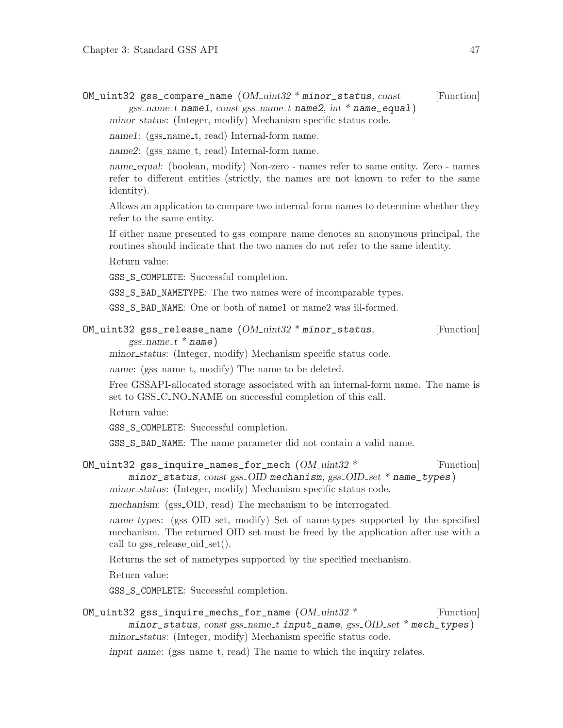OM_uint32 **gss_compare_name** (*OM_uint32 * minor_status, const gss_name_t name1, const gss_name_t name2, int * name_equal*) [Function]

*minor_status*: (Integer, modify) Mechanism specific status code.

*name1*: (gss_name_t, read) Internal-form name.

*name2*: (gss_name_t, read) Internal-form name.

*name_equal*: (boolean, modify) Non-zero - names refer to same entity. Zero - names refer to different entities (strictly, the names are not known to refer to the same identity).

Allows an application to compare two internal-form names to determine whether they refer to the same entity.

If either name presented to gss_compare_name denotes an anonymous principal, the routines should indicate that the two names do not refer to the same identity.

Return value:

`GSS_S_COMPLETE`: Successful completion.

`GSS_S_BAD_NAMETYPE`: The two names were of incomparable types.

`GSS_S_BAD_NAME`: One or both of name1 or name2 was ill-formed.

OM_uint32 **gss_release_name** (*OM_uint32 * minor_status, gss_name_t * name*) [Function]

*minor_status*: (Integer, modify) Mechanism specific status code.

*name*: (gss_name_t, modify) The name to be deleted.

Free GSSAPI-allocated storage associated with an internal-form name. The name is set to GSS_C_NO_NAME on successful completion of this call.

Return value:

`GSS_S_COMPLETE`: Successful completion.

`GSS_S_BAD_NAME`: The name parameter did not contain a valid name.

OM_uint32 **gss_inquire_names_for_mech** (*OM_uint32 * minor_status, const gss_OID mechanism, gss_OID_set * name_types*) [Function]

*minor_status*: (Integer, modify) Mechanism specific status code.

*mechanism*: (gss_OID, read) The mechanism to be interrogated.

*name_types*: (gss_OID_set, modify) Set of name-types supported by the specified mechanism. The returned OID set must be freed by the application after use with a call to gss_release_oid_set().

Returns the set of nametypes supported by the specified mechanism.

Return value:

`GSS_S_COMPLETE`: Successful completion.

OM_uint32 **gss_inquire_mechs_for_name** (*OM_uint32 * minor_status, const gss_name_t input_name, gss_OID_set * mech_types*) [Function]

*minor_status*: (Integer, modify) Mechanism specific status code.

*input_name*: (gss_name_t, read) The name to which the inquiry relates.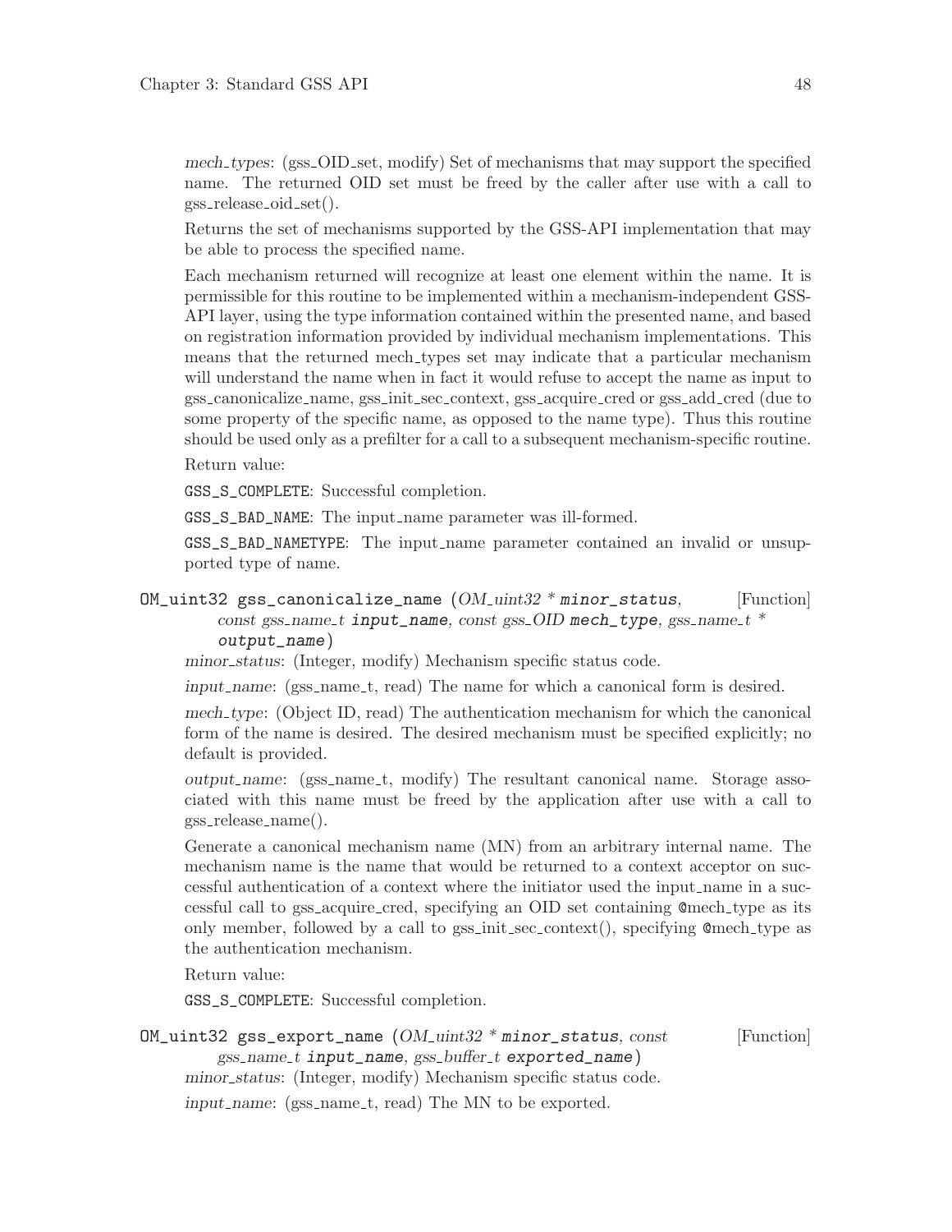*mech_types*: (gss_OID_set, modify) Set of mechanisms that may support the specified name. The returned OID set must be freed by the caller after use with a call to gss_release_oid_set().

Returns the set of mechanisms supported by the GSS-API implementation that may be able to process the specified name.

Each mechanism returned will recognize at least one element within the name. It is permissible for this routine to be implemented within a mechanism-independent GSS-API layer, using the type information contained within the presented name, and based on registration information provided by individual mechanism implementations. This means that the returned mech_types set may indicate that a particular mechanism will understand the name when in fact it would refuse to accept the name as input to gss_canonicalize_name, gss_init_sec_context, gss_acquire_cred or gss_add_cred (due to some property of the specific name, as opposed to the name type). Thus this routine should be used only as a prefilter for a call to a subsequent mechanism-specific routine.

Return value:

`GSS_S_COMPLETE`: Successful completion.

`GSS_S_BAD_NAME`: The input_name parameter was ill-formed.

`GSS_S_BAD_NAMETYPE`: The input_name parameter contained an invalid or unsupported type of name.

`OM_uint32 gss_canonicalize_name` (*OM_uint32 ** **minor_status**, *const gss_name_t* **input_name**, *const gss_OID* **mech_type**, *gss_name_t ** **output_name**) [Function]

*minor_status*: (Integer, modify) Mechanism specific status code.

*input_name*: (gss_name_t, read) The name for which a canonical form is desired.

*mech_type*: (Object ID, read) The authentication mechanism for which the canonical form of the name is desired. The desired mechanism must be specified explicitly; no default is provided.

*output_name*: (gss_name_t, modify) The resultant canonical name. Storage associated with this name must be freed by the application after use with a call to gss_release_name().

Generate a canonical mechanism name (MN) from an arbitrary internal name. The mechanism name is the name that would be returned to a context acceptor on successful authentication of a context where the initiator used the input_name in a successful call to gss_acquire_cred, specifying an OID set containing @mech_type as its only member, followed by a call to gss_init_sec_context(), specifying @mech_type as the authentication mechanism.

Return value:

`GSS_S_COMPLETE`: Successful completion.

`OM_uint32 gss_export_name` (*OM_uint32 ** **minor_status**, *const gss_name_t* **input_name**, *gss_buffer_t* **exported_name**) [Function]

*minor_status*: (Integer, modify) Mechanism specific status code.

*input_name*: (gss_name_t, read) The MN to be exported.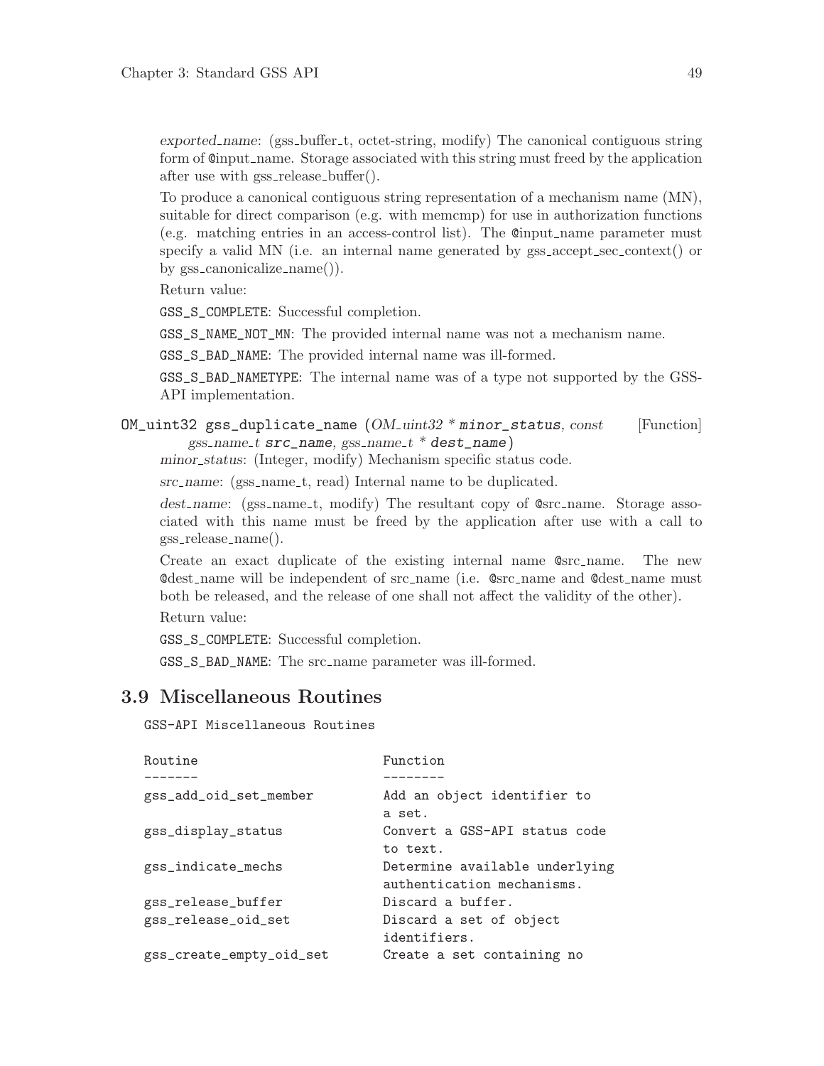*exported_name*: (gss_buffer_t, octet-string, modify) The canonical contiguous string form of @input_name. Storage associated with this string must freed by the application after use with gss_release_buffer().

To produce a canonical contiguous string representation of a mechanism name (MN), suitable for direct comparison (e.g. with memcmp) for use in authorization functions (e.g. matching entries in an access-control list). The @input_name parameter must specify a valid MN (i.e. an internal name generated by gss_accept_sec_context() or by gss_canonicalize_name()).

Return value:

`GSS_S_COMPLETE`: Successful completion.

`GSS_S_NAME_NOT_MN`: The provided internal name was not a mechanism name.

`GSS_S_BAD_NAME`: The provided internal name was ill-formed.

`GSS_S_BAD_NAMETYPE`: The internal name was of a type not supported by the GSS-API implementation.

`OM_uint32 gss_duplicate_name` (*OM_uint32 \** **minor_status**, *const gss_name_t* **src_name**, *gss_name_t \** **dest_name**) [Function]

*minor_status*: (Integer, modify) Mechanism specific status code.

*src_name*: (gss_name_t, read) Internal name to be duplicated.

*dest_name*: (gss_name_t, modify) The resultant copy of @src_name. Storage associated with this name must be freed by the application after use with a call to gss_release_name().

Create an exact duplicate of the existing internal name @src_name. The new @dest_name will be independent of src_name (i.e. @src_name and @dest_name must both be released, and the release of one shall not affect the validity of the other).

Return value:

`GSS_S_COMPLETE`: Successful completion.

`GSS_S_BAD_NAME`: The src_name parameter was ill-formed.

## 3.9 Miscellaneous Routines

```
GSS-API Miscellaneous Routines

Routine                       Function
-------                       --------
gss_add_oid_set_member        Add an object identifier to
                              a set.
gss_display_status            Convert a GSS-API status code
                              to text.
gss_indicate_mechs            Determine available underlying
                              authentication mechanisms.
gss_release_buffer            Discard a buffer.
gss_release_oid_set           Discard a set of object
                              identifiers.
gss_create_empty_oid_set      Create a set containing no
```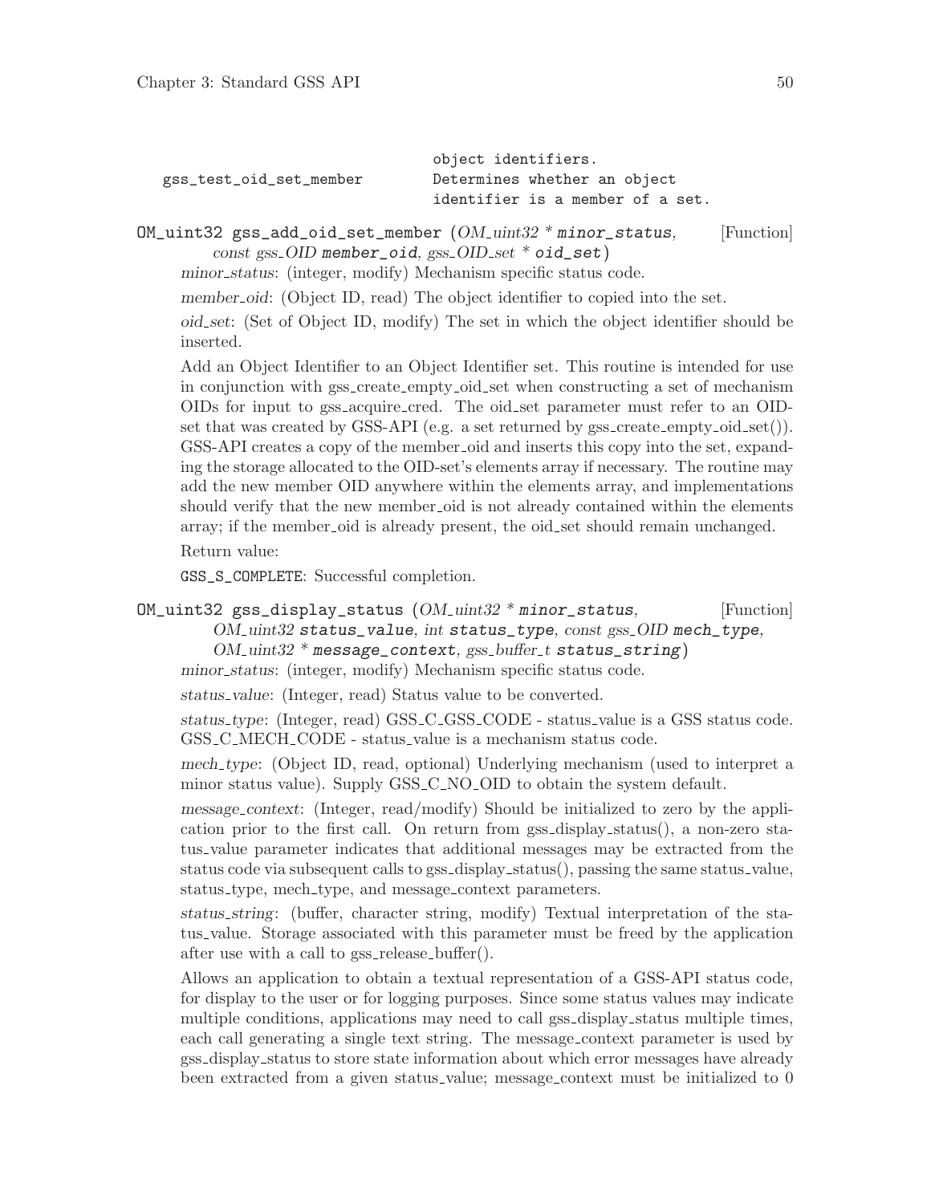```
                                  object identifiers.
   gss_test_oid_set_member        Determines whether an object
                                  identifier is a member of a set.
```

**OM_uint32 gss_add_oid_set_member** (*OM_uint32 * **minor_status**, const gss_OID **member_oid**, gss_OID_set * **oid_set***) [Function]

*minor_status*: (integer, modify) Mechanism specific status code.

*member_oid*: (Object ID, read) The object identifier to copied into the set.

*oid_set*: (Set of Object ID, modify) The set in which the object identifier should be inserted.

Add an Object Identifier to an Object Identifier set. This routine is intended for use in conjunction with gss_create_empty_oid_set when constructing a set of mechanism OIDs for input to gss_acquire_cred. The oid_set parameter must refer to an OID-set that was created by GSS-API (e.g. a set returned by gss_create_empty_oid_set()). GSS-API creates a copy of the member_oid and inserts this copy into the set, expanding the storage allocated to the OID-set's elements array if necessary. The routine may add the new member OID anywhere within the elements array, and implementations should verify that the new member_oid is not already contained within the elements array; if the member_oid is already present, the oid_set should remain unchanged.

Return value:

`GSS_S_COMPLETE`: Successful completion.

**OM_uint32 gss_display_status** (*OM_uint32 * **minor_status**, OM_uint32 **status_value**, int **status_type**, const gss_OID **mech_type**, OM_uint32 * **message_context**, gss_buffer_t **status_string***) [Function]

*minor_status*: (integer, modify) Mechanism specific status code.

*status_value*: (Integer, read) Status value to be converted.

*status_type*: (Integer, read) GSS_C_GSS_CODE - status_value is a GSS status code. GSS_C_MECH_CODE - status_value is a mechanism status code.

*mech_type*: (Object ID, read, optional) Underlying mechanism (used to interpret a minor status value). Supply GSS_C_NO_OID to obtain the system default.

*message_context*: (Integer, read/modify) Should be initialized to zero by the application prior to the first call. On return from gss_display_status(), a non-zero status_value parameter indicates that additional messages may be extracted from the status code via subsequent calls to gss_display_status(), passing the same status_value, status_type, mech_type, and message_context parameters.

*status_string*: (buffer, character string, modify) Textual interpretation of the status_value. Storage associated with this parameter must be freed by the application after use with a call to gss_release_buffer().

Allows an application to obtain a textual representation of a GSS-API status code, for display to the user or for logging purposes. Since some status values may indicate multiple conditions, applications may need to call gss_display_status multiple times, each call generating a single text string. The message_context parameter is used by gss_display_status to store state information about which error messages have already been extracted from a given status_value; message_context must be initialized to 0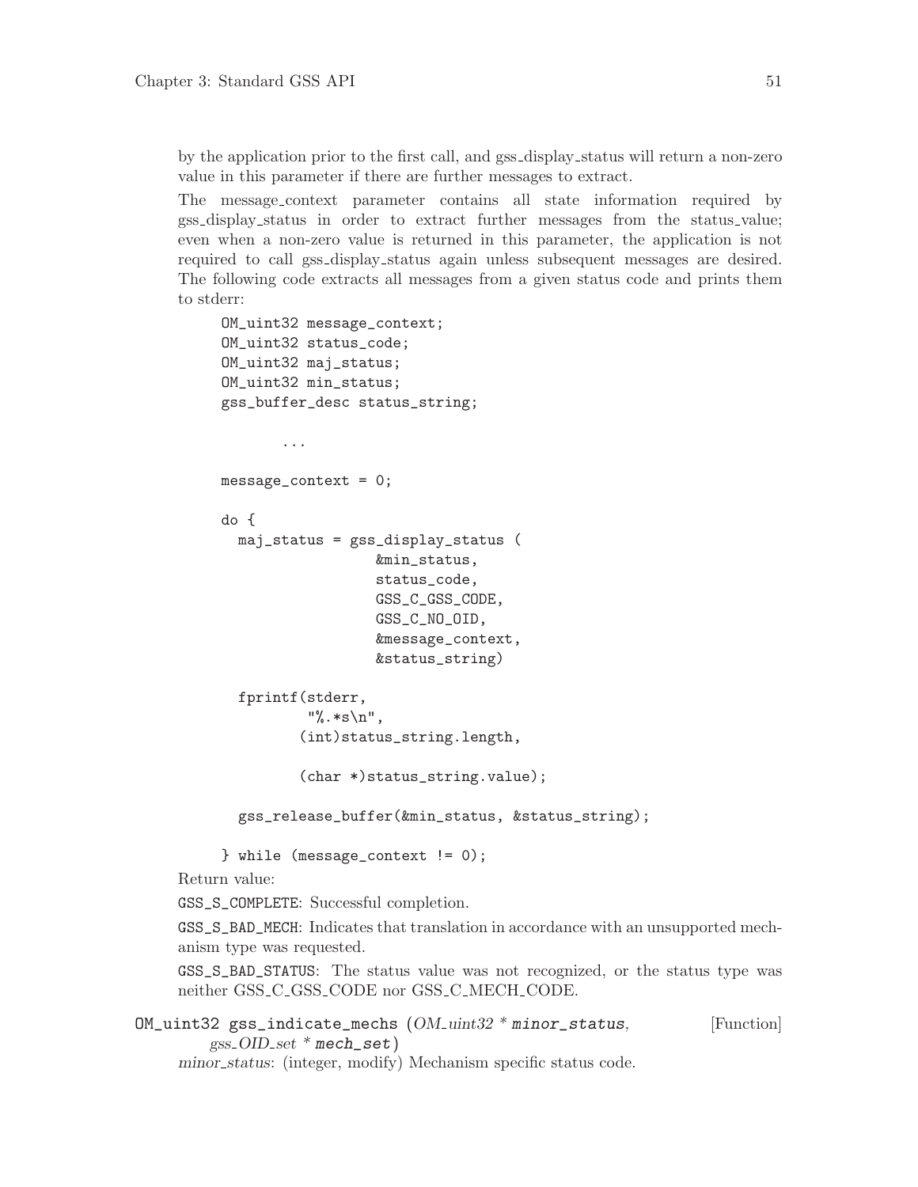by the application prior to the first call, and gss_display_status will return a non-zero value in this parameter if there are further messages to extract.

The message_context parameter contains all state information required by gss_display_status in order to extract further messages from the status_value; even when a non-zero value is returned in this parameter, the application is not required to call gss_display_status again unless subsequent messages are desired. The following code extracts all messages from a given status code and prints them to stderr:

```
OM_uint32 message_context;
OM_uint32 status_code;
OM_uint32 maj_status;
OM_uint32 min_status;
gss_buffer_desc status_string;

       ...

message_context = 0;

do {
  maj_status = gss_display_status (
                  &min_status,
                  status_code,
                  GSS_C_GSS_CODE,
                  GSS_C_NO_OID,
                  &message_context,
                  &status_string)

  fprintf(stderr,
           "%.*s\n",
          (int)status_string.length,

          (char *)status_string.value);

  gss_release_buffer(&min_status, &status_string);

} while (message_context != 0);
```

Return value:

`GSS_S_COMPLETE`: Successful completion.

`GSS_S_BAD_MECH`: Indicates that translation in accordance with an unsupported mechanism type was requested.

`GSS_S_BAD_STATUS`: The status value was not recognized, or the status type was neither GSS_C_GSS_CODE nor GSS_C_MECH_CODE.

`OM_uint32 gss_indicate_mechs` (*OM_uint32 * minor_status*, *gss_OID_set * mech_set*) [Function]

*minor_status*: (integer, modify) Mechanism specific status code.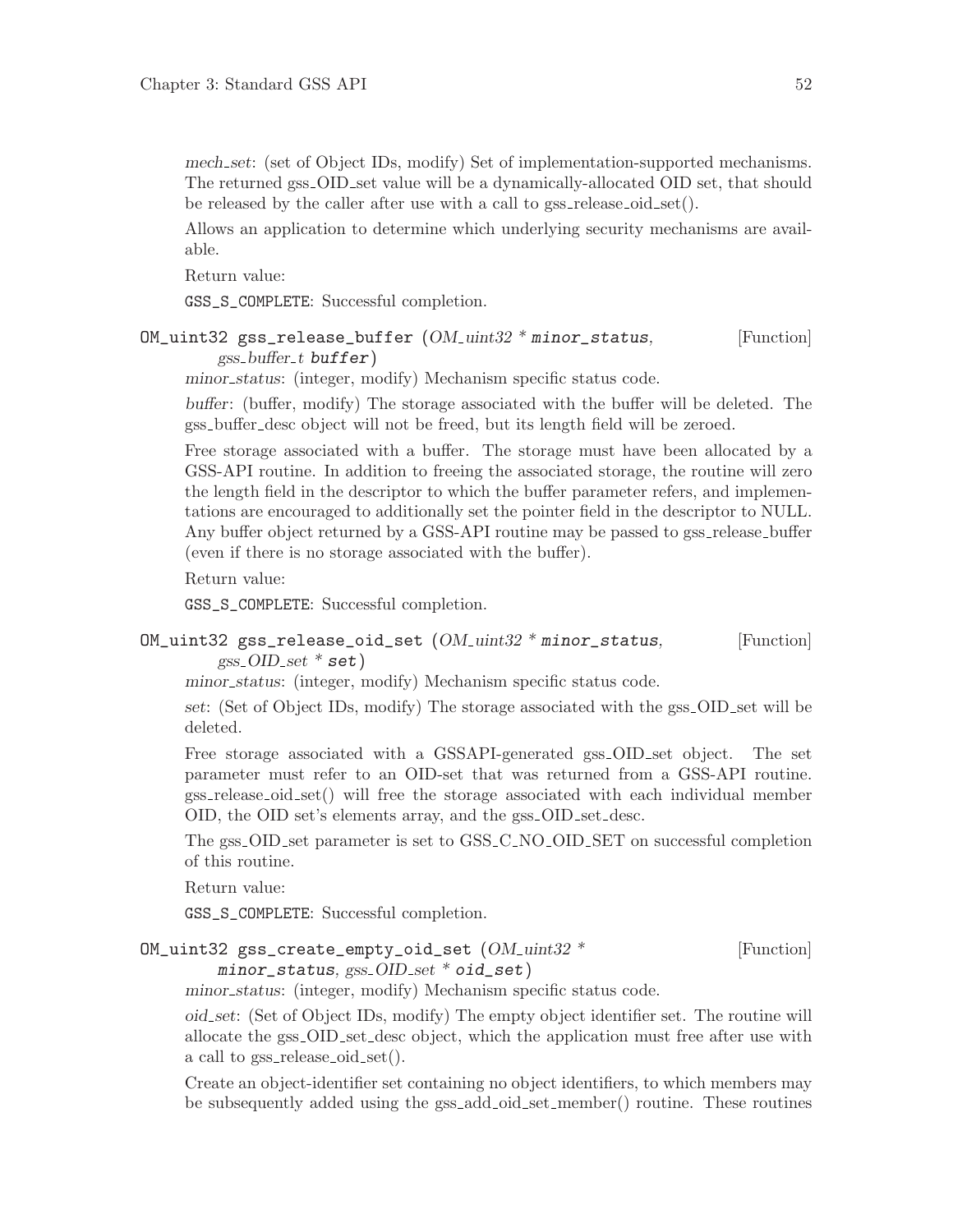*mech_set*: (set of Object IDs, modify) Set of implementation-supported mechanisms. The returned gss_OID_set value will be a dynamically-allocated OID set, that should be released by the caller after use with a call to gss_release_oid_set().

Allows an application to determine which underlying security mechanisms are available.

Return value:

`GSS_S_COMPLETE`: Successful completion.

`OM_uint32 gss_release_buffer` (*OM_uint32 \* minor_status, gss_buffer_t buffer*) [Function]

*minor_status*: (integer, modify) Mechanism specific status code.

*buffer*: (buffer, modify) The storage associated with the buffer will be deleted. The gss_buffer_desc object will not be freed, but its length field will be zeroed.

Free storage associated with a buffer. The storage must have been allocated by a GSS-API routine. In addition to freeing the associated storage, the routine will zero the length field in the descriptor to which the buffer parameter refers, and implementations are encouraged to additionally set the pointer field in the descriptor to NULL. Any buffer object returned by a GSS-API routine may be passed to gss_release_buffer (even if there is no storage associated with the buffer).

Return value:

`GSS_S_COMPLETE`: Successful completion.

`OM_uint32 gss_release_oid_set` (*OM_uint32 \* minor_status, gss_OID_set \* set*) [Function]

*minor_status*: (integer, modify) Mechanism specific status code.

*set*: (Set of Object IDs, modify) The storage associated with the gss_OID_set will be deleted.

Free storage associated with a GSSAPI-generated gss_OID_set object. The set parameter must refer to an OID-set that was returned from a GSS-API routine. gss_release_oid_set() will free the storage associated with each individual member OID, the OID set's elements array, and the gss_OID_set_desc.

The gss_OID_set parameter is set to GSS_C_NO_OID_SET on successful completion of this routine.

Return value:

`GSS_S_COMPLETE`: Successful completion.

`OM_uint32 gss_create_empty_oid_set` (*OM_uint32 \* minor_status, gss_OID_set \* oid_set*) [Function]

*minor_status*: (integer, modify) Mechanism specific status code.

*oid_set*: (Set of Object IDs, modify) The empty object identifier set. The routine will allocate the gss_OID_set_desc object, which the application must free after use with a call to gss_release_oid_set().

Create an object-identifier set containing no object identifiers, to which members may be subsequently added using the gss_add_oid_set_member() routine. These routines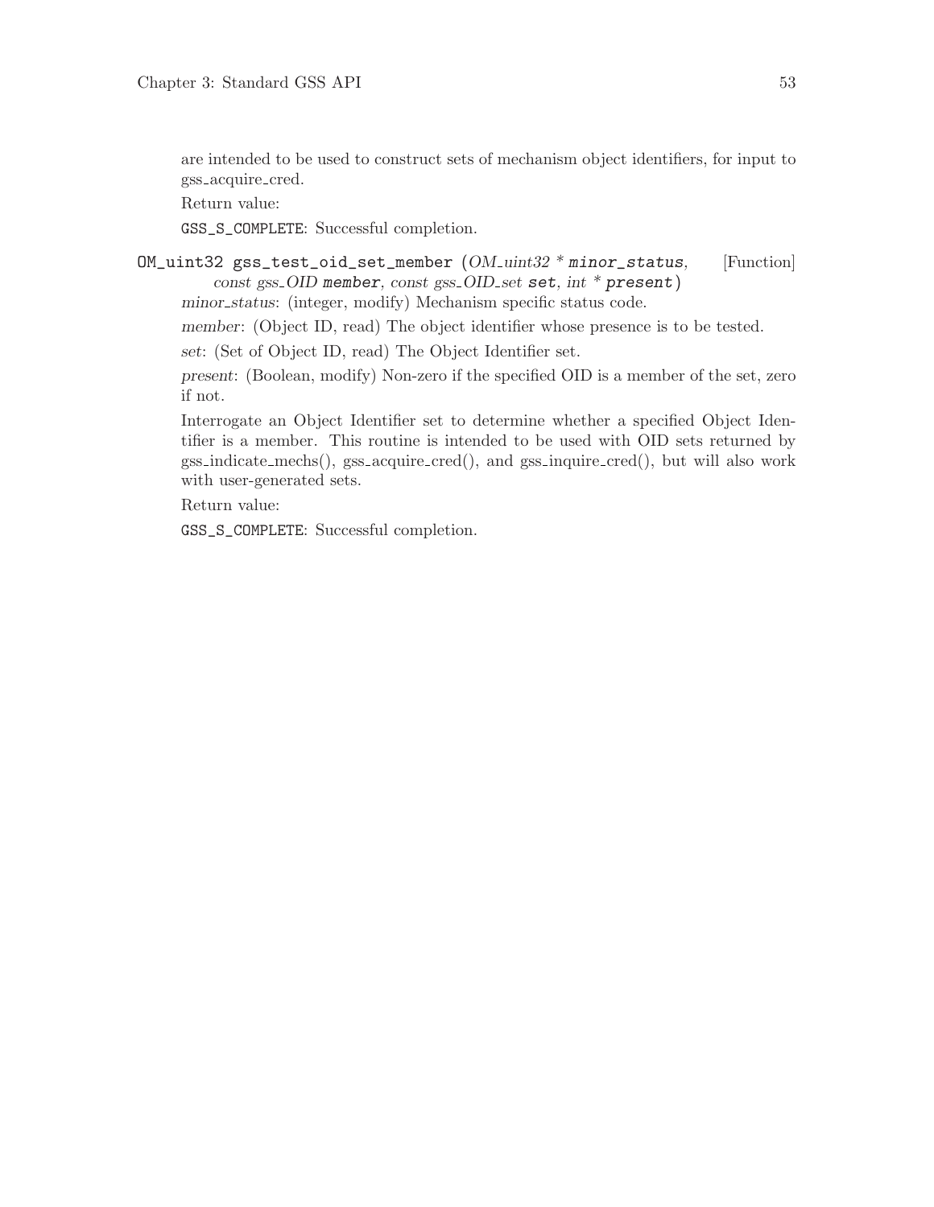are intended to be used to construct sets of mechanism object identifiers, for input to gss_acquire_cred.

Return value:

`GSS_S_COMPLETE`: Successful completion.

`OM_uint32 gss_test_oid_set_member` (*OM_uint32 * **minor_status**, const gss_OID **member**, const gss_OID_set **set**, int * **present***) [Function]

*minor_status*: (integer, modify) Mechanism specific status code.

*member*: (Object ID, read) The object identifier whose presence is to be tested.

*set*: (Set of Object ID, read) The Object Identifier set.

*present*: (Boolean, modify) Non-zero if the specified OID is a member of the set, zero if not.

Interrogate an Object Identifier set to determine whether a specified Object Identifier is a member. This routine is intended to be used with OID sets returned by gss_indicate_mechs(), gss_acquire_cred(), and gss_inquire_cred(), but will also work with user-generated sets.

Return value:

`GSS_S_COMPLETE`: Successful completion.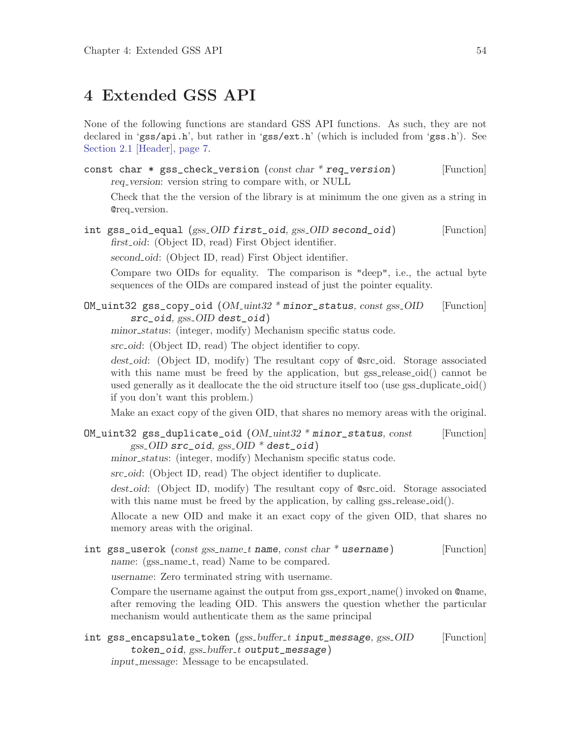# 4 Extended GSS API

None of the following functions are standard GSS API functions. As such, they are not declared in 'gss/api.h', but rather in 'gss/ext.h' (which is included from 'gss.h'). See Section 2.1 [Header], page 7.

`const char * gss_check_version (const char * req_version)` [Function]

*req_version*: version string to compare with, or NULL

Check that the the version of the library is at minimum the one given as a string in @req_version.

`int gss_oid_equal (gss_OID first_oid, gss_OID second_oid)` [Function]

*first_oid*: (Object ID, read) First Object identifier.

*second_oid*: (Object ID, read) First Object identifier.

Compare two OIDs for equality. The comparison is "deep", i.e., the actual byte sequences of the OIDs are compared instead of just the pointer equality.

`OM_uint32 gss_copy_oid (OM_uint32 * minor_status, const gss_OID src_oid, gss_OID dest_oid)` [Function]

*minor_status*: (integer, modify) Mechanism specific status code.

*src_oid*: (Object ID, read) The object identifier to copy.

*dest_oid*: (Object ID, modify) The resultant copy of @src_oid. Storage associated with this name must be freed by the application, but gss_release_oid() cannot be used generally as it deallocate the the oid structure itself too (use gss_duplicate_oid() if you don't want this problem.)

Make an exact copy of the given OID, that shares no memory areas with the original.

`OM_uint32 gss_duplicate_oid (OM_uint32 * minor_status, const gss_OID src_oid, gss_OID * dest_oid)` [Function]

*minor_status*: (integer, modify) Mechanism specific status code.

*src_oid*: (Object ID, read) The object identifier to duplicate.

*dest_oid*: (Object ID, modify) The resultant copy of @src_oid. Storage associated with this name must be freed by the application, by calling gss_release_oid().

Allocate a new OID and make it an exact copy of the given OID, that shares no memory areas with the original.

`int gss_userok (const gss_name_t name, const char * username)` [Function]

*name*: (gss_name_t, read) Name to be compared.

*username*: Zero terminated string with username.

Compare the username against the output from gss_export_name() invoked on @name, after removing the leading OID. This answers the question whether the particular mechanism would authenticate them as the same principal

`int gss_encapsulate_token (gss_buffer_t input_message, gss_OID token_oid, gss_buffer_t output_message)` [Function]

*input_message*: Message to be encapsulated.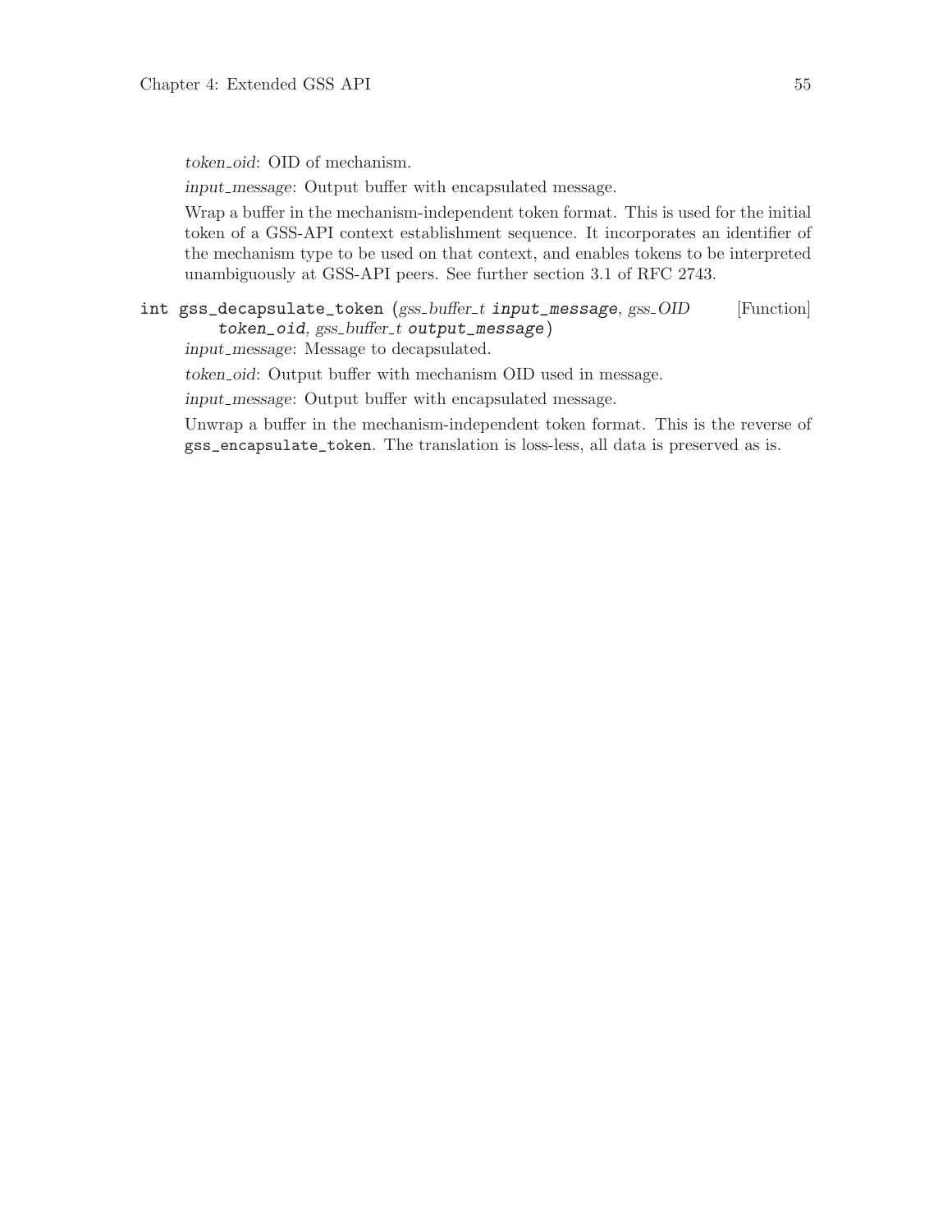*token_oid*: OID of mechanism.

*input_message*: Output buffer with encapsulated message.

Wrap a buffer in the mechanism-independent token format. This is used for the initial token of a GSS-API context establishment sequence. It incorporates an identifier of the mechanism type to be used on that context, and enables tokens to be interpreted unambiguously at GSS-API peers. See further section 3.1 of RFC 2743.

`int gss_decapsulate_token` (*gss_buffer_t* **input_message**, *gss_OID* **token_oid**, *gss_buffer_t* **output_message**) [Function]

*input_message*: Message to decapsulated.

*token_oid*: Output buffer with mechanism OID used in message.

*input_message*: Output buffer with encapsulated message.

Unwrap a buffer in the mechanism-independent token format. This is the reverse of `gss_encapsulate_token`. The translation is loss-less, all data is preserved as is.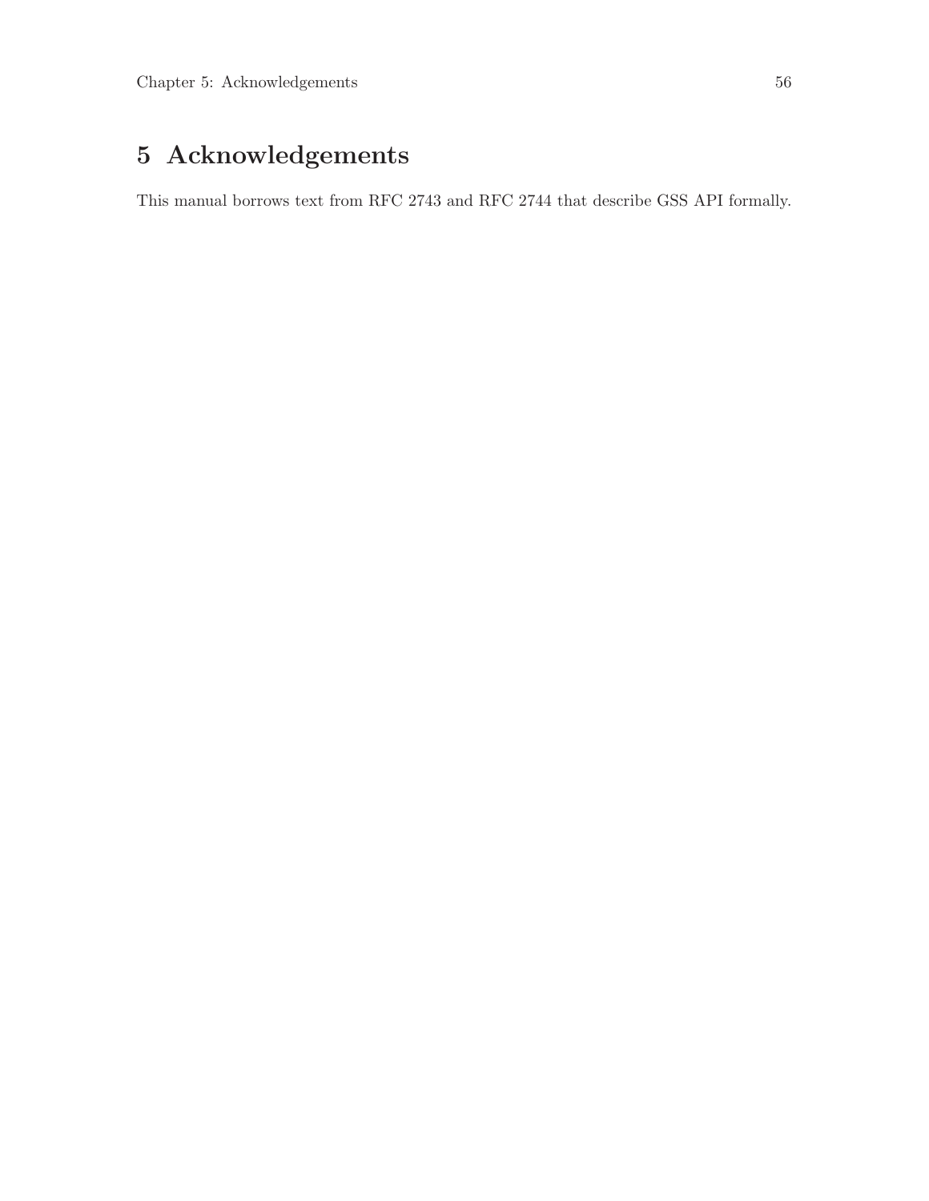# 5 Acknowledgements

This manual borrows text from RFC 2743 and RFC 2744 that describe GSS API formally.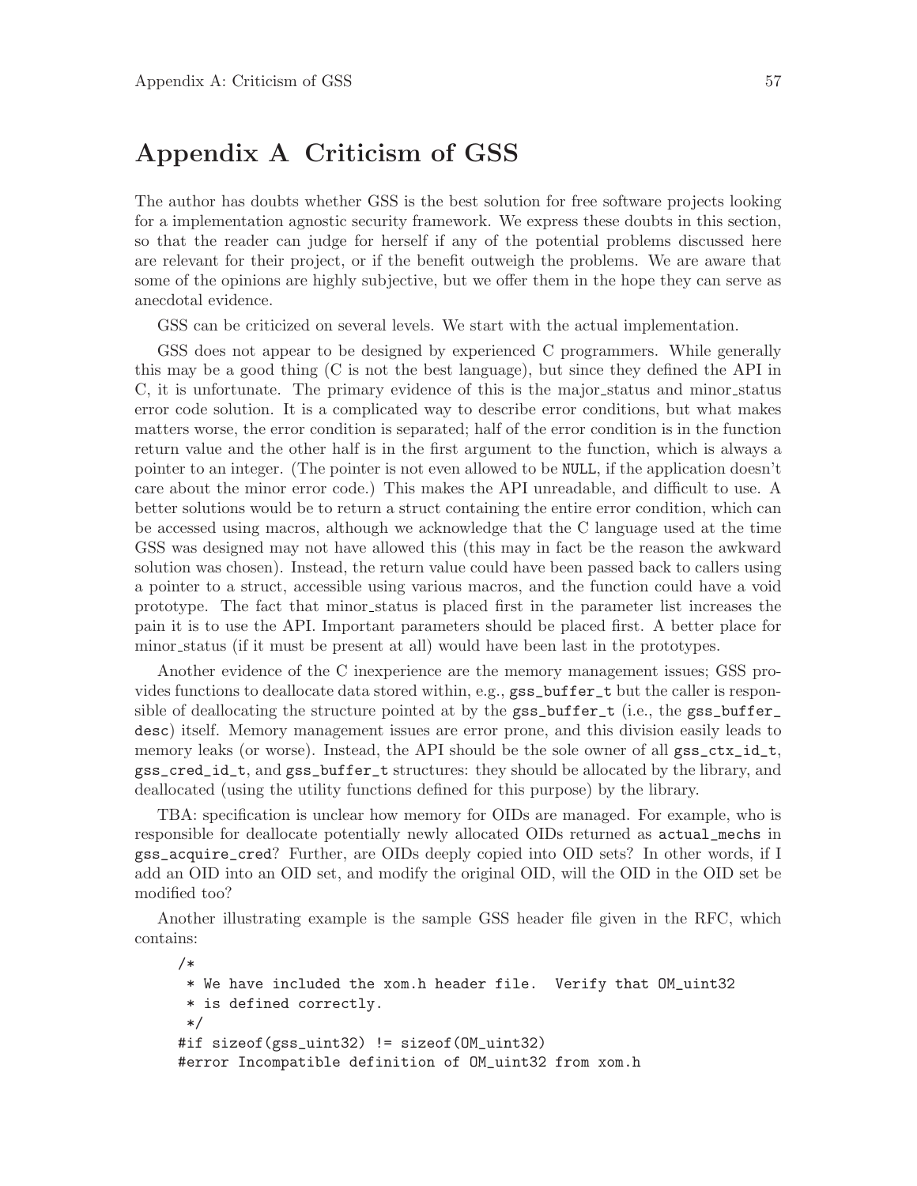# Appendix A Criticism of GSS

The author has doubts whether GSS is the best solution for free software projects looking for a implementation agnostic security framework. We express these doubts in this section, so that the reader can judge for herself if any of the potential problems discussed here are relevant for their project, or if the benefit outweigh the problems. We are aware that some of the opinions are highly subjective, but we offer them in the hope they can serve as anecdotal evidence.

GSS can be criticized on several levels. We start with the actual implementation.

GSS does not appear to be designed by experienced C programmers. While generally this may be a good thing (C is not the best language), but since they defined the API in C, it is unfortunate. The primary evidence of this is the major_status and minor_status error code solution. It is a complicated way to describe error conditions, but what makes matters worse, the error condition is separated; half of the error condition is in the function return value and the other half is in the first argument to the function, which is always a pointer to an integer. (The pointer is not even allowed to be `NULL`, if the application doesn't care about the minor error code.) This makes the API unreadable, and difficult to use. A better solutions would be to return a struct containing the entire error condition, which can be accessed using macros, although we acknowledge that the C language used at the time GSS was designed may not have allowed this (this may in fact be the reason the awkward solution was chosen). Instead, the return value could have been passed back to callers using a pointer to a struct, accessible using various macros, and the function could have a void prototype. The fact that minor_status is placed first in the parameter list increases the pain it is to use the API. Important parameters should be placed first. A better place for minor_status (if it must be present at all) would have been last in the prototypes.

Another evidence of the C inexperience are the memory management issues; GSS provides functions to deallocate data stored within, e.g., `gss_buffer_t` but the caller is responsible of deallocating the structure pointed at by the `gss_buffer_t` (i.e., the `gss_buffer_desc`) itself. Memory management issues are error prone, and this division easily leads to memory leaks (or worse). Instead, the API should be the sole owner of all `gss_ctx_id_t`, `gss_cred_id_t`, and `gss_buffer_t` structures: they should be allocated by the library, and deallocated (using the utility functions defined for this purpose) by the library.

TBA: specification is unclear how memory for OIDs are managed. For example, who is responsible for deallocate potentially newly allocated OIDs returned as `actual_mechs` in `gss_acquire_cred`? Further, are OIDs deeply copied into OID sets? In other words, if I add an OID into an OID set, and modify the original OID, will the OID in the OID set be modified too?

Another illustrating example is the sample GSS header file given in the RFC, which contains:

```
/*
 * We have included the xom.h header file.  Verify that OM_uint32
 * is defined correctly.
 */
#if sizeof(gss_uint32) != sizeof(OM_uint32)
#error Incompatible definition of OM_uint32 from xom.h
```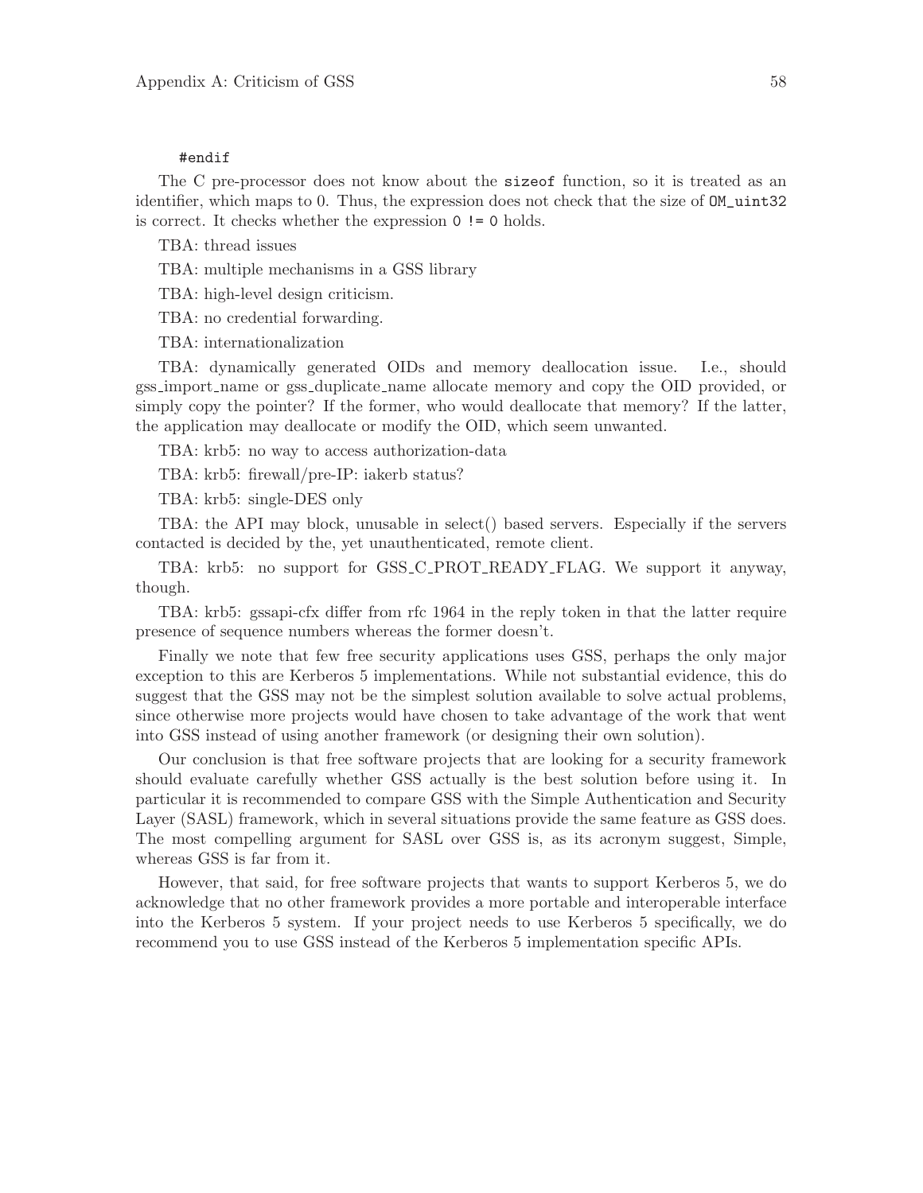```
#endif
```

The C pre-processor does not know about the `sizeof` function, so it is treated as an identifier, which maps to 0. Thus, the expression does not check that the size of `OM_uint32` is correct. It checks whether the expression `0 != 0` holds.

TBA: thread issues

TBA: multiple mechanisms in a GSS library

TBA: high-level design criticism.

TBA: no credential forwarding.

TBA: internationalization

TBA: dynamically generated OIDs and memory deallocation issue. I.e., should gss_import_name or gss_duplicate_name allocate memory and copy the OID provided, or simply copy the pointer? If the former, who would deallocate that memory? If the latter, the application may deallocate or modify the OID, which seem unwanted.

TBA: krb5: no way to access authorization-data

TBA: krb5: firewall/pre-IP: iakerb status?

TBA: krb5: single-DES only

TBA: the API may block, unusable in select() based servers. Especially if the servers contacted is decided by the, yet unauthenticated, remote client.

TBA: krb5: no support for GSS_C_PROT_READY_FLAG. We support it anyway, though.

TBA: krb5: gssapi-cfx differ from rfc 1964 in the reply token in that the latter require presence of sequence numbers whereas the former doesn't.

Finally we note that few free security applications uses GSS, perhaps the only major exception to this are Kerberos 5 implementations. While not substantial evidence, this do suggest that the GSS may not be the simplest solution available to solve actual problems, since otherwise more projects would have chosen to take advantage of the work that went into GSS instead of using another framework (or designing their own solution).

Our conclusion is that free software projects that are looking for a security framework should evaluate carefully whether GSS actually is the best solution before using it. In particular it is recommended to compare GSS with the Simple Authentication and Security Layer (SASL) framework, which in several situations provide the same feature as GSS does. The most compelling argument for SASL over GSS is, as its acronym suggest, Simple, whereas GSS is far from it.

However, that said, for free software projects that wants to support Kerberos 5, we do acknowledge that no other framework provides a more portable and interoperable interface into the Kerberos 5 system. If your project needs to use Kerberos 5 specifically, we do recommend you to use GSS instead of the Kerberos 5 implementation specific APIs.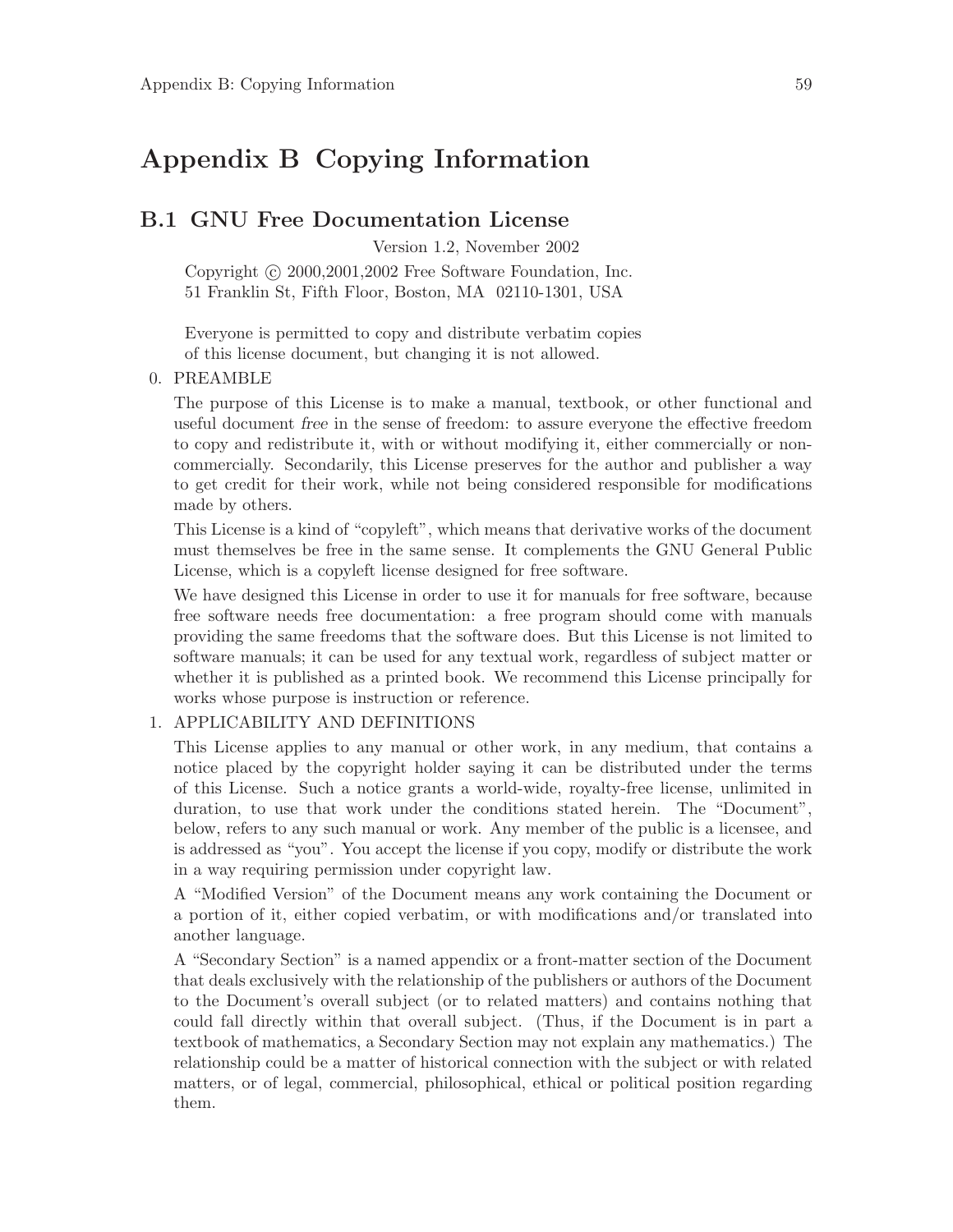# Appendix B Copying Information

## B.1 GNU Free Documentation License

Version 1.2, November 2002

Copyright © 2000,2001,2002 Free Software Foundation, Inc.
51 Franklin St, Fifth Floor, Boston, MA 02110-1301, USA

Everyone is permitted to copy and distribute verbatim copies
of this license document, but changing it is not allowed.

0. PREAMBLE

   The purpose of this License is to make a manual, textbook, or other functional and useful document *free* in the sense of freedom: to assure everyone the effective freedom to copy and redistribute it, with or without modifying it, either commercially or noncommercially. Secondarily, this License preserves for the author and publisher a way to get credit for their work, while not being considered responsible for modifications made by others.

   This License is a kind of "copyleft", which means that derivative works of the document must themselves be free in the same sense. It complements the GNU General Public License, which is a copyleft license designed for free software.

   We have designed this License in order to use it for manuals for free software, because free software needs free documentation: a free program should come with manuals providing the same freedoms that the software does. But this License is not limited to software manuals; it can be used for any textual work, regardless of subject matter or whether it is published as a printed book. We recommend this License principally for works whose purpose is instruction or reference.

1. APPLICABILITY AND DEFINITIONS

   This License applies to any manual or other work, in any medium, that contains a notice placed by the copyright holder saying it can be distributed under the terms of this License. Such a notice grants a world-wide, royalty-free license, unlimited in duration, to use that work under the conditions stated herein. The "Document", below, refers to any such manual or work. Any member of the public is a licensee, and is addressed as "you". You accept the license if you copy, modify or distribute the work in a way requiring permission under copyright law.

   A "Modified Version" of the Document means any work containing the Document or a portion of it, either copied verbatim, or with modifications and/or translated into another language.

   A "Secondary Section" is a named appendix or a front-matter section of the Document that deals exclusively with the relationship of the publishers or authors of the Document to the Document's overall subject (or to related matters) and contains nothing that could fall directly within that overall subject. (Thus, if the Document is in part a textbook of mathematics, a Secondary Section may not explain any mathematics.) The relationship could be a matter of historical connection with the subject or with related matters, or of legal, commercial, philosophical, ethical or political position regarding them.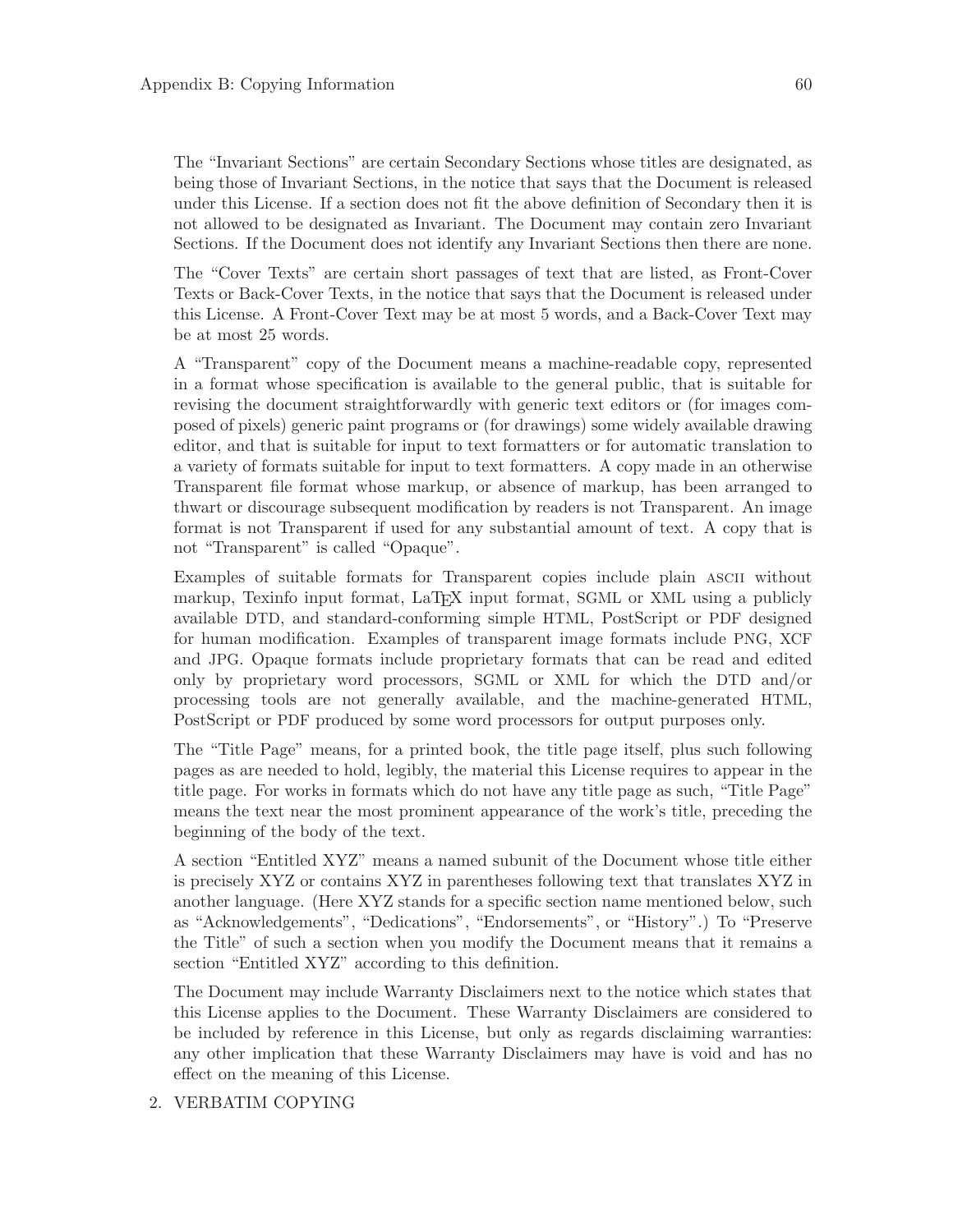The "Invariant Sections" are certain Secondary Sections whose titles are designated, as being those of Invariant Sections, in the notice that says that the Document is released under this License. If a section does not fit the above definition of Secondary then it is not allowed to be designated as Invariant. The Document may contain zero Invariant Sections. If the Document does not identify any Invariant Sections then there are none.

The "Cover Texts" are certain short passages of text that are listed, as Front-Cover Texts or Back-Cover Texts, in the notice that says that the Document is released under this License. A Front-Cover Text may be at most 5 words, and a Back-Cover Text may be at most 25 words.

A "Transparent" copy of the Document means a machine-readable copy, represented in a format whose specification is available to the general public, that is suitable for revising the document straightforwardly with generic text editors or (for images composed of pixels) generic paint programs or (for drawings) some widely available drawing editor, and that is suitable for input to text formatters or for automatic translation to a variety of formats suitable for input to text formatters. A copy made in an otherwise Transparent file format whose markup, or absence of markup, has been arranged to thwart or discourage subsequent modification by readers is not Transparent. An image format is not Transparent if used for any substantial amount of text. A copy that is not "Transparent" is called "Opaque".

Examples of suitable formats for Transparent copies include plain ASCII without markup, Texinfo input format, LaTeX input format, SGML or XML using a publicly available DTD, and standard-conforming simple HTML, PostScript or PDF designed for human modification. Examples of transparent image formats include PNG, XCF and JPG. Opaque formats include proprietary formats that can be read and edited only by proprietary word processors, SGML or XML for which the DTD and/or processing tools are not generally available, and the machine-generated HTML, PostScript or PDF produced by some word processors for output purposes only.

The "Title Page" means, for a printed book, the title page itself, plus such following pages as are needed to hold, legibly, the material this License requires to appear in the title page. For works in formats which do not have any title page as such, "Title Page" means the text near the most prominent appearance of the work's title, preceding the beginning of the body of the text.

A section "Entitled XYZ" means a named subunit of the Document whose title either is precisely XYZ or contains XYZ in parentheses following text that translates XYZ in another language. (Here XYZ stands for a specific section name mentioned below, such as "Acknowledgements", "Dedications", "Endorsements", or "History".) To "Preserve the Title" of such a section when you modify the Document means that it remains a section "Entitled XYZ" according to this definition.

The Document may include Warranty Disclaimers next to the notice which states that this License applies to the Document. These Warranty Disclaimers are considered to be included by reference in this License, but only as regards disclaiming warranties: any other implication that these Warranty Disclaimers may have is void and has no effect on the meaning of this License.

2. VERBATIM COPYING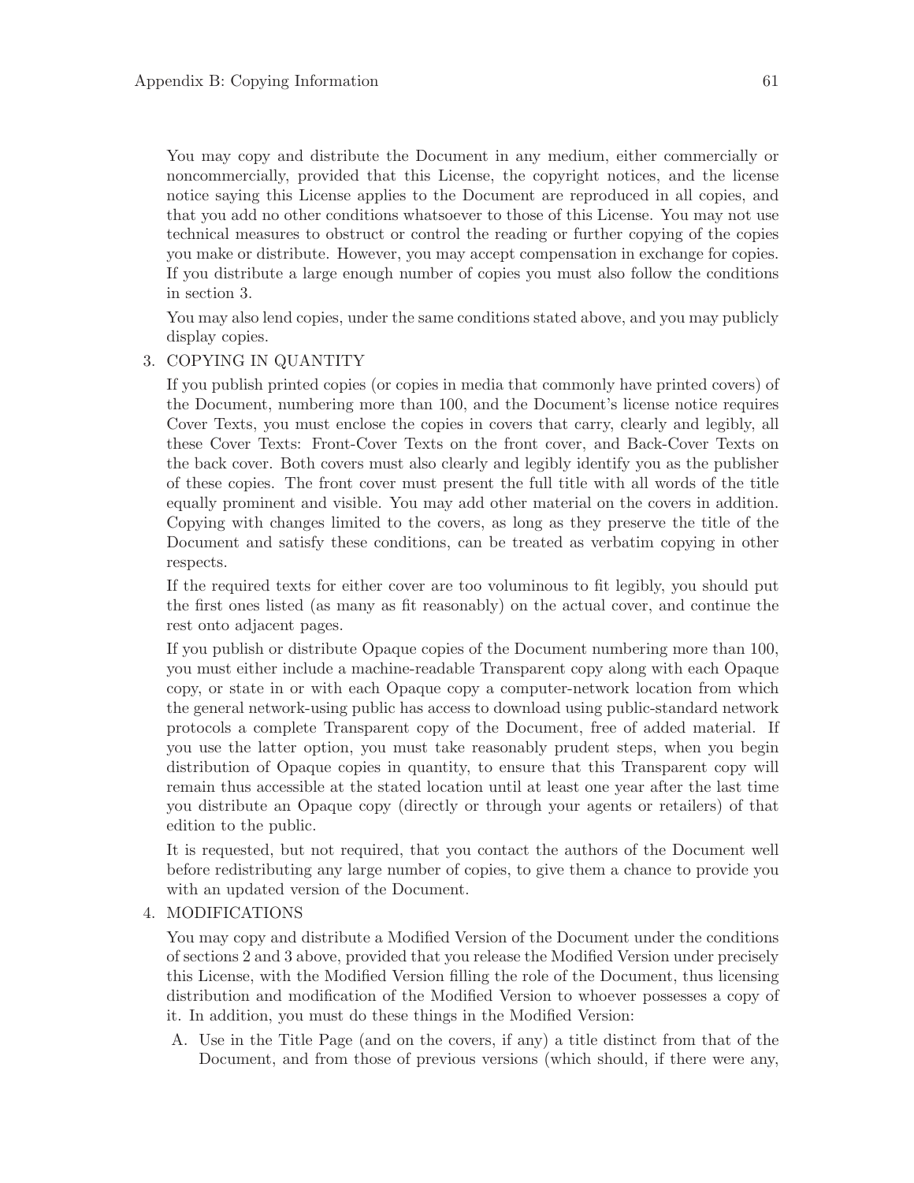You may copy and distribute the Document in any medium, either commercially or noncommercially, provided that this License, the copyright notices, and the license notice saying this License applies to the Document are reproduced in all copies, and that you add no other conditions whatsoever to those of this License. You may not use technical measures to obstruct or control the reading or further copying of the copies you make or distribute. However, you may accept compensation in exchange for copies. If you distribute a large enough number of copies you must also follow the conditions in section 3.

You may also lend copies, under the same conditions stated above, and you may publicly display copies.

3. COPYING IN QUANTITY

   If you publish printed copies (or copies in media that commonly have printed covers) of the Document, numbering more than 100, and the Document's license notice requires Cover Texts, you must enclose the copies in covers that carry, clearly and legibly, all these Cover Texts: Front-Cover Texts on the front cover, and Back-Cover Texts on the back cover. Both covers must also clearly and legibly identify you as the publisher of these copies. The front cover must present the full title with all words of the title equally prominent and visible. You may add other material on the covers in addition. Copying with changes limited to the covers, as long as they preserve the title of the Document and satisfy these conditions, can be treated as verbatim copying in other respects.

   If the required texts for either cover are too voluminous to fit legibly, you should put the first ones listed (as many as fit reasonably) on the actual cover, and continue the rest onto adjacent pages.

   If you publish or distribute Opaque copies of the Document numbering more than 100, you must either include a machine-readable Transparent copy along with each Opaque copy, or state in or with each Opaque copy a computer-network location from which the general network-using public has access to download using public-standard network protocols a complete Transparent copy of the Document, free of added material. If you use the latter option, you must take reasonably prudent steps, when you begin distribution of Opaque copies in quantity, to ensure that this Transparent copy will remain thus accessible at the stated location until at least one year after the last time you distribute an Opaque copy (directly or through your agents or retailers) of that edition to the public.

   It is requested, but not required, that you contact the authors of the Document well before redistributing any large number of copies, to give them a chance to provide you with an updated version of the Document.

4. MODIFICATIONS

   You may copy and distribute a Modified Version of the Document under the conditions of sections 2 and 3 above, provided that you release the Modified Version under precisely this License, with the Modified Version filling the role of the Document, thus licensing distribution and modification of the Modified Version to whoever possesses a copy of it. In addition, you must do these things in the Modified Version:

   A. Use in the Title Page (and on the covers, if any) a title distinct from that of the Document, and from those of previous versions (which should, if there were any,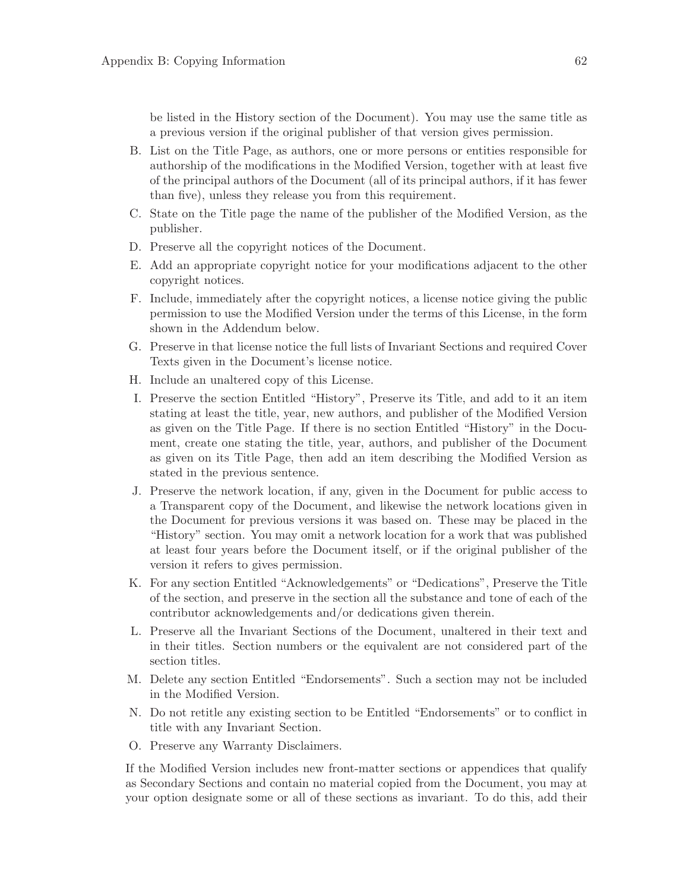be listed in the History section of the Document). You may use the same title as a previous version if the original publisher of that version gives permission.

B. List on the Title Page, as authors, one or more persons or entities responsible for authorship of the modifications in the Modified Version, together with at least five of the principal authors of the Document (all of its principal authors, if it has fewer than five), unless they release you from this requirement.

C. State on the Title page the name of the publisher of the Modified Version, as the publisher.

D. Preserve all the copyright notices of the Document.

E. Add an appropriate copyright notice for your modifications adjacent to the other copyright notices.

F. Include, immediately after the copyright notices, a license notice giving the public permission to use the Modified Version under the terms of this License, in the form shown in the Addendum below.

G. Preserve in that license notice the full lists of Invariant Sections and required Cover Texts given in the Document's license notice.

H. Include an unaltered copy of this License.

I. Preserve the section Entitled "History", Preserve its Title, and add to it an item stating at least the title, year, new authors, and publisher of the Modified Version as given on the Title Page. If there is no section Entitled "History" in the Document, create one stating the title, year, authors, and publisher of the Document as given on its Title Page, then add an item describing the Modified Version as stated in the previous sentence.

J. Preserve the network location, if any, given in the Document for public access to a Transparent copy of the Document, and likewise the network locations given in the Document for previous versions it was based on. These may be placed in the "History" section. You may omit a network location for a work that was published at least four years before the Document itself, or if the original publisher of the version it refers to gives permission.

K. For any section Entitled "Acknowledgements" or "Dedications", Preserve the Title of the section, and preserve in the section all the substance and tone of each of the contributor acknowledgements and/or dedications given therein.

L. Preserve all the Invariant Sections of the Document, unaltered in their text and in their titles. Section numbers or the equivalent are not considered part of the section titles.

M. Delete any section Entitled "Endorsements". Such a section may not be included in the Modified Version.

N. Do not retitle any existing section to be Entitled "Endorsements" or to conflict in title with any Invariant Section.

O. Preserve any Warranty Disclaimers.

If the Modified Version includes new front-matter sections or appendices that qualify as Secondary Sections and contain no material copied from the Document, you may at your option designate some or all of these sections as invariant. To do this, add their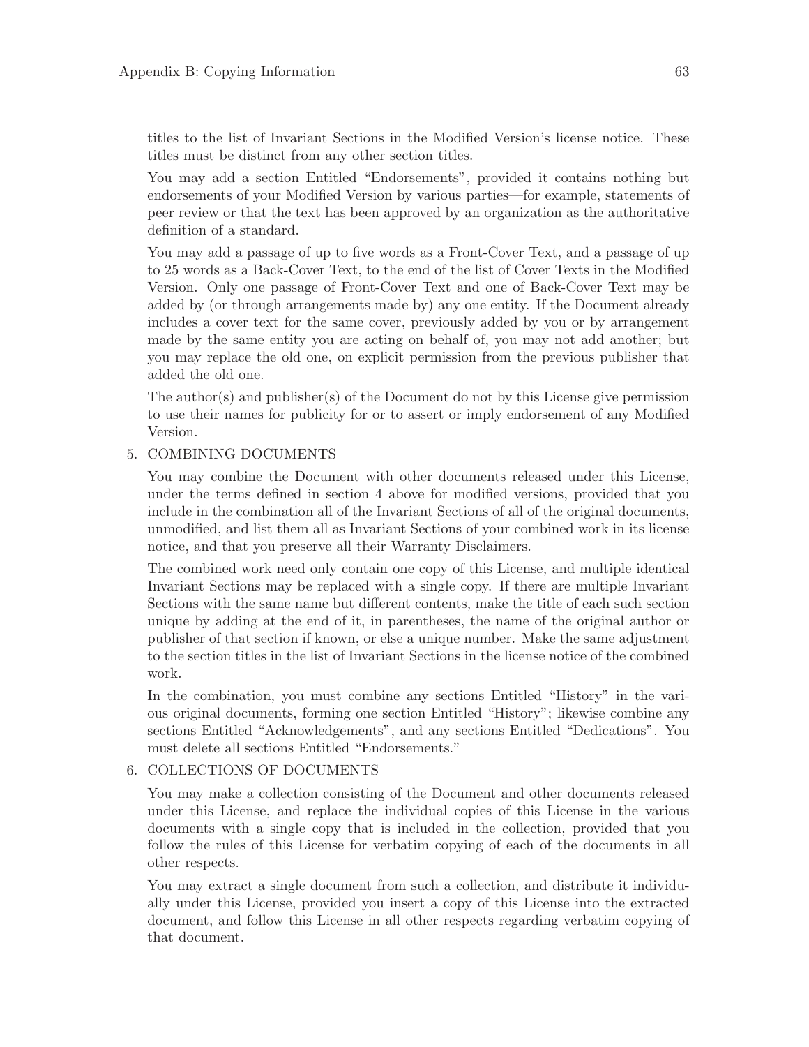titles to the list of Invariant Sections in the Modified Version's license notice. These titles must be distinct from any other section titles.

You may add a section Entitled "Endorsements", provided it contains nothing but endorsements of your Modified Version by various parties—for example, statements of peer review or that the text has been approved by an organization as the authoritative definition of a standard.

You may add a passage of up to five words as a Front-Cover Text, and a passage of up to 25 words as a Back-Cover Text, to the end of the list of Cover Texts in the Modified Version. Only one passage of Front-Cover Text and one of Back-Cover Text may be added by (or through arrangements made by) any one entity. If the Document already includes a cover text for the same cover, previously added by you or by arrangement made by the same entity you are acting on behalf of, you may not add another; but you may replace the old one, on explicit permission from the previous publisher that added the old one.

The author(s) and publisher(s) of the Document do not by this License give permission to use their names for publicity for or to assert or imply endorsement of any Modified Version.

5. COMBINING DOCUMENTS

   You may combine the Document with other documents released under this License, under the terms defined in section 4 above for modified versions, provided that you include in the combination all of the Invariant Sections of all of the original documents, unmodified, and list them all as Invariant Sections of your combined work in its license notice, and that you preserve all their Warranty Disclaimers.

   The combined work need only contain one copy of this License, and multiple identical Invariant Sections may be replaced with a single copy. If there are multiple Invariant Sections with the same name but different contents, make the title of each such section unique by adding at the end of it, in parentheses, the name of the original author or publisher of that section if known, or else a unique number. Make the same adjustment to the section titles in the list of Invariant Sections in the license notice of the combined work.

   In the combination, you must combine any sections Entitled "History" in the various original documents, forming one section Entitled "History"; likewise combine any sections Entitled "Acknowledgements", and any sections Entitled "Dedications". You must delete all sections Entitled "Endorsements."

6. COLLECTIONS OF DOCUMENTS

   You may make a collection consisting of the Document and other documents released under this License, and replace the individual copies of this License in the various documents with a single copy that is included in the collection, provided that you follow the rules of this License for verbatim copying of each of the documents in all other respects.

   You may extract a single document from such a collection, and distribute it individually under this License, provided you insert a copy of this License into the extracted document, and follow this License in all other respects regarding verbatim copying of that document.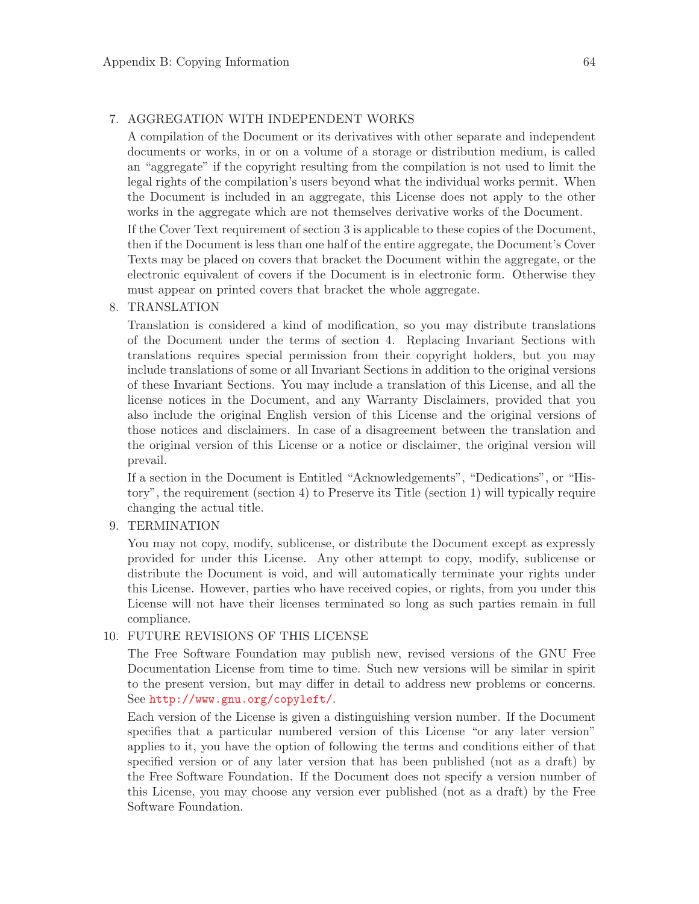7. AGGREGATION WITH INDEPENDENT WORKS

   A compilation of the Document or its derivatives with other separate and independent documents or works, in or on a volume of a storage or distribution medium, is called an "aggregate" if the copyright resulting from the compilation is not used to limit the legal rights of the compilation's users beyond what the individual works permit. When the Document is included in an aggregate, this License does not apply to the other works in the aggregate which are not themselves derivative works of the Document.

   If the Cover Text requirement of section 3 is applicable to these copies of the Document, then if the Document is less than one half of the entire aggregate, the Document's Cover Texts may be placed on covers that bracket the Document within the aggregate, or the electronic equivalent of covers if the Document is in electronic form. Otherwise they must appear on printed covers that bracket the whole aggregate.

8. TRANSLATION

   Translation is considered a kind of modification, so you may distribute translations of the Document under the terms of section 4. Replacing Invariant Sections with translations requires special permission from their copyright holders, but you may include translations of some or all Invariant Sections in addition to the original versions of these Invariant Sections. You may include a translation of this License, and all the license notices in the Document, and any Warranty Disclaimers, provided that you also include the original English version of this License and the original versions of those notices and disclaimers. In case of a disagreement between the translation and the original version of this License or a notice or disclaimer, the original version will prevail.

   If a section in the Document is Entitled "Acknowledgements", "Dedications", or "History", the requirement (section 4) to Preserve its Title (section 1) will typically require changing the actual title.

9. TERMINATION

   You may not copy, modify, sublicense, or distribute the Document except as expressly provided for under this License. Any other attempt to copy, modify, sublicense or distribute the Document is void, and will automatically terminate your rights under this License. However, parties who have received copies, or rights, from you under this License will not have their licenses terminated so long as such parties remain in full compliance.

10. FUTURE REVISIONS OF THIS LICENSE

    The Free Software Foundation may publish new, revised versions of the GNU Free Documentation License from time to time. Such new versions will be similar in spirit to the present version, but may differ in detail to address new problems or concerns. See http://www.gnu.org/copyleft/.

    Each version of the License is given a distinguishing version number. If the Document specifies that a particular numbered version of this License "or any later version" applies to it, you have the option of following the terms and conditions either of that specified version or of any later version that has been published (not as a draft) by the Free Software Foundation. If the Document does not specify a version number of this License, you may choose any version ever published (not as a draft) by the Free Software Foundation.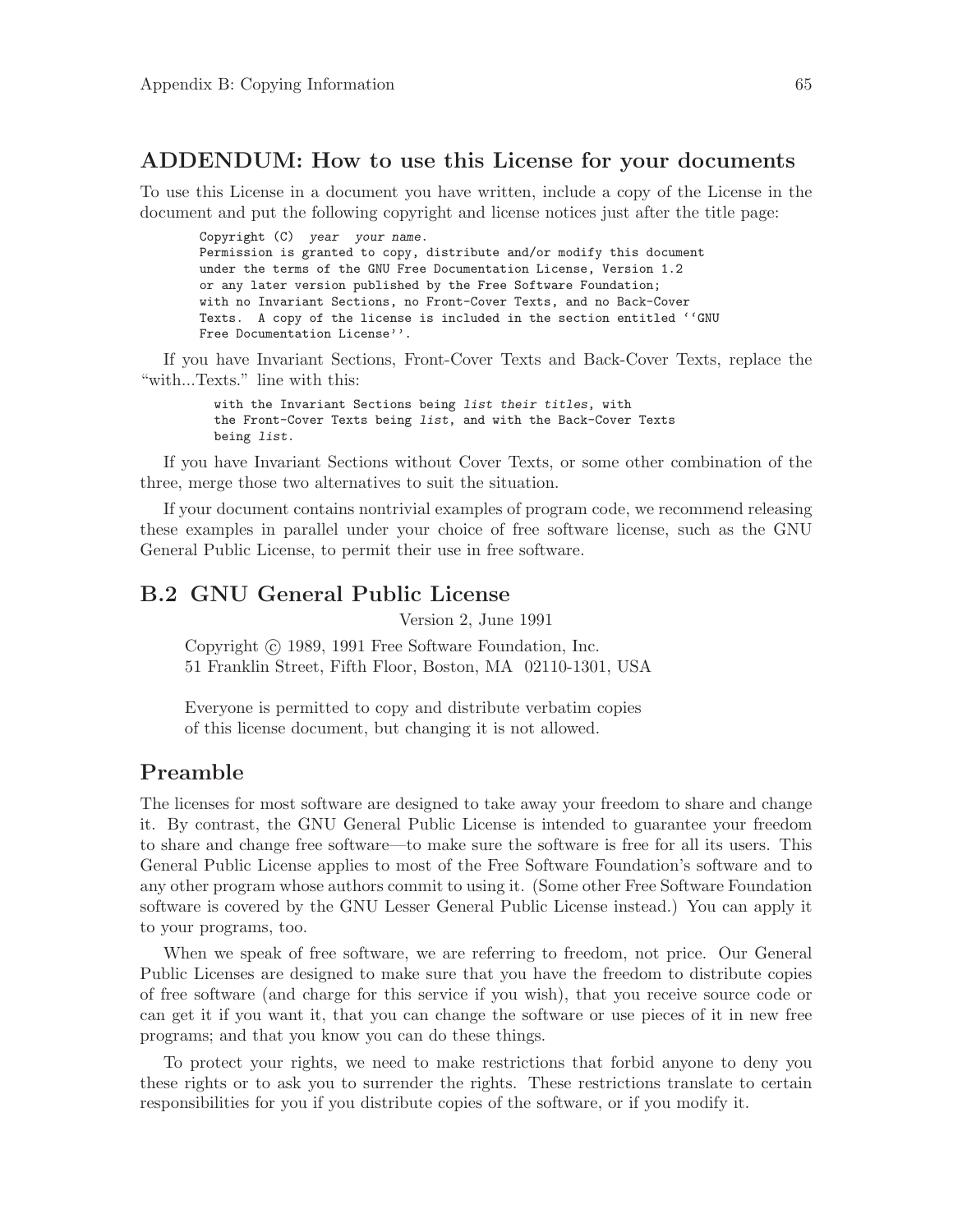## ADDENDUM: How to use this License for your documents

To use this License in a document you have written, include a copy of the License in the document and put the following copyright and license notices just after the title page:

```
Copyright (C)  year  your name.
Permission is granted to copy, distribute and/or modify this document
under the terms of the GNU Free Documentation License, Version 1.2
or any later version published by the Free Software Foundation;
with no Invariant Sections, no Front-Cover Texts, and no Back-Cover
Texts.  A copy of the license is included in the section entitled ``GNU
Free Documentation License''.
```

If you have Invariant Sections, Front-Cover Texts and Back-Cover Texts, replace the "with...Texts." line with this:

```
with the Invariant Sections being list their titles, with
the Front-Cover Texts being list, and with the Back-Cover Texts
being list.
```

If you have Invariant Sections without Cover Texts, or some other combination of the three, merge those two alternatives to suit the situation.

If your document contains nontrivial examples of program code, we recommend releasing these examples in parallel under your choice of free software license, such as the GNU General Public License, to permit their use in free software.

## B.2 GNU General Public License

Version 2, June 1991

Copyright © 1989, 1991 Free Software Foundation, Inc.
51 Franklin Street, Fifth Floor, Boston, MA 02110-1301, USA

Everyone is permitted to copy and distribute verbatim copies
of this license document, but changing it is not allowed.

## Preamble

The licenses for most software are designed to take away your freedom to share and change it. By contrast, the GNU General Public License is intended to guarantee your freedom to share and change free software—to make sure the software is free for all its users. This General Public License applies to most of the Free Software Foundation's software and to any other program whose authors commit to using it. (Some other Free Software Foundation software is covered by the GNU Lesser General Public License instead.) You can apply it to your programs, too.

When we speak of free software, we are referring to freedom, not price. Our General Public Licenses are designed to make sure that you have the freedom to distribute copies of free software (and charge for this service if you wish), that you receive source code or can get it if you want it, that you can change the software or use pieces of it in new free programs; and that you know you can do these things.

To protect your rights, we need to make restrictions that forbid anyone to deny you these rights or to ask you to surrender the rights. These restrictions translate to certain responsibilities for you if you distribute copies of the software, or if you modify it.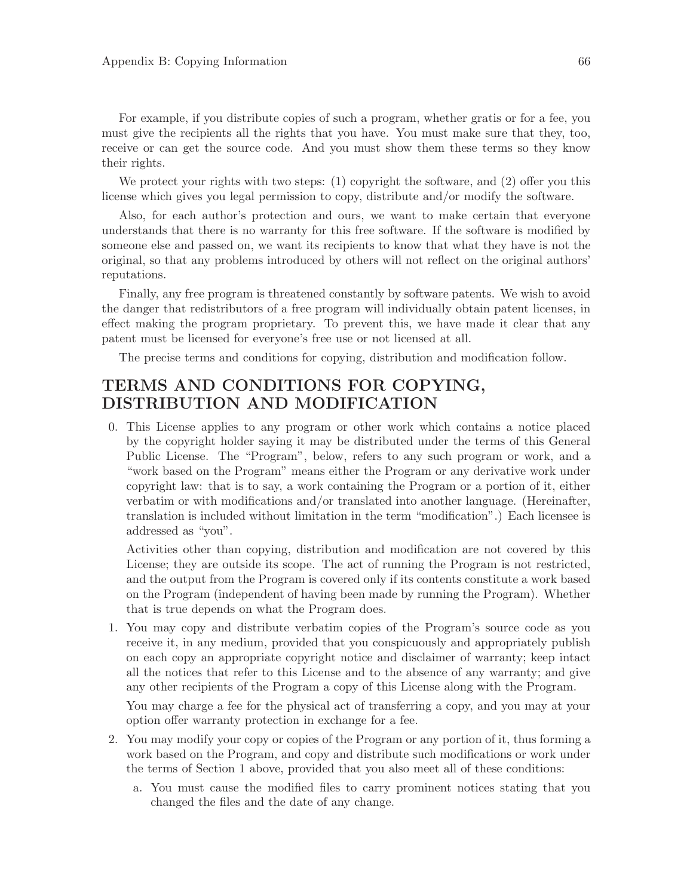For example, if you distribute copies of such a program, whether gratis or for a fee, you must give the recipients all the rights that you have. You must make sure that they, too, receive or can get the source code. And you must show them these terms so they know their rights.

We protect your rights with two steps: (1) copyright the software, and (2) offer you this license which gives you legal permission to copy, distribute and/or modify the software.

Also, for each author's protection and ours, we want to make certain that everyone understands that there is no warranty for this free software. If the software is modified by someone else and passed on, we want its recipients to know that what they have is not the original, so that any problems introduced by others will not reflect on the original authors' reputations.

Finally, any free program is threatened constantly by software patents. We wish to avoid the danger that redistributors of a free program will individually obtain patent licenses, in effect making the program proprietary. To prevent this, we have made it clear that any patent must be licensed for everyone's free use or not licensed at all.

The precise terms and conditions for copying, distribution and modification follow.

## TERMS AND CONDITIONS FOR COPYING, DISTRIBUTION AND MODIFICATION

0. This License applies to any program or other work which contains a notice placed by the copyright holder saying it may be distributed under the terms of this General Public License. The "Program", below, refers to any such program or work, and a "work based on the Program" means either the Program or any derivative work under copyright law: that is to say, a work containing the Program or a portion of it, either verbatim or with modifications and/or translated into another language. (Hereinafter, translation is included without limitation in the term "modification".) Each licensee is addressed as "you".

   Activities other than copying, distribution and modification are not covered by this License; they are outside its scope. The act of running the Program is not restricted, and the output from the Program is covered only if its contents constitute a work based on the Program (independent of having been made by running the Program). Whether that is true depends on what the Program does.

1. You may copy and distribute verbatim copies of the Program's source code as you receive it, in any medium, provided that you conspicuously and appropriately publish on each copy an appropriate copyright notice and disclaimer of warranty; keep intact all the notices that refer to this License and to the absence of any warranty; and give any other recipients of the Program a copy of this License along with the Program.

   You may charge a fee for the physical act of transferring a copy, and you may at your option offer warranty protection in exchange for a fee.

2. You may modify your copy or copies of the Program or any portion of it, thus forming a work based on the Program, and copy and distribute such modifications or work under the terms of Section 1 above, provided that you also meet all of these conditions:

   a. You must cause the modified files to carry prominent notices stating that you changed the files and the date of any change.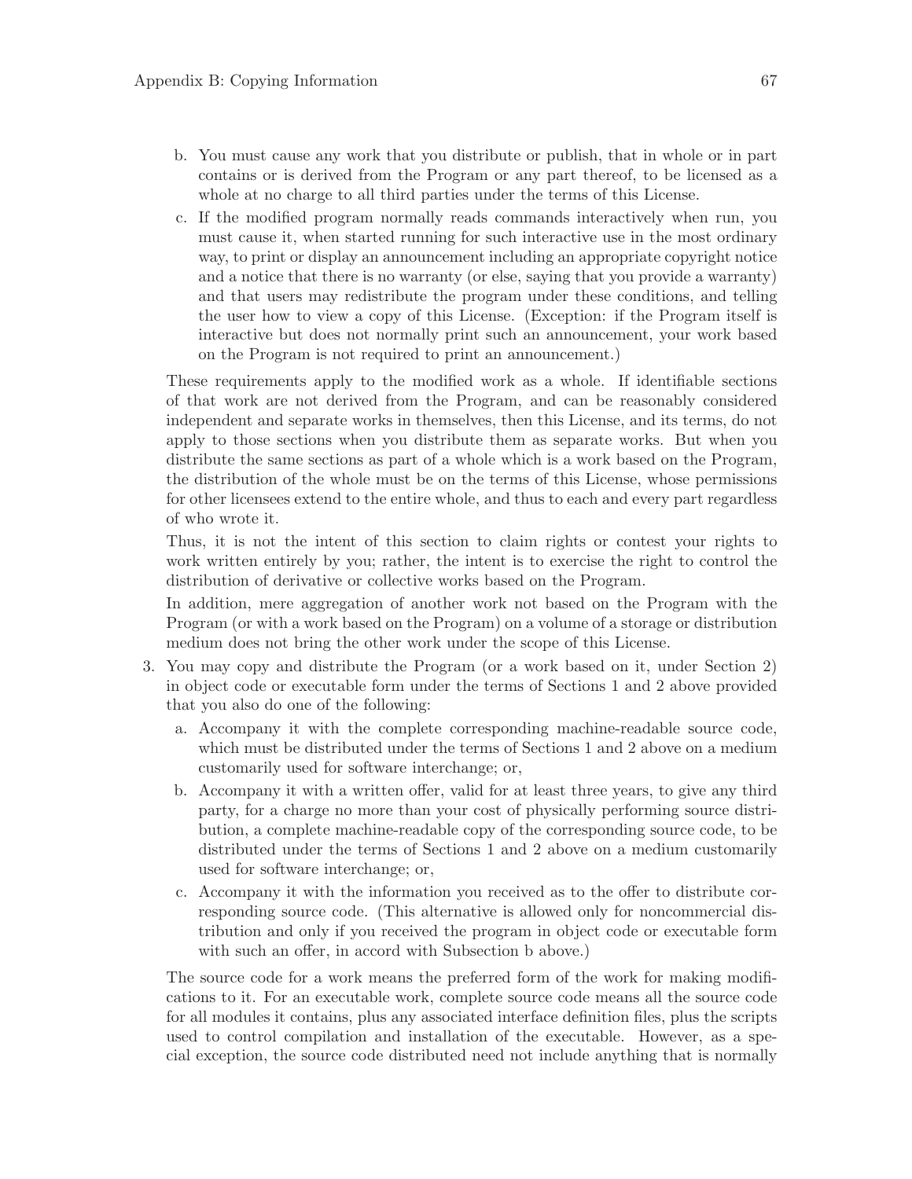b. You must cause any work that you distribute or publish, that in whole or in part contains or is derived from the Program or any part thereof, to be licensed as a whole at no charge to all third parties under the terms of this License.

   c. If the modified program normally reads commands interactively when run, you must cause it, when started running for such interactive use in the most ordinary way, to print or display an announcement including an appropriate copyright notice and a notice that there is no warranty (or else, saying that you provide a warranty) and that users may redistribute the program under these conditions, and telling the user how to view a copy of this License. (Exception: if the Program itself is interactive but does not normally print such an announcement, your work based on the Program is not required to print an announcement.)

   These requirements apply to the modified work as a whole. If identifiable sections of that work are not derived from the Program, and can be reasonably considered independent and separate works in themselves, then this License, and its terms, do not apply to those sections when you distribute them as separate works. But when you distribute the same sections as part of a whole which is a work based on the Program, the distribution of the whole must be on the terms of this License, whose permissions for other licensees extend to the entire whole, and thus to each and every part regardless of who wrote it.

   Thus, it is not the intent of this section to claim rights or contest your rights to work written entirely by you; rather, the intent is to exercise the right to control the distribution of derivative or collective works based on the Program.

   In addition, mere aggregation of another work not based on the Program with the Program (or with a work based on the Program) on a volume of a storage or distribution medium does not bring the other work under the scope of this License.

3. You may copy and distribute the Program (or a work based on it, under Section 2) in object code or executable form under the terms of Sections 1 and 2 above provided that you also do one of the following:

   a. Accompany it with the complete corresponding machine-readable source code, which must be distributed under the terms of Sections 1 and 2 above on a medium customarily used for software interchange; or,

   b. Accompany it with a written offer, valid for at least three years, to give any third party, for a charge no more than your cost of physically performing source distribution, a complete machine-readable copy of the corresponding source code, to be distributed under the terms of Sections 1 and 2 above on a medium customarily used for software interchange; or,

   c. Accompany it with the information you received as to the offer to distribute corresponding source code. (This alternative is allowed only for noncommercial distribution and only if you received the program in object code or executable form with such an offer, in accord with Subsection b above.)

   The source code for a work means the preferred form of the work for making modifications to it. For an executable work, complete source code means all the source code for all modules it contains, plus any associated interface definition files, plus the scripts used to control compilation and installation of the executable. However, as a special exception, the source code distributed need not include anything that is normally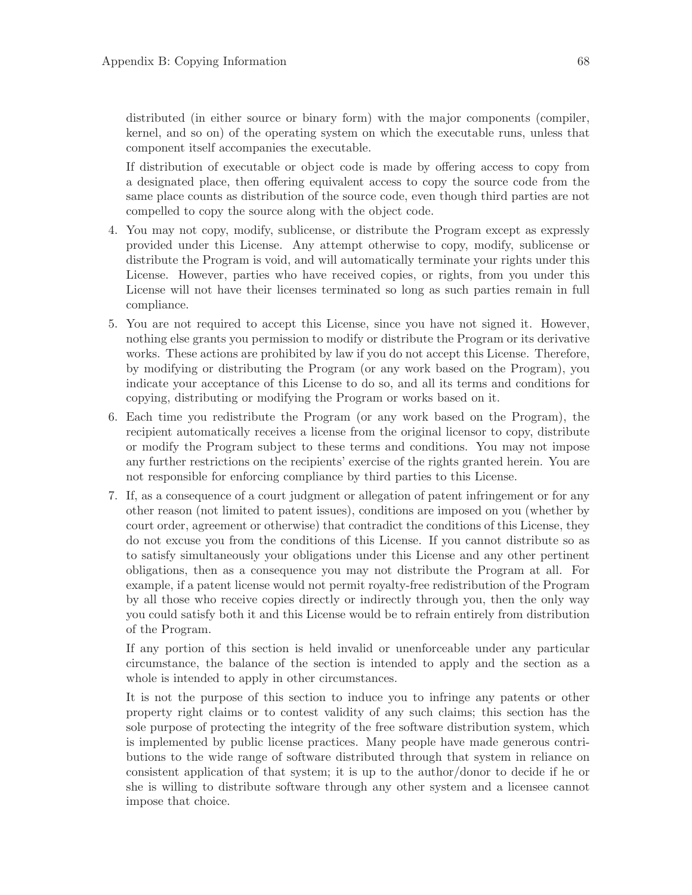distributed (in either source or binary form) with the major components (compiler, kernel, and so on) of the operating system on which the executable runs, unless that component itself accompanies the executable.

If distribution of executable or object code is made by offering access to copy from a designated place, then offering equivalent access to copy the source code from the same place counts as distribution of the source code, even though third parties are not compelled to copy the source along with the object code.

4. You may not copy, modify, sublicense, or distribute the Program except as expressly provided under this License. Any attempt otherwise to copy, modify, sublicense or distribute the Program is void, and will automatically terminate your rights under this License. However, parties who have received copies, or rights, from you under this License will not have their licenses terminated so long as such parties remain in full compliance.
5. You are not required to accept this License, since you have not signed it. However, nothing else grants you permission to modify or distribute the Program or its derivative works. These actions are prohibited by law if you do not accept this License. Therefore, by modifying or distributing the Program (or any work based on the Program), you indicate your acceptance of this License to do so, and all its terms and conditions for copying, distributing or modifying the Program or works based on it.
6. Each time you redistribute the Program (or any work based on the Program), the recipient automatically receives a license from the original licensor to copy, distribute or modify the Program subject to these terms and conditions. You may not impose any further restrictions on the recipients' exercise of the rights granted herein. You are not responsible for enforcing compliance by third parties to this License.
7. If, as a consequence of a court judgment or allegation of patent infringement or for any other reason (not limited to patent issues), conditions are imposed on you (whether by court order, agreement or otherwise) that contradict the conditions of this License, they do not excuse you from the conditions of this License. If you cannot distribute so as to satisfy simultaneously your obligations under this License and any other pertinent obligations, then as a consequence you may not distribute the Program at all. For example, if a patent license would not permit royalty-free redistribution of the Program by all those who receive copies directly or indirectly through you, then the only way you could satisfy both it and this License would be to refrain entirely from distribution of the Program.

   If any portion of this section is held invalid or unenforceable under any particular circumstance, the balance of the section is intended to apply and the section as a whole is intended to apply in other circumstances.

   It is not the purpose of this section to induce you to infringe any patents or other property right claims or to contest validity of any such claims; this section has the sole purpose of protecting the integrity of the free software distribution system, which is implemented by public license practices. Many people have made generous contributions to the wide range of software distributed through that system in reliance on consistent application of that system; it is up to the author/donor to decide if he or she is willing to distribute software through any other system and a licensee cannot impose that choice.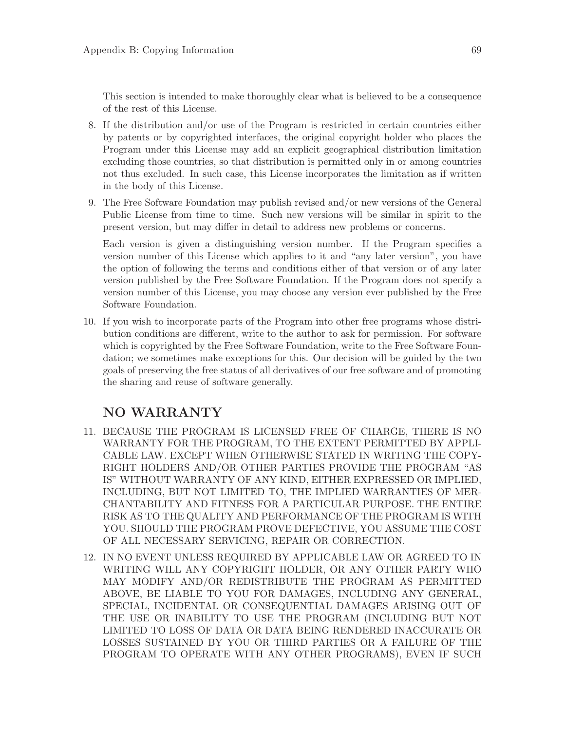This section is intended to make thoroughly clear what is believed to be a consequence of the rest of this License.

8. If the distribution and/or use of the Program is restricted in certain countries either by patents or by copyrighted interfaces, the original copyright holder who places the Program under this License may add an explicit geographical distribution limitation excluding those countries, so that distribution is permitted only in or among countries not thus excluded. In such case, this License incorporates the limitation as if written in the body of this License.

9. The Free Software Foundation may publish revised and/or new versions of the General Public License from time to time. Such new versions will be similar in spirit to the present version, but may differ in detail to address new problems or concerns.

   Each version is given a distinguishing version number. If the Program specifies a version number of this License which applies to it and "any later version", you have the option of following the terms and conditions either of that version or of any later version published by the Free Software Foundation. If the Program does not specify a version number of this License, you may choose any version ever published by the Free Software Foundation.

10. If you wish to incorporate parts of the Program into other free programs whose distribution conditions are different, write to the author to ask for permission. For software which is copyrighted by the Free Software Foundation, write to the Free Software Foundation; we sometimes make exceptions for this. Our decision will be guided by the two goals of preserving the free status of all derivatives of our free software and of promoting the sharing and reuse of software generally.

## NO WARRANTY

11. BECAUSE THE PROGRAM IS LICENSED FREE OF CHARGE, THERE IS NO WARRANTY FOR THE PROGRAM, TO THE EXTENT PERMITTED BY APPLICABLE LAW. EXCEPT WHEN OTHERWISE STATED IN WRITING THE COPYRIGHT HOLDERS AND/OR OTHER PARTIES PROVIDE THE PROGRAM "AS IS" WITHOUT WARRANTY OF ANY KIND, EITHER EXPRESSED OR IMPLIED, INCLUDING, BUT NOT LIMITED TO, THE IMPLIED WARRANTIES OF MERCHANTABILITY AND FITNESS FOR A PARTICULAR PURPOSE. THE ENTIRE RISK AS TO THE QUALITY AND PERFORMANCE OF THE PROGRAM IS WITH YOU. SHOULD THE PROGRAM PROVE DEFECTIVE, YOU ASSUME THE COST OF ALL NECESSARY SERVICING, REPAIR OR CORRECTION.

12. IN NO EVENT UNLESS REQUIRED BY APPLICABLE LAW OR AGREED TO IN WRITING WILL ANY COPYRIGHT HOLDER, OR ANY OTHER PARTY WHO MAY MODIFY AND/OR REDISTRIBUTE THE PROGRAM AS PERMITTED ABOVE, BE LIABLE TO YOU FOR DAMAGES, INCLUDING ANY GENERAL, SPECIAL, INCIDENTAL OR CONSEQUENTIAL DAMAGES ARISING OUT OF THE USE OR INABILITY TO USE THE PROGRAM (INCLUDING BUT NOT LIMITED TO LOSS OF DATA OR DATA BEING RENDERED INACCURATE OR LOSSES SUSTAINED BY YOU OR THIRD PARTIES OR A FAILURE OF THE PROGRAM TO OPERATE WITH ANY OTHER PROGRAMS), EVEN IF SUCH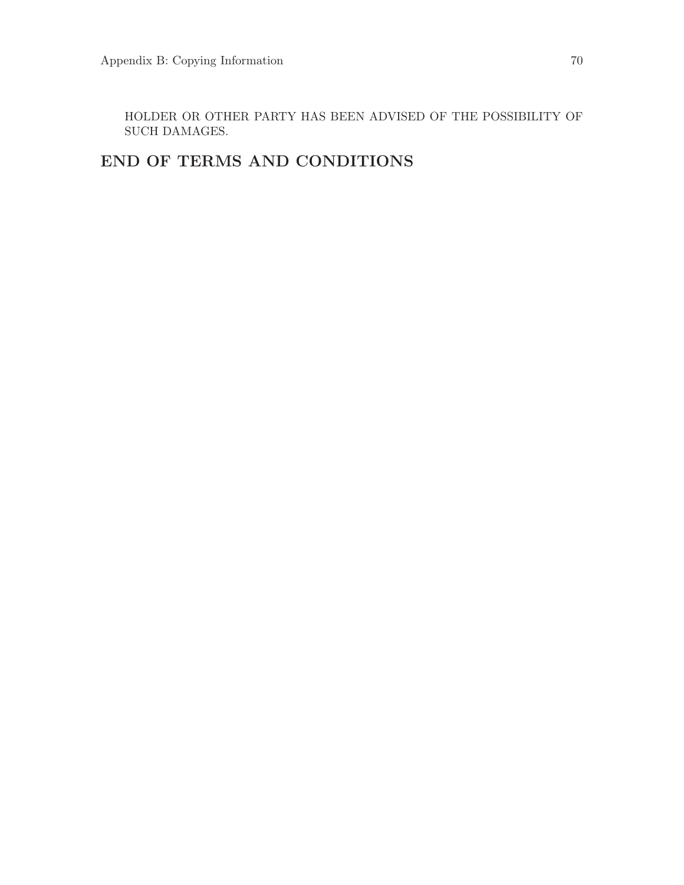HOLDER OR OTHER PARTY HAS BEEN ADVISED OF THE POSSIBILITY OF SUCH DAMAGES.

## END OF TERMS AND CONDITIONS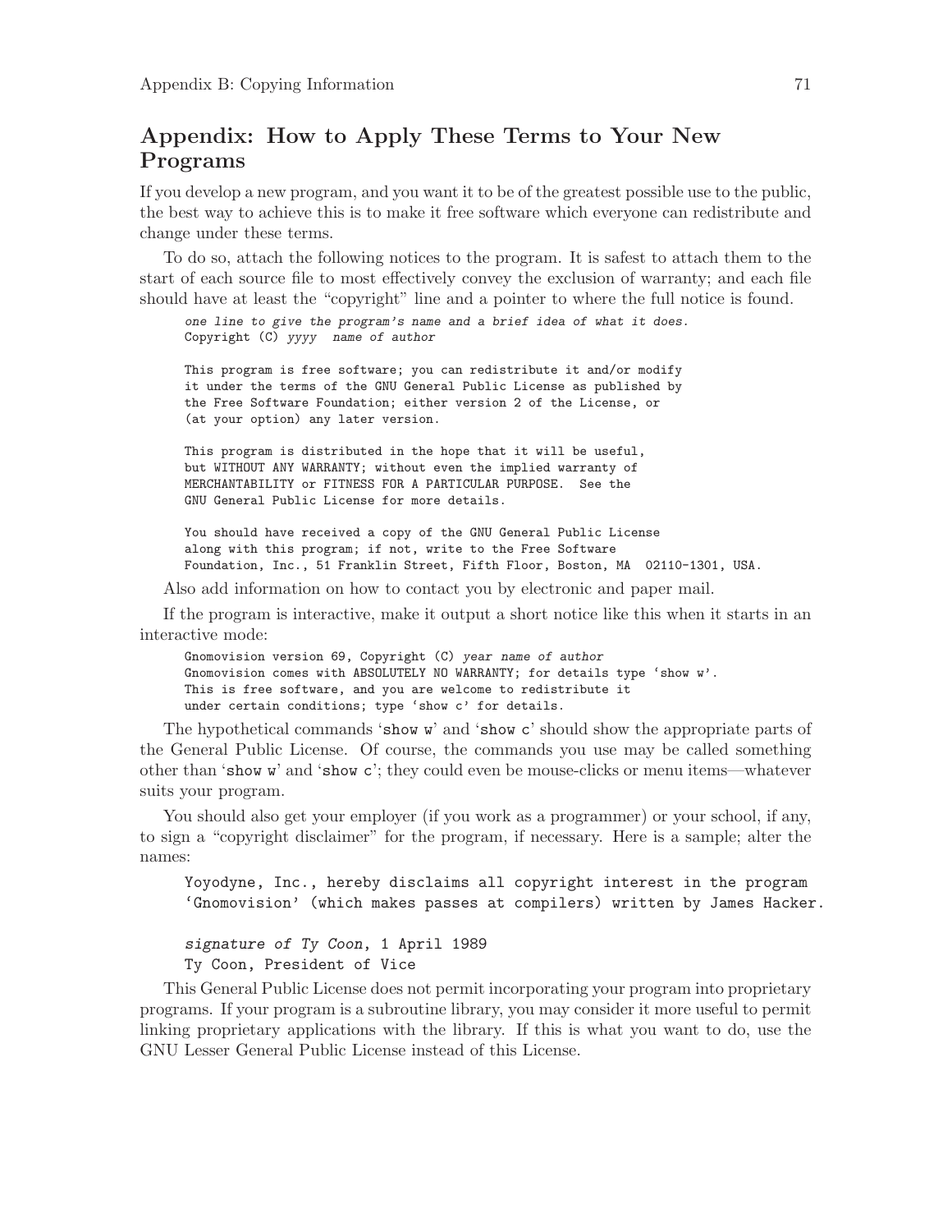## Appendix: How to Apply These Terms to Your New Programs

If you develop a new program, and you want it to be of the greatest possible use to the public, the best way to achieve this is to make it free software which everyone can redistribute and change under these terms.

To do so, attach the following notices to the program. It is safest to attach them to the start of each source file to most effectively convey the exclusion of warranty; and each file should have at least the "copyright" line and a pointer to where the full notice is found.

```
one line to give the program's name and a brief idea of what it does.
Copyright (C) yyyy  name of author

This program is free software; you can redistribute it and/or modify
it under the terms of the GNU General Public License as published by
the Free Software Foundation; either version 2 of the License, or
(at your option) any later version.

This program is distributed in the hope that it will be useful,
but WITHOUT ANY WARRANTY; without even the implied warranty of
MERCHANTABILITY or FITNESS FOR A PARTICULAR PURPOSE.  See the
GNU General Public License for more details.

You should have received a copy of the GNU General Public License
along with this program; if not, write to the Free Software
Foundation, Inc., 51 Franklin Street, Fifth Floor, Boston, MA  02110-1301, USA.
```

Also add information on how to contact you by electronic and paper mail.

If the program is interactive, make it output a short notice like this when it starts in an interactive mode:

```
Gnomovision version 69, Copyright (C) year name of author
Gnomovision comes with ABSOLUTELY NO WARRANTY; for details type 'show w'.
This is free software, and you are welcome to redistribute it
under certain conditions; type 'show c' for details.
```

The hypothetical commands '`show w`' and '`show c`' should show the appropriate parts of the General Public License. Of course, the commands you use may be called something other than '`show w`' and '`show c`'; they could even be mouse-clicks or menu items—whatever suits your program.

You should also get your employer (if you work as a programmer) or your school, if any, to sign a "copyright disclaimer" for the program, if necessary. Here is a sample; alter the names:

```
Yoyodyne, Inc., hereby disclaims all copyright interest in the program
'Gnomovision' (which makes passes at compilers) written by James Hacker.

signature of Ty Coon, 1 April 1989
Ty Coon, President of Vice
```

This General Public License does not permit incorporating your program into proprietary programs. If your program is a subroutine library, you may consider it more useful to permit linking proprietary applications with the library. If this is what you want to do, use the GNU Lesser General Public License instead of this License.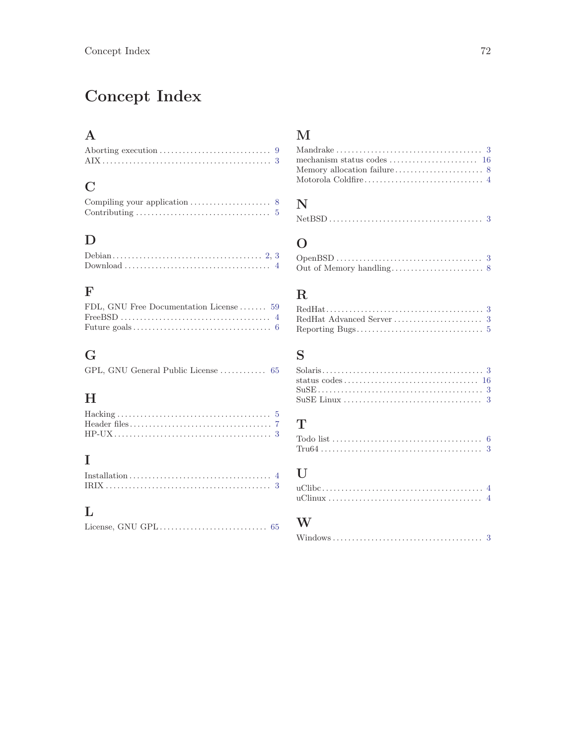# Concept Index

## A

Aborting execution .............................. 9
AIX .............................................. 3

## C

Compiling your application ..................... 8
Contributing ..................................... 5

## D

Debian ........................................ 2, 3
Download ......................................... 4

## F

FDL, GNU Free Documentation License ....... 59
FreeBSD .......................................... 4
Future goals ..................................... 6

## G

GPL, GNU General Public License ............ 65

## H

Hacking .......................................... 5
Header files ..................................... 7
HP-UX ............................................ 3

## I

Installation ..................................... 4
IRIX ............................................. 3

## L

License, GNU GPL ............................. 65

## M

Mandrake ......................................... 3
mechanism status codes ....................... 16
Memory allocation failure ...................... 8
Motorola Coldfire ............................... 4

## N

NetBSD ........................................... 3

## O

OpenBSD .......................................... 3
Out of Memory handling ......................... 8

## R

RedHat ........................................... 3
RedHat Advanced Server ........................ 3
Reporting Bugs .................................. 5

## S

Solaris .......................................... 3
status codes ................................... 16
SuSE ............................................. 3
SuSE Linux ....................................... 3

## T

Todo list ........................................ 6
Tru64 ............................................ 3

## U

uClibc ........................................... 4
uClinux .......................................... 4

## W

Windows .......................................... 3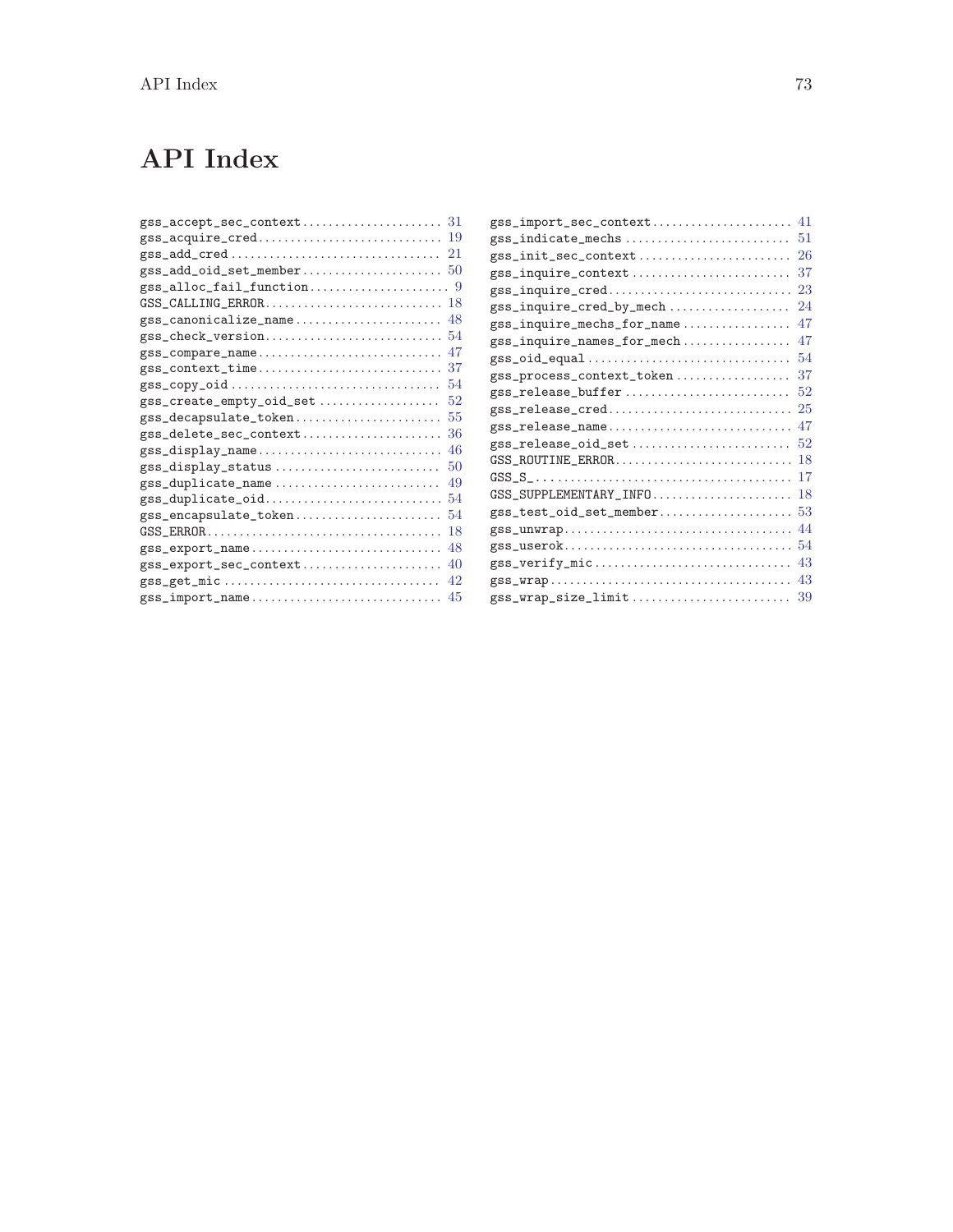# API Index

gss_accept_sec_context ...................... 31
gss_acquire_cred ............................ 19
gss_add_cred ................................ 21
gss_add_oid_set_member ...................... 50
gss_alloc_fail_function ...................... 9
GSS_CALLING_ERROR ........................... 18
gss_canonicalize_name ....................... 48
gss_check_version ........................... 54
gss_compare_name ............................ 47
gss_context_time ............................ 37
gss_copy_oid ................................ 54
gss_create_empty_oid_set .................... 52
gss_decapsulate_token ....................... 55
gss_delete_sec_context ...................... 36
gss_display_name ............................ 46
gss_display_status .......................... 50
gss_duplicate_name .......................... 49
gss_duplicate_oid ........................... 54
gss_encapsulate_token ....................... 54
GSS_ERROR ................................... 18
gss_export_name ............................. 48
gss_export_sec_context ...................... 40
gss_get_mic ................................. 42
gss_import_name ............................. 45
gss_import_sec_context ...................... 41
gss_indicate_mechs .......................... 51
gss_init_sec_context ........................ 26
gss_inquire_context ......................... 37
gss_inquire_cred ............................ 23
gss_inquire_cred_by_mech .................... 24
gss_inquire_mechs_for_name .................. 47
gss_inquire_names_for_mech .................. 47
gss_oid_equal ............................... 54
gss_process_context_token ................... 37
gss_release_buffer .......................... 52
gss_release_cred ............................ 25
gss_release_name ............................ 47
gss_release_oid_set ......................... 52
GSS_ROUTINE_ERROR ........................... 18
GSS_S_ ...................................... 17
GSS_SUPPLEMENTARY_INFO ...................... 18
gss_test_oid_set_member ..................... 53
gss_unwrap .................................. 44
gss_userok .................................. 54
gss_verify_mic .............................. 43
gss_wrap .................................... 43
gss_wrap_size_limit ......................... 39